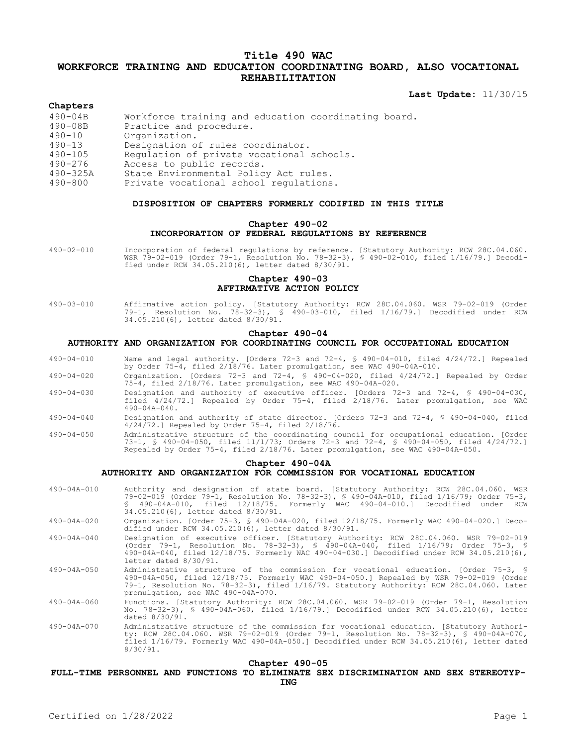# Title 490 WAC
# WORKFORCE TRAINING AND EDUCATION COORDINATING BOARD, ALSO VOCATIONAL REHABILITATION

**Last Update:** 11/30/15

**Chapters**

| | |
|---|---|
| 490-04B | Workforce training and education coordinating board. |
| 490-08B | Practice and procedure. |
| 490-10 | Organization. |
| 490-13 | Designation of rules coordinator. |
| 490-105 | Regulation of private vocational schools. |
| 490-276 | Access to public records. |
| 490-325A | State Environmental Policy Act rules. |
| 490-800 | Private vocational school regulations. |

## DISPOSITION OF CHAPTERS FORMERLY CODIFIED IN THIS TITLE

### Chapter 490-02
### INCORPORATION OF FEDERAL REGULATIONS BY REFERENCE

490-02-010 Incorporation of federal regulations by reference. [Statutory Authority: RCW 28C.04.060. WSR 79-02-019 (Order 79-1, Resolution No. 78-32-3), § 490-02-010, filed 1/16/79.] Decodified under RCW 34.05.210(6), letter dated 8/30/91.

### Chapter 490-03
### AFFIRMATIVE ACTION POLICY

490-03-010 Affirmative action policy. [Statutory Authority: RCW 28C.04.060. WSR 79-02-019 (Order 79-1, Resolution No. 78-32-3), § 490-03-010, filed 1/16/79.] Decodified under RCW 34.05.210(6), letter dated 8/30/91.

### Chapter 490-04
### AUTHORITY AND ORGANIZATION FOR COORDINATING COUNCIL FOR OCCUPATIONAL EDUCATION

490-04-010 Name and legal authority. [Orders 72-3 and 72-4, § 490-04-010, filed 4/24/72.] Repealed by Order 75-4, filed 2/18/76. Later promulgation, see WAC 490-04A-010.

490-04-020 Organization. [Orders 72-3 and 72-4, § 490-04-020, filed 4/24/72.] Repealed by Order 75-4, filed 2/18/76. Later promulgation, see WAC 490-04A-020.

490-04-030 Designation and authority of executive officer. [Orders 72-3 and 72-4, § 490-04-030, filed 4/24/72.] Repealed by Order 75-4, filed 2/18/76. Later promulgation, see WAC 490-04A-040.

490-04-040 Designation and authority of state director. [Orders 72-3 and 72-4, § 490-04-040, filed 4/24/72.] Repealed by Order 75-4, filed 2/18/76.

490-04-050 Administrative structure of the coordinating council for occupational education. [Order 73-1, § 490-04-050, filed 11/1/73; Orders 72-3 and 72-4, § 490-04-050, filed 4/24/72.] Repealed by Order 75-4, filed 2/18/76. Later promulgation, see WAC 490-04A-050.

### Chapter 490-04A
### AUTHORITY AND ORGANIZATION FOR COMMISSION FOR VOCATIONAL EDUCATION

490-04A-010 Authority and designation of state board. [Statutory Authority: RCW 28C.04.060. WSR 79-02-019 (Order 79-1, Resolution No. 78-32-3), § 490-04A-010, filed 1/16/79; Order 75-3, § 490-04A-010, filed 12/18/75. Formerly WAC 490-04-010.] Decodified under RCW 34.05.210(6), letter dated 8/30/91.

490-04A-020 Organization. [Order 75-3, § 490-04A-020, filed 12/18/75. Formerly WAC 490-04-020.] Decodified under RCW 34.05.210(6), letter dated 8/30/91.

490-04A-040 Designation of executive officer. [Statutory Authority: RCW 28C.04.060. WSR 79-02-019 (Order 79-1, Resolution No. 78-32-3), § 490-04A-040, filed 1/16/79; Order 75-3, § 490-04A-040, filed 12/18/75. Formerly WAC 490-04-030.] Decodified under RCW 34.05.210(6), letter dated 8/30/91.

490-04A-050 Administrative structure of the commission for vocational education. [Order 75-3, § 490-04A-050, filed 12/18/75. Formerly WAC 490-04-050.] Repealed by WSR 79-02-019 (Order 79-1, Resolution No. 78-32-3), filed 1/16/79. Statutory Authority: RCW 28C.04.060. Later promulgation, see WAC 490-04A-070.

490-04A-060 Functions. [Statutory Authority: RCW 28C.04.060. WSR 79-02-019 (Order 79-1, Resolution No. 78-32-3), § 490-04A-060, filed 1/16/79.] Decodified under RCW 34.05.210(6), letter dated 8/30/91.

490-04A-070 Administrative structure of the commission for vocational education. [Statutory Authority: RCW 28C.04.060. WSR 79-02-019 (Order 79-1, Resolution No. 78-32-3), § 490-04A-070, filed 1/16/79. Formerly WAC 490-04A-050.] Decodified under RCW 34.05.210(6), letter dated 8/30/91.

### Chapter 490-05
### FULL-TIME PERSONNEL AND FUNCTIONS TO ELIMINATE SEX DISCRIMINATION AND SEX STEREOTYPING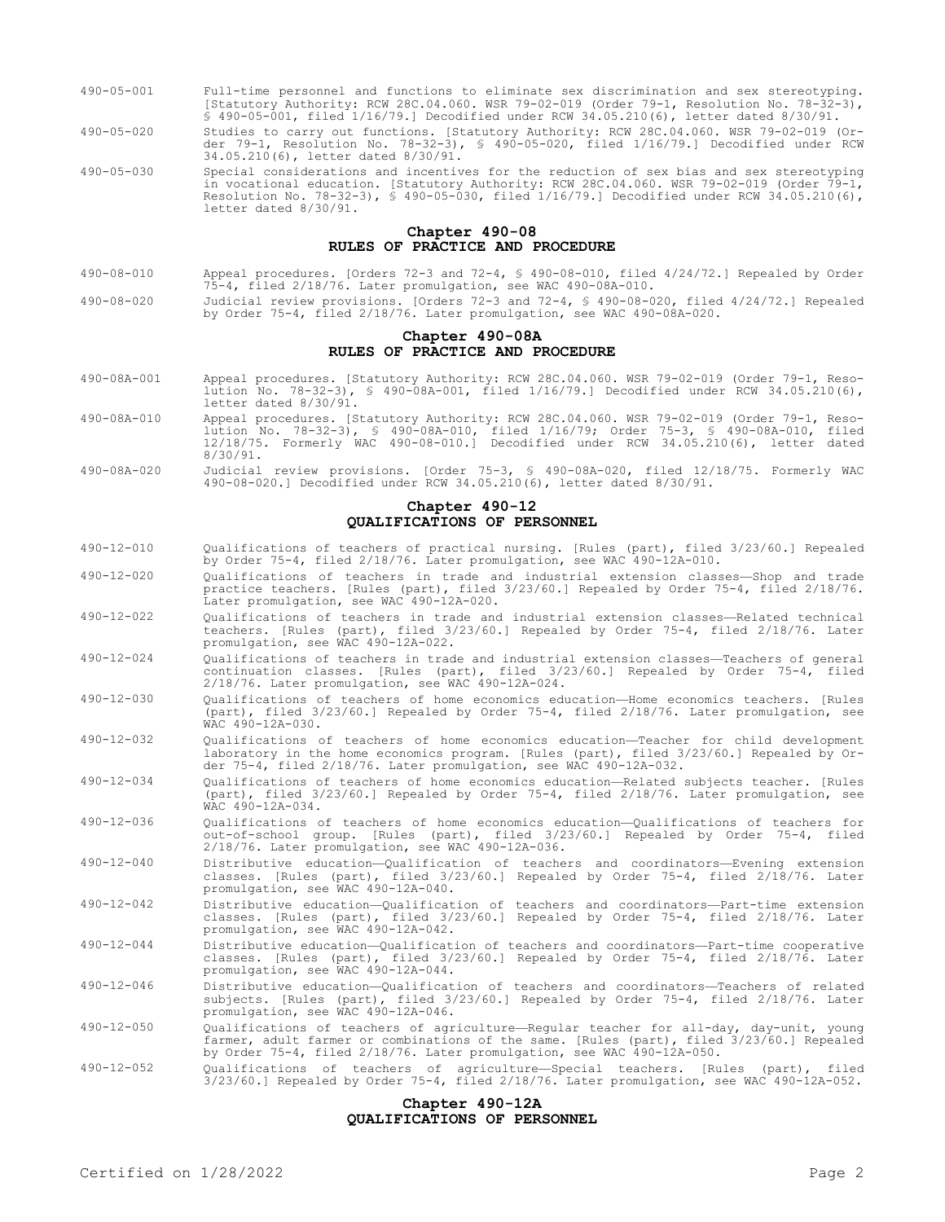490-05-001 Full-time personnel and functions to eliminate sex discrimination and sex stereotyping. [Statutory Authority: RCW 28C.04.060. WSR 79-02-019 (Order 79-1, Resolution No. 78-32-3), § 490-05-001, filed 1/16/79.] Decodified under RCW 34.05.210(6), letter dated 8/30/91.

490-05-020 Studies to carry out functions. [Statutory Authority: RCW 28C.04.060. WSR 79-02-019 (Order 79-1, Resolution No. 78-32-3), § 490-05-020, filed 1/16/79.] Decodified under RCW 34.05.210(6), letter dated 8/30/91.

490-05-030 Special considerations and incentives for the reduction of sex bias and sex stereotyping in vocational education. [Statutory Authority: RCW 28C.04.060. WSR 79-02-019 (Order 79-1, Resolution No. 78-32-3), § 490-05-030, filed 1/16/79.] Decodified under RCW 34.05.210(6), letter dated 8/30/91.

## Chapter 490-08
## RULES OF PRACTICE AND PROCEDURE

490-08-010 Appeal procedures. [Orders 72-3 and 72-4, § 490-08-010, filed 4/24/72.] Repealed by Order 75-4, filed 2/18/76. Later promulgation, see WAC 490-08A-010.

490-08-020 Judicial review provisions. [Orders 72-3 and 72-4, § 490-08-020, filed 4/24/72.] Repealed by Order 75-4, filed 2/18/76. Later promulgation, see WAC 490-08A-020.

## Chapter 490-08A
## RULES OF PRACTICE AND PROCEDURE

490-08A-001 Appeal procedures. [Statutory Authority: RCW 28C.04.060. WSR 79-02-019 (Order 79-1, Resolution No. 78-32-3), § 490-08A-001, filed 1/16/79.] Decodified under RCW 34.05.210(6), letter dated 8/30/91.

490-08A-010 Appeal procedures. [Statutory Authority: RCW 28C.04.060. WSR 79-02-019 (Order 79-1, Resolution No. 78-32-3), § 490-08A-010, filed 1/16/79; Order 75-3, § 490-08A-010, filed 12/18/75. Formerly WAC 490-08-010.] Decodified under RCW 34.05.210(6), letter dated 8/30/91.

490-08A-020 Judicial review provisions. [Order 75-3, § 490-08A-020, filed 12/18/75. Formerly WAC 490-08-020.] Decodified under RCW 34.05.210(6), letter dated 8/30/91.

## Chapter 490-12
## QUALIFICATIONS OF PERSONNEL

490-12-010 Qualifications of teachers of practical nursing. [Rules (part), filed 3/23/60.] Repealed by Order 75-4, filed 2/18/76. Later promulgation, see WAC 490-12A-010.

490-12-020 Qualifications of teachers in trade and industrial extension classes—Shop and trade practice teachers. [Rules (part), filed 3/23/60.] Repealed by Order 75-4, filed 2/18/76. Later promulgation, see WAC 490-12A-020.

490-12-022 Qualifications of teachers in trade and industrial extension classes—Related technical teachers. [Rules (part), filed 3/23/60.] Repealed by Order 75-4, filed 2/18/76. Later promulgation, see WAC 490-12A-022.

490-12-024 Qualifications of teachers in trade and industrial extension classes—Teachers of general continuation classes. [Rules (part), filed 3/23/60.] Repealed by Order 75-4, filed 2/18/76. Later promulgation, see WAC 490-12A-024.

490-12-030 Qualifications of teachers of home economics education—Home economics teachers. [Rules (part), filed 3/23/60.] Repealed by Order 75-4, filed 2/18/76. Later promulgation, see WAC 490-12A-030.

490-12-032 Qualifications of teachers of home economics education—Teacher for child development laboratory in the home economics program. [Rules (part), filed 3/23/60.] Repealed by Order 75-4, filed 2/18/76. Later promulgation, see WAC 490-12A-032.

490-12-034 Qualifications of teachers of home economics education—Related subjects teacher. [Rules (part), filed 3/23/60.] Repealed by Order 75-4, filed 2/18/76. Later promulgation, see WAC 490-12A-034.

490-12-036 Qualifications of teachers of home economics education—Qualifications of teachers for out-of-school group. [Rules (part), filed 3/23/60.] Repealed by Order 75-4, filed 2/18/76. Later promulgation, see WAC 490-12A-036.

490-12-040 Distributive education—Qualification of teachers and coordinators—Evening extension classes. [Rules (part), filed 3/23/60.] Repealed by Order 75-4, filed 2/18/76. Later promulgation, see WAC 490-12A-040.

490-12-042 Distributive education—Qualification of teachers and coordinators—Part-time extension classes. [Rules (part), filed 3/23/60.] Repealed by Order 75-4, filed 2/18/76. Later promulgation, see WAC 490-12A-042.

490-12-044 Distributive education—Qualification of teachers and coordinators—Part-time cooperative classes. [Rules (part), filed 3/23/60.] Repealed by Order 75-4, filed 2/18/76. Later promulgation, see WAC 490-12A-044.

490-12-046 Distributive education—Qualification of teachers and coordinators—Teachers of related subjects. [Rules (part), filed 3/23/60.] Repealed by Order 75-4, filed 2/18/76. Later promulgation, see WAC 490-12A-046.

490-12-050 Qualifications of teachers of agriculture—Regular teacher for all-day, day-unit, young farmer, adult farmer or combinations of the same. [Rules (part), filed 3/23/60.] Repealed by Order 75-4, filed 2/18/76. Later promulgation, see WAC 490-12A-050.

490-12-052 Qualifications of teachers of agriculture—Special teachers. [Rules (part), filed 3/23/60.] Repealed by Order 75-4, filed 2/18/76. Later promulgation, see WAC 490-12A-052.

## Chapter 490-12A
## QUALIFICATIONS OF PERSONNEL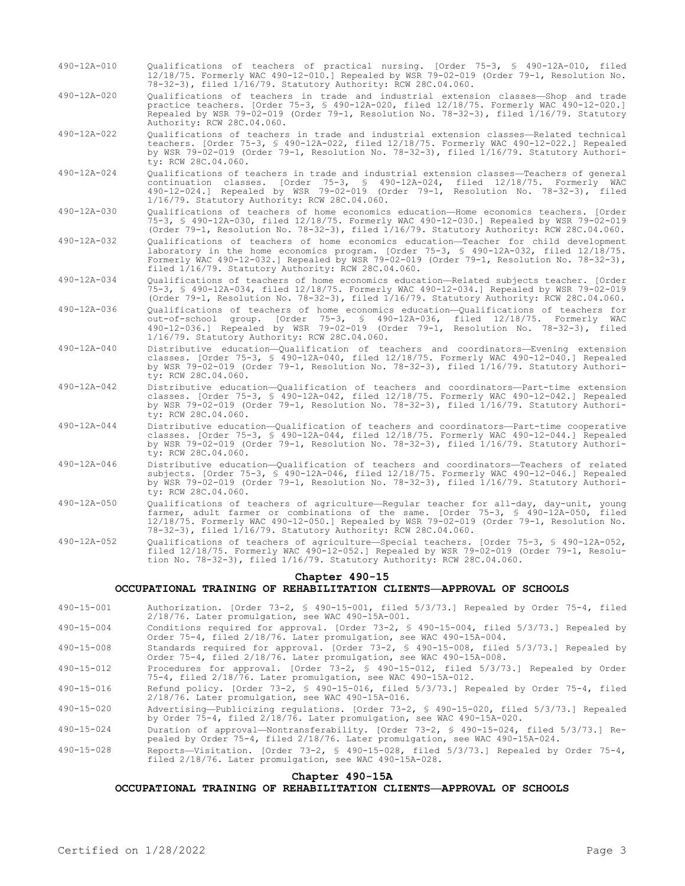490-12A-010 Qualifications of teachers of practical nursing. [Order 75-3, § 490-12A-010, filed 12/18/75. Formerly WAC 490-12-010.] Repealed by WSR 79-02-019 (Order 79-1, Resolution No. 78-32-3), filed 1/16/79. Statutory Authority: RCW 28C.04.060.

490-12A-020 Qualifications of teachers in trade and industrial extension classes—Shop and trade practice teachers. [Order 75-3, § 490-12A-020, filed 12/18/75. Formerly WAC 490-12-020.] Repealed by WSR 79-02-019 (Order 79-1, Resolution No. 78-32-3), filed 1/16/79. Statutory Authority: RCW 28C.04.060.

490-12A-022 Qualifications of teachers in trade and industrial extension classes—Related technical teachers. [Order 75-3, § 490-12A-022, filed 12/18/75. Formerly WAC 490-12-022.] Repealed by WSR 79-02-019 (Order 79-1, Resolution No. 78-32-3), filed 1/16/79. Statutory Authority: RCW 28C.04.060.

490-12A-024 Qualifications of teachers in trade and industrial extension classes—Teachers of general continuation classes. [Order 75-3, § 490-12A-024, filed 12/18/75. Formerly WAC 490-12-024.] Repealed by WSR 79-02-019 (Order 79-1, Resolution No. 78-32-3), filed 1/16/79. Statutory Authority: RCW 28C.04.060.

490-12A-030 Qualifications of teachers of home economics education—Home economics teachers. [Order 75-3, § 490-12A-030, filed 12/18/75. Formerly WAC 490-12-030.] Repealed by WSR 79-02-019 (Order 79-1, Resolution No. 78-32-3), filed 1/16/79. Statutory Authority: RCW 28C.04.060.

490-12A-032 Qualifications of teachers of home economics education—Teacher for child development laboratory in the home economics program. [Order 75-3, § 490-12A-032, filed 12/18/75. Formerly WAC 490-12-032.] Repealed by WSR 79-02-019 (Order 79-1, Resolution No. 78-32-3), filed 1/16/79. Statutory Authority: RCW 28C.04.060.

490-12A-034 Qualifications of teachers of home economics education—Related subjects teacher. [Order 75-3, § 490-12A-034, filed 12/18/75. Formerly WAC 490-12-034.] Repealed by WSR 79-02-019 (Order 79-1, Resolution No. 78-32-3), filed 1/16/79. Statutory Authority: RCW 28C.04.060.

490-12A-036 Qualifications of teachers of home economics education—Qualifications of teachers for out-of-school group. [Order 75-3, § 490-12A-036, filed 12/18/75. Formerly WAC 490-12-036.] Repealed by WSR 79-02-019 (Order 79-1, Resolution No. 78-32-3), filed 1/16/79. Statutory Authority: RCW 28C.04.060.

490-12A-040 Distributive education—Qualification of teachers and coordinators—Evening extension classes. [Order 75-3, § 490-12A-040, filed 12/18/75. Formerly WAC 490-12-040.] Repealed by WSR 79-02-019 (Order 79-1, Resolution No. 78-32-3), filed 1/16/79. Statutory Authority: RCW 28C.04.060.

490-12A-042 Distributive education—Qualification of teachers and coordinators—Part-time extension classes. [Order 75-3, § 490-12A-042, filed 12/18/75. Formerly WAC 490-12-042.] Repealed by WSR 79-02-019 (Order 79-1, Resolution No. 78-32-3), filed 1/16/79. Statutory Authority: RCW 28C.04.060.

490-12A-044 Distributive education—Qualification of teachers and coordinators—Part-time cooperative classes. [Order 75-3, § 490-12A-044, filed 12/18/75. Formerly WAC 490-12-044.] Repealed by WSR 79-02-019 (Order 79-1, Resolution No. 78-32-3), filed 1/16/79. Statutory Authority: RCW 28C.04.060.

490-12A-046 Distributive education—Qualification of teachers and coordinators—Teachers of related subjects. [Order 75-3, § 490-12A-046, filed 12/18/75. Formerly WAC 490-12-046.] Repealed by WSR 79-02-019 (Order 79-1, Resolution No. 78-32-3), filed 1/16/79. Statutory Authority: RCW 28C.04.060.

490-12A-050 Qualifications of teachers of agriculture—Regular teacher for all-day, day-unit, young farmer, adult farmer or combinations of the same. [Order 75-3, § 490-12A-050, filed 12/18/75. Formerly WAC 490-12-050.] Repealed by WSR 79-02-019 (Order 79-1, Resolution No. 78-32-3), filed 1/16/79. Statutory Authority: RCW 28C.04.060.

490-12A-052 Qualifications of teachers of agriculture—Special teachers. [Order 75-3, § 490-12A-052, filed 12/18/75. Formerly WAC 490-12-052.] Repealed by WSR 79-02-019 (Order 79-1, Resolution No. 78-32-3), filed 1/16/79. Statutory Authority: RCW 28C.04.060.

## Chapter 490-15
## OCCUPATIONAL TRAINING OF REHABILITATION CLIENTS—APPROVAL OF SCHOOLS

490-15-001 Authorization. [Order 73-2, § 490-15-001, filed 5/3/73.] Repealed by Order 75-4, filed 2/18/76. Later promulgation, see WAC 490-15A-001.

490-15-004 Conditions required for approval. [Order 73-2, § 490-15-004, filed 5/3/73.] Repealed by Order 75-4, filed 2/18/76. Later promulgation, see WAC 490-15A-004.

490-15-008 Standards required for approval. [Order 73-2, § 490-15-008, filed 5/3/73.] Repealed by Order 75-4, filed 2/18/76. Later promulgation, see WAC 490-15A-008.

490-15-012 Procedures for approval. [Order 73-2, § 490-15-012, filed 5/3/73.] Repealed by Order 75-4, filed 2/18/76. Later promulgation, see WAC 490-15A-012.

490-15-016 Refund policy. [Order 73-2, § 490-15-016, filed 5/3/73.] Repealed by Order 75-4, filed 2/18/76. Later promulgation, see WAC 490-15A-016.

490-15-020 Advertising—Publicizing regulations. [Order 73-2, § 490-15-020, filed 5/3/73.] Repealed by Order 75-4, filed 2/18/76. Later promulgation, see WAC 490-15A-020.

490-15-024 Duration of approval—Nontransferability. [Order 73-2, § 490-15-024, filed 5/3/73.] Repealed by Order 75-4, filed 2/18/76. Later promulgation, see WAC 490-15A-024.

490-15-028 Reports—Visitation. [Order 73-2, § 490-15-028, filed 5/3/73.] Repealed by Order 75-4, filed 2/18/76. Later promulgation, see WAC 490-15A-028.

## Chapter 490-15A
## OCCUPATIONAL TRAINING OF REHABILITATION CLIENTS—APPROVAL OF SCHOOLS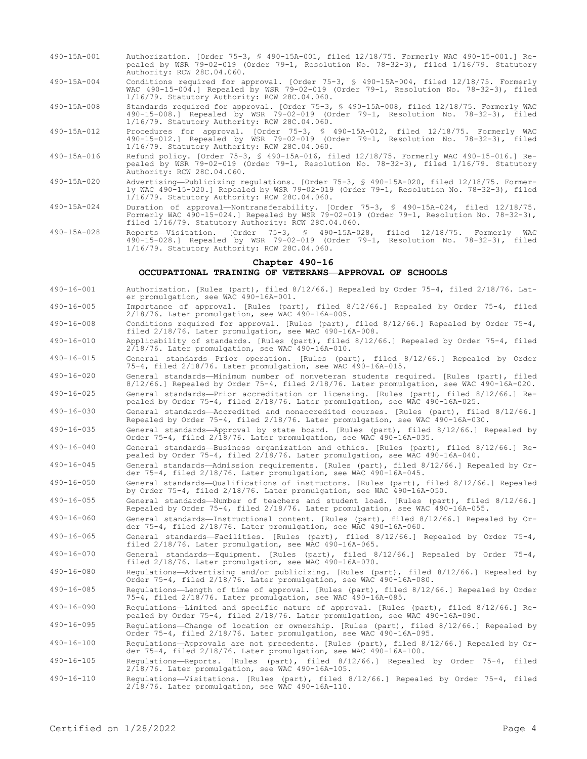490-15A-001 Authorization. [Order 75-3, § 490-15A-001, filed 12/18/75. Formerly WAC 490-15-001.] Repealed by WSR 79-02-019 (Order 79-1, Resolution No. 78-32-3), filed 1/16/79. Statutory Authority: RCW 28C.04.060.

490-15A-004 Conditions required for approval. [Order 75-3, § 490-15A-004, filed 12/18/75. Formerly WAC 490-15-004.] Repealed by WSR 79-02-019 (Order 79-1, Resolution No. 78-32-3), filed 1/16/79. Statutory Authority: RCW 28C.04.060.

490-15A-008 Standards required for approval. [Order 75-3, § 490-15A-008, filed 12/18/75. Formerly WAC 490-15-008.] Repealed by WSR 79-02-019 (Order 79-1, Resolution No. 78-32-3), filed 1/16/79. Statutory Authority: RCW 28C.04.060.

490-15A-012 Procedures for approval. [Order 75-3, § 490-15A-012, filed 12/18/75. Formerly WAC 490-15-012.] Repealed by WSR 79-02-019 (Order 79-1, Resolution No. 78-32-3), filed 1/16/79. Statutory Authority: RCW 28C.04.060.

490-15A-016 Refund policy. [Order 75-3, § 490-15A-016, filed 12/18/75. Formerly WAC 490-15-016.] Repealed by WSR 79-02-019 (Order 79-1, Resolution No. 78-32-3), filed 1/16/79. Statutory Authority: RCW 28C.04.060.

490-15A-020 Advertising—Publicizing regulations. [Order 75-3, § 490-15A-020, filed 12/18/75. Formerly WAC 490-15-020.] Repealed by WSR 79-02-019 (Order 79-1, Resolution No. 78-32-3), filed 1/16/79. Statutory Authority: RCW 28C.04.060.

490-15A-024 Duration of approval—Nontransferability. [Order 75-3, § 490-15A-024, filed 12/18/75. Formerly WAC 490-15-024.] Repealed by WSR 79-02-019 (Order 79-1, Resolution No. 78-32-3), filed 1/16/79. Statutory Authority: RCW 28C.04.060.

490-15A-028 Reports—Visitation. [Order 75-3, § 490-15A-028, filed 12/18/75. Formerly WAC 490-15-028.] Repealed by WSR 79-02-019 (Order 79-1, Resolution No. 78-32-3), filed 1/16/79. Statutory Authority: RCW 28C.04.060.

## Chapter 490-16
## OCCUPATIONAL TRAINING OF VETERANS—APPROVAL OF SCHOOLS

490-16-001 Authorization. [Rules (part), filed 8/12/66.] Repealed by Order 75-4, filed 2/18/76. Later promulgation, see WAC 490-16A-001.

490-16-005 Importance of approval. [Rules (part), filed 8/12/66.] Repealed by Order 75-4, filed 2/18/76. Later promulgation, see WAC 490-16A-005.

490-16-008 Conditions required for approval. [Rules (part), filed 8/12/66.] Repealed by Order 75-4, filed 2/18/76. Later promulgation, see WAC 490-16A-008.

490-16-010 Applicability of standards. [Rules (part), filed 8/12/66.] Repealed by Order 75-4, filed 2/18/76. Later promulgation, see WAC 490-16A-010.

490-16-015 General standards—Prior operation. [Rules (part), filed 8/12/66.] Repealed by Order 75-4, filed 2/18/76. Later promulgation, see WAC 490-16A-015.

490-16-020 General standards—Minimum number of nonveteran students required. [Rules (part), filed 8/12/66.] Repealed by Order 75-4, filed 2/18/76. Later promulgation, see WAC 490-16A-020.

490-16-025 General standards—Prior accreditation or licensing. [Rules (part), filed 8/12/66.] Repealed by Order 75-4, filed 2/18/76. Later promulgation, see WAC 490-16A-025.

490-16-030 General standards—Accredited and nonaccredited courses. [Rules (part), filed 8/12/66.] Repealed by Order 75-4, filed 2/18/76. Later promulgation, see WAC 490-16A-030.

490-16-035 General standards—Approval by state board. [Rules (part), filed 8/12/66.] Repealed by Order 75-4, filed 2/18/76. Later promulgation, see WAC 490-16A-035.

490-16-040 General standards—Business organization and ethics. [Rules (part), filed 8/12/66.] Repealed by Order 75-4, filed 2/18/76. Later promulgation, see WAC 490-16A-040.

490-16-045 General standards—Admission requirements. [Rules (part), filed 8/12/66.] Repealed by Order 75-4, filed 2/18/76. Later promulgation, see WAC 490-16A-045.

490-16-050 General standards—Qualifications of instructors. [Rules (part), filed 8/12/66.] Repealed by Order 75-4, filed 2/18/76. Later promulgation, see WAC 490-16A-050.

490-16-055 General standards—Number of teachers and student load. [Rules (part), filed 8/12/66.] Repealed by Order 75-4, filed 2/18/76. Later promulgation, see WAC 490-16A-055.

490-16-060 General standards—Instructional content. [Rules (part), filed 8/12/66.] Repealed by Order 75-4, filed 2/18/76. Later promulgation, see WAC 490-16A-060.

490-16-065 General standards—Facilities. [Rules (part), filed 8/12/66.] Repealed by Order 75-4, filed 2/18/76. Later promulgation, see WAC 490-16A-065.

490-16-070 General standards—Equipment. [Rules (part), filed 8/12/66.] Repealed by Order 75-4, filed 2/18/76. Later promulgation, see WAC 490-16A-070.

490-16-080 Regulations—Advertising and/or publicizing. [Rules (part), filed 8/12/66.] Repealed by Order 75-4, filed 2/18/76. Later promulgation, see WAC 490-16A-080.

490-16-085 Regulations—Length of time of approval. [Rules (part), filed 8/12/66.] Repealed by Order 75-4, filed 2/18/76. Later promulgation, see WAC 490-16A-085.

490-16-090 Regulations—Limited and specific nature of approval. [Rules (part), filed 8/12/66.] Repealed by Order 75-4, filed 2/18/76. Later promulgation, see WAC 490-16A-090.

490-16-095 Regulations—Change of location or ownership. [Rules (part), filed 8/12/66.] Repealed by Order 75-4, filed 2/18/76. Later promulgation, see WAC 490-16A-095.

490-16-100 Regulations—Approvals are not precedents. [Rules (part), filed 8/12/66.] Repealed by Order 75-4, filed 2/18/76. Later promulgation, see WAC 490-16A-100.

490-16-105 Regulations—Reports. [Rules (part), filed 8/12/66.] Repealed by Order 75-4, filed 2/18/76. Later promulgation, see WAC 490-16A-105.

490-16-110 Regulations—Visitations. [Rules (part), filed 8/12/66.] Repealed by Order 75-4, filed 2/18/76. Later promulgation, see WAC 490-16A-110.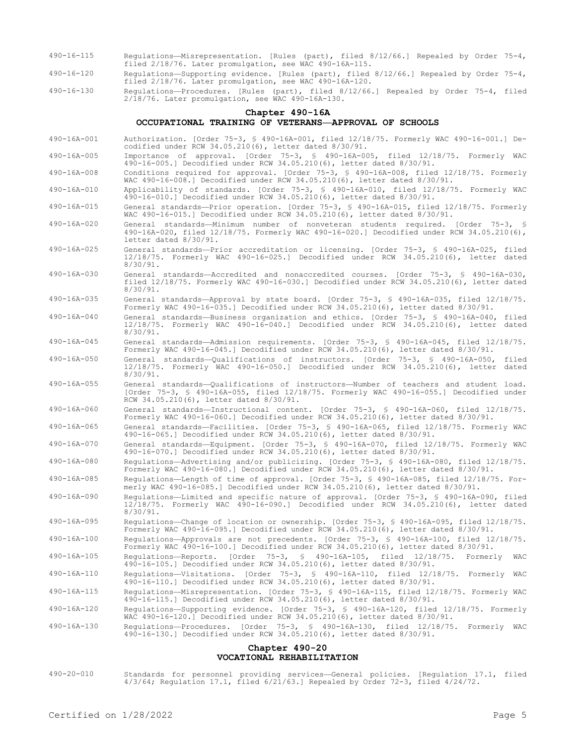490-16-115 Regulations—Misrepresentation. [Rules (part), filed 8/12/66.] Repealed by Order 75-4, filed 2/18/76. Later promulgation, see WAC 490-16A-115.

490-16-120 Regulations—Supporting evidence. [Rules (part), filed 8/12/66.] Repealed by Order 75-4, filed 2/18/76. Later promulgation, see WAC 490-16A-120.

490-16-130 Regulations—Procedures. [Rules (part), filed 8/12/66.] Repealed by Order 75-4, filed 2/18/76. Later promulgation, see WAC 490-16A-130.

## Chapter 490-16A
## OCCUPATIONAL TRAINING OF VETERANS—APPROVAL OF SCHOOLS

490-16A-001 Authorization. [Order 75-3, § 490-16A-001, filed 12/18/75. Formerly WAC 490-16-001.] Decodified under RCW 34.05.210(6), letter dated 8/30/91.

490-16A-005 Importance of approval. [Order 75-3, § 490-16A-005, filed 12/18/75. Formerly WAC 490-16-005.] Decodified under RCW 34.05.210(6), letter dated 8/30/91.

490-16A-008 Conditions required for approval. [Order 75-3, § 490-16A-008, filed 12/18/75. Formerly WAC 490-16-008.] Decodified under RCW 34.05.210(6), letter dated 8/30/91.

490-16A-010 Applicability of standards. [Order 75-3, § 490-16A-010, filed 12/18/75. Formerly WAC 490-16-010.] Decodified under RCW 34.05.210(6), letter dated 8/30/91.

490-16A-015 General standards—Prior operation. [Order 75-3, § 490-16A-015, filed 12/18/75. Formerly WAC 490-16-015.] Decodified under RCW 34.05.210(6), letter dated 8/30/91.

490-16A-020 General standards—Minimum number of nonveteran students required. [Order 75-3, § 490-16A-020, filed 12/18/75. Formerly WAC 490-16-020.] Decodified under RCW 34.05.210(6), letter dated 8/30/91.

490-16A-025 General standards—Prior accreditation or licensing. [Order 75-3, § 490-16A-025, filed 12/18/75. Formerly WAC 490-16-025.] Decodified under RCW 34.05.210(6), letter dated 8/30/91.

490-16A-030 General standards—Accredited and nonaccredited courses. [Order 75-3, § 490-16A-030, filed 12/18/75. Formerly WAC 490-16-030.] Decodified under RCW 34.05.210(6), letter dated 8/30/91.

490-16A-035 General standards—Approval by state board. [Order 75-3, § 490-16A-035, filed 12/18/75. Formerly WAC 490-16-035.] Decodified under RCW 34.05.210(6), letter dated 8/30/91.

490-16A-040 General standards—Business organization and ethics. [Order 75-3, § 490-16A-040, filed 12/18/75. Formerly WAC 490-16-040.] Decodified under RCW 34.05.210(6), letter dated 8/30/91.

490-16A-045 General standards—Admission requirements. [Order 75-3, § 490-16A-045, filed 12/18/75. Formerly WAC 490-16-045.] Decodified under RCW 34.05.210(6), letter dated 8/30/91.

490-16A-050 General standards—Qualifications of instructors. [Order 75-3, § 490-16A-050, filed 12/18/75. Formerly WAC 490-16-050.] Decodified under RCW 34.05.210(6), letter dated 8/30/91.

490-16A-055 General standards—Qualifications of instructors—Number of teachers and student load. [Order 75-3, § 490-16A-055, filed 12/18/75. Formerly WAC 490-16-055.] Decodified under RCW 34.05.210(6), letter dated 8/30/91.

490-16A-060 General standards—Instructional content. [Order 75-3, § 490-16A-060, filed 12/18/75. Formerly WAC 490-16-060.] Decodified under RCW 34.05.210(6), letter dated 8/30/91.

490-16A-065 General standards—Facilities. [Order 75-3, § 490-16A-065, filed 12/18/75. Formerly WAC 490-16-065.] Decodified under RCW 34.05.210(6), letter dated 8/30/91.

490-16A-070 General standards—Equipment. [Order 75-3, § 490-16A-070, filed 12/18/75. Formerly WAC 490-16-070.] Decodified under RCW 34.05.210(6), letter dated 8/30/91.

490-16A-080 Regulations—Advertising and/or publicizing. [Order 75-3, § 490-16A-080, filed 12/18/75. Formerly WAC 490-16-080.] Decodified under RCW 34.05.210(6), letter dated 8/30/91.

490-16A-085 Regulations—Length of time of approval. [Order 75-3, § 490-16A-085, filed 12/18/75. Formerly WAC 490-16-085.] Decodified under RCW 34.05.210(6), letter dated 8/30/91.

490-16A-090 Regulations—Limited and specific nature of approval. [Order 75-3, § 490-16A-090, filed 12/18/75. Formerly WAC 490-16-090.] Decodified under RCW 34.05.210(6), letter dated 8/30/91.

490-16A-095 Regulations—Change of location or ownership. [Order 75-3, § 490-16A-095, filed 12/18/75. Formerly WAC 490-16-095.] Decodified under RCW 34.05.210(6), letter dated 8/30/91.

490-16A-100 Regulations—Approvals are not precedents. [Order 75-3, § 490-16A-100, filed 12/18/75. Formerly WAC 490-16-100.] Decodified under RCW 34.05.210(6), letter dated 8/30/91.

490-16A-105 Regulations—Reports. [Order 75-3, § 490-16A-105, filed 12/18/75. Formerly WAC 490-16-105.] Decodified under RCW 34.05.210(6), letter dated 8/30/91.

490-16A-110 Regulations—Visitations. [Order 75-3, § 490-16A-110, filed 12/18/75. Formerly WAC 490-16-110.] Decodified under RCW 34.05.210(6), letter dated 8/30/91.

490-16A-115 Regulations—Misrepresentation. [Order 75-3, § 490-16A-115, filed 12/18/75. Formerly WAC 490-16-115.] Decodified under RCW 34.05.210(6), letter dated 8/30/91.

490-16A-120 Regulations—Supporting evidence. [Order 75-3, § 490-16A-120, filed 12/18/75. Formerly WAC 490-16-120.] Decodified under RCW 34.05.210(6), letter dated 8/30/91.

490-16A-130 Regulations—Procedures. [Order 75-3, § 490-16A-130, filed 12/18/75. Formerly WAC 490-16-130.] Decodified under RCW 34.05.210(6), letter dated 8/30/91.

## Chapter 490-20
## VOCATIONAL REHABILITATION

490-20-010 Standards for personnel providing services—General policies. [Regulation 17.1, filed 4/3/64; Regulation 17.1, filed 6/21/63.] Repealed by Order 72-3, filed 4/24/72.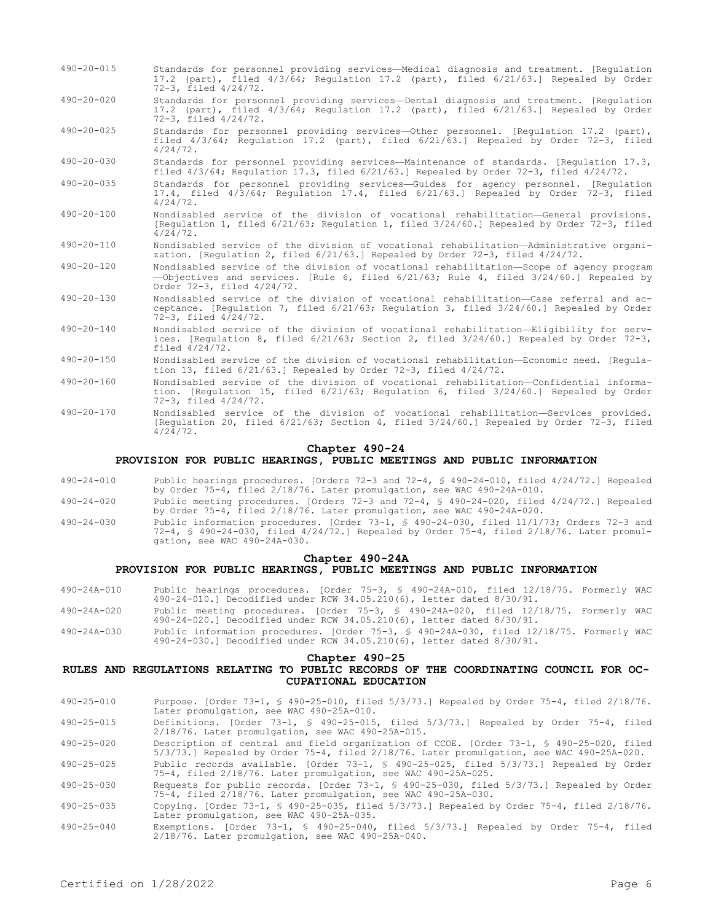490-20-015 Standards for personnel providing services—Medical diagnosis and treatment. [Regulation 17.2 (part), filed 4/3/64; Regulation 17.2 (part), filed 6/21/63.] Repealed by Order 72-3, filed 4/24/72.

490-20-020 Standards for personnel providing services—Dental diagnosis and treatment. [Regulation 17.2 (part), filed 4/3/64; Regulation 17.2 (part), filed 6/21/63.] Repealed by Order 72-3, filed 4/24/72.

490-20-025 Standards for personnel providing services—Other personnel. [Regulation 17.2 (part), filed 4/3/64; Regulation 17.2 (part), filed 6/21/63.] Repealed by Order 72-3, filed 4/24/72.

490-20-030 Standards for personnel providing services—Maintenance of standards. [Regulation 17.3, filed 4/3/64; Regulation 17.3, filed 6/21/63.] Repealed by Order 72-3, filed 4/24/72.

490-20-035 Standards for personnel providing services—Guides for agency personnel. [Regulation 17.4, filed 4/3/64; Regulation 17.4, filed 6/21/63.] Repealed by Order 72-3, filed 4/24/72.

490-20-100 Nondisabled service of the division of vocational rehabilitation—General provisions. [Regulation 1, filed 6/21/63; Regulation 1, filed 3/24/60.] Repealed by Order 72-3, filed 4/24/72.

490-20-110 Nondisabled service of the division of vocational rehabilitation—Administrative organization. [Regulation 2, filed 6/21/63.] Repealed by Order 72-3, filed 4/24/72.

490-20-120 Nondisabled service of the division of vocational rehabilitation—Scope of agency program —Objectives and services. [Rule 6, filed 6/21/63; Rule 4, filed 3/24/60.] Repealed by Order 72-3, filed 4/24/72.

490-20-130 Nondisabled service of the division of vocational rehabilitation—Case referral and acceptance. [Regulation 7, filed 6/21/63; Regulation 3, filed 3/24/60.] Repealed by Order 72-3, filed 4/24/72.

490-20-140 Nondisabled service of the division of vocational rehabilitation—Eligibility for services. [Regulation 8, filed 6/21/63; Section 2, filed 3/24/60.] Repealed by Order 72-3, filed 4/24/72.

490-20-150 Nondisabled service of the division of vocational rehabilitation—Economic need. [Regulation 13, filed 6/21/63.] Repealed by Order 72-3, filed 4/24/72.

490-20-160 Nondisabled service of the division of vocational rehabilitation—Confidential information. [Regulation 15, filed 6/21/63; Regulation 6, filed 3/24/60.] Repealed by Order 72-3, filed 4/24/72.

490-20-170 Nondisabled service of the division of vocational rehabilitation—Services provided. [Regulation 20, filed 6/21/63; Section 4, filed 3/24/60.] Repealed by Order 72-3, filed 4/24/72.

## Chapter 490-24
## PROVISION FOR PUBLIC HEARINGS, PUBLIC MEETINGS AND PUBLIC INFORMATION

490-24-010 Public hearings procedures. [Orders 72-3 and 72-4, § 490-24-010, filed 4/24/72.] Repealed by Order 75-4, filed 2/18/76. Later promulgation, see WAC 490-24A-010.

490-24-020 Public meeting procedures. [Orders 72-3 and 72-4, § 490-24-020, filed 4/24/72.] Repealed by Order 75-4, filed 2/18/76. Later promulgation, see WAC 490-24A-020.

490-24-030 Public information procedures. [Order 73-1, § 490-24-030, filed 11/1/73; Orders 72-3 and 72-4, § 490-24-030, filed 4/24/72.] Repealed by Order 75-4, filed 2/18/76. Later promulgation, see WAC 490-24A-030.

## Chapter 490-24A
## PROVISION FOR PUBLIC HEARINGS, PUBLIC MEETINGS AND PUBLIC INFORMATION

490-24A-010 Public hearings procedures. [Order 75-3, § 490-24A-010, filed 12/18/75. Formerly WAC 490-24-010.] Decodified under RCW 34.05.210(6), letter dated 8/30/91.

490-24A-020 Public meeting procedures. [Order 75-3, § 490-24A-020, filed 12/18/75. Formerly WAC 490-24-020.] Decodified under RCW 34.05.210(6), letter dated 8/30/91.

490-24A-030 Public information procedures. [Order 75-3, § 490-24A-030, filed 12/18/75. Formerly WAC 490-24-030.] Decodified under RCW 34.05.210(6), letter dated 8/30/91.

## Chapter 490-25
## RULES AND REGULATIONS RELATING TO PUBLIC RECORDS OF THE COORDINATING COUNCIL FOR OCCUPATIONAL EDUCATION

490-25-010 Purpose. [Order 73-1, § 490-25-010, filed 5/3/73.] Repealed by Order 75-4, filed 2/18/76. Later promulgation, see WAC 490-25A-010.

490-25-015 Definitions. [Order 73-1, § 490-25-015, filed 5/3/73.] Repealed by Order 75-4, filed 2/18/76. Later promulgation, see WAC 490-25A-015.

490-25-020 Description of central and field organization of CCOE. [Order 73-1, § 490-25-020, filed 5/3/73.] Repealed by Order 75-4, filed 2/18/76. Later promulgation, see WAC 490-25A-020.

490-25-025 Public records available. [Order 73-1, § 490-25-025, filed 5/3/73.] Repealed by Order 75-4, filed 2/18/76. Later promulgation, see WAC 490-25A-025.

490-25-030 Requests for public records. [Order 73-1, § 490-25-030, filed 5/3/73.] Repealed by Order 75-4, filed 2/18/76. Later promulgation, see WAC 490-25A-030.

490-25-035 Copying. [Order 73-1, § 490-25-035, filed 5/3/73.] Repealed by Order 75-4, filed 2/18/76. Later promulgation, see WAC 490-25A-035.

490-25-040 Exemptions. [Order 73-1, § 490-25-040, filed 5/3/73.] Repealed by Order 75-4, filed 2/18/76. Later promulgation, see WAC 490-25A-040.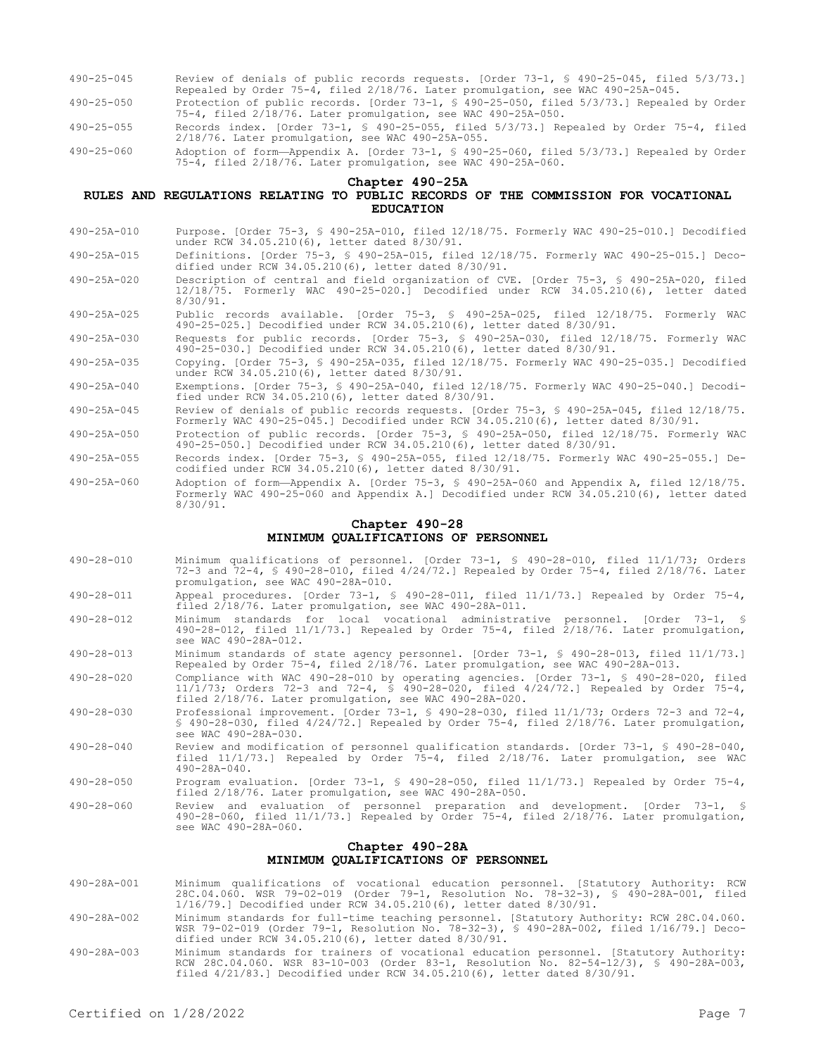490-25-045 Review of denials of public records requests. [Order 73-1, § 490-25-045, filed 5/3/73.] Repealed by Order 75-4, filed 2/18/76. Later promulgation, see WAC 490-25A-045.

490-25-050 Protection of public records. [Order 73-1, § 490-25-050, filed 5/3/73.] Repealed by Order 75-4, filed 2/18/76. Later promulgation, see WAC 490-25A-050.

490-25-055 Records index. [Order 73-1, § 490-25-055, filed 5/3/73.] Repealed by Order 75-4, filed 2/18/76. Later promulgation, see WAC 490-25A-055.

490-25-060 Adoption of form—Appendix A. [Order 73-1, § 490-25-060, filed 5/3/73.] Repealed by Order 75-4, filed 2/18/76. Later promulgation, see WAC 490-25A-060.

## Chapter 490-25A
## RULES AND REGULATIONS RELATING TO PUBLIC RECORDS OF THE COMMISSION FOR VOCATIONAL EDUCATION

490-25A-010 Purpose. [Order 75-3, § 490-25A-010, filed 12/18/75. Formerly WAC 490-25-010.] Decodified under RCW 34.05.210(6), letter dated 8/30/91.

490-25A-015 Definitions. [Order 75-3, § 490-25A-015, filed 12/18/75. Formerly WAC 490-25-015.] Decodified under RCW 34.05.210(6), letter dated 8/30/91.

490-25A-020 Description of central and field organization of CVE. [Order 75-3, § 490-25A-020, filed 12/18/75. Formerly WAC 490-25-020.] Decodified under RCW 34.05.210(6), letter dated 8/30/91.

490-25A-025 Public records available. [Order 75-3, § 490-25A-025, filed 12/18/75. Formerly WAC 490-25-025.] Decodified under RCW 34.05.210(6), letter dated 8/30/91.

490-25A-030 Requests for public records. [Order 75-3, § 490-25A-030, filed 12/18/75. Formerly WAC 490-25-030.] Decodified under RCW 34.05.210(6), letter dated 8/30/91.

490-25A-035 Copying. [Order 75-3, § 490-25A-035, filed 12/18/75. Formerly WAC 490-25-035.] Decodified under RCW 34.05.210(6), letter dated 8/30/91.

490-25A-040 Exemptions. [Order 75-3, § 490-25A-040, filed 12/18/75. Formerly WAC 490-25-040.] Decodified under RCW 34.05.210(6), letter dated 8/30/91.

490-25A-045 Review of denials of public records requests. [Order 75-3, § 490-25A-045, filed 12/18/75. Formerly WAC 490-25-045.] Decodified under RCW 34.05.210(6), letter dated 8/30/91.

490-25A-050 Protection of public records. [Order 75-3, § 490-25A-050, filed 12/18/75. Formerly WAC 490-25-050.] Decodified under RCW 34.05.210(6), letter dated 8/30/91.

490-25A-055 Records index. [Order 75-3, § 490-25A-055, filed 12/18/75. Formerly WAC 490-25-055.] Decodified under RCW 34.05.210(6), letter dated 8/30/91.

490-25A-060 Adoption of form—Appendix A. [Order 75-3, § 490-25A-060 and Appendix A, filed 12/18/75. Formerly WAC 490-25-060 and Appendix A.] Decodified under RCW 34.05.210(6), letter dated 8/30/91.

## Chapter 490-28
## MINIMUM QUALIFICATIONS OF PERSONNEL

490-28-010 Minimum qualifications of personnel. [Order 73-1, § 490-28-010, filed 11/1/73; Orders 72-3 and 72-4, § 490-28-010, filed 4/24/72.] Repealed by Order 75-4, filed 2/18/76. Later promulgation, see WAC 490-28A-010.

490-28-011 Appeal procedures. [Order 73-1, § 490-28-011, filed 11/1/73.] Repealed by Order 75-4, filed 2/18/76. Later promulgation, see WAC 490-28A-011.

490-28-012 Minimum standards for local vocational administrative personnel. [Order 73-1, § 490-28-012, filed 11/1/73.] Repealed by Order 75-4, filed 2/18/76. Later promulgation, see WAC 490-28A-012.

490-28-013 Minimum standards of state agency personnel. [Order 73-1, § 490-28-013, filed 11/1/73.] Repealed by Order 75-4, filed 2/18/76. Later promulgation, see WAC 490-28A-013.

490-28-020 Compliance with WAC 490-28-010 by operating agencies. [Order 73-1, § 490-28-020, filed 11/1/73; Orders 72-3 and 72-4, § 490-28-020, filed 4/24/72.] Repealed by Order 75-4, filed 2/18/76. Later promulgation, see WAC 490-28A-020.

490-28-030 Professional improvement. [Order 73-1, § 490-28-030, filed 11/1/73; Orders 72-3 and 72-4, § 490-28-030, filed 4/24/72.] Repealed by Order 75-4, filed 2/18/76. Later promulgation, see WAC 490-28A-030.

490-28-040 Review and modification of personnel qualification standards. [Order 73-1, § 490-28-040, filed 11/1/73.] Repealed by Order 75-4, filed 2/18/76. Later promulgation, see WAC 490-28A-040.

490-28-050 Program evaluation. [Order 73-1, § 490-28-050, filed 11/1/73.] Repealed by Order 75-4, filed 2/18/76. Later promulgation, see WAC 490-28A-050.

490-28-060 Review and evaluation of personnel preparation and development. [Order 73-1, § 490-28-060, filed 11/1/73.] Repealed by Order 75-4, filed 2/18/76. Later promulgation, see WAC 490-28A-060.

## Chapter 490-28A
## MINIMUM QUALIFICATIONS OF PERSONNEL

490-28A-001 Minimum qualifications of vocational education personnel. [Statutory Authority: RCW 28C.04.060. WSR 79-02-019 (Order 79-1, Resolution No. 78-32-3), § 490-28A-001, filed 1/16/79.] Decodified under RCW 34.05.210(6), letter dated 8/30/91.

490-28A-002 Minimum standards for full-time teaching personnel. [Statutory Authority: RCW 28C.04.060. WSR 79-02-019 (Order 79-1, Resolution No. 78-32-3), § 490-28A-002, filed 1/16/79.] Decodified under RCW 34.05.210(6), letter dated 8/30/91.

490-28A-003 Minimum standards for trainers of vocational education personnel. [Statutory Authority: RCW 28C.04.060. WSR 83-10-003 (Order 83-1, Resolution No. 82-54-12/3), § 490-28A-003, filed 4/21/83.] Decodified under RCW 34.05.210(6), letter dated 8/30/91.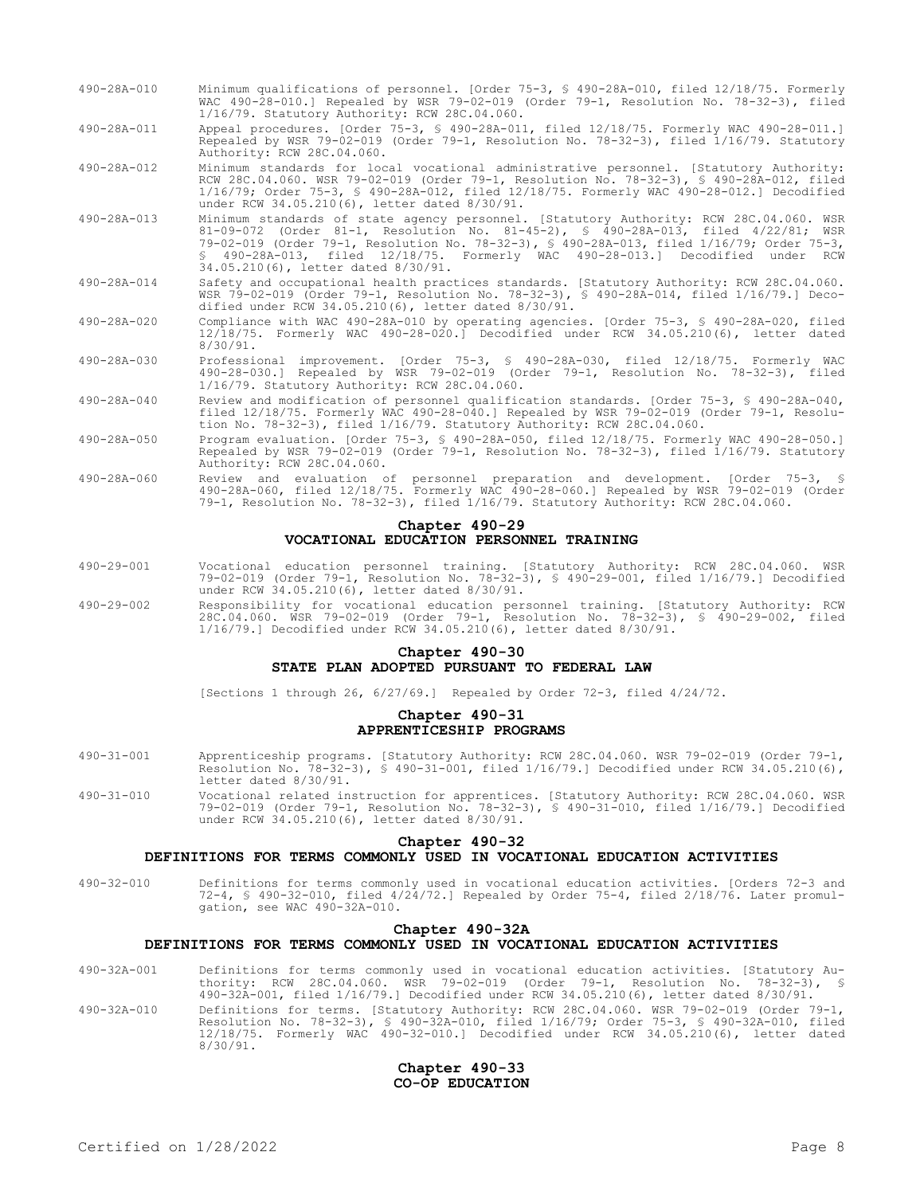490-28A-010 Minimum qualifications of personnel. [Order 75-3, § 490-28A-010, filed 12/18/75. Formerly WAC 490-28-010.] Repealed by WSR 79-02-019 (Order 79-1, Resolution No. 78-32-3), filed 1/16/79. Statutory Authority: RCW 28C.04.060.

490-28A-011 Appeal procedures. [Order 75-3, § 490-28A-011, filed 12/18/75. Formerly WAC 490-28-011.] Repealed by WSR 79-02-019 (Order 79-1, Resolution No. 78-32-3), filed 1/16/79. Statutory Authority: RCW 28C.04.060.

490-28A-012 Minimum standards for local vocational administrative personnel. [Statutory Authority: RCW 28C.04.060. WSR 79-02-019 (Order 79-1, Resolution No. 78-32-3), § 490-28A-012, filed 1/16/79; Order 75-3, § 490-28A-012, filed 12/18/75. Formerly WAC 490-28-012.] Decodified under RCW 34.05.210(6), letter dated 8/30/91.

490-28A-013 Minimum standards of state agency personnel. [Statutory Authority: RCW 28C.04.060. WSR 81-09-072 (Order 81-1, Resolution No. 81-45-2), § 490-28A-013, filed 4/22/81; WSR 79-02-019 (Order 79-1, Resolution No. 78-32-3), § 490-28A-013, filed 1/16/79; Order 75-3, § 490-28A-013, filed 12/18/75. Formerly WAC 490-28-013.] Decodified under RCW 34.05.210(6), letter dated 8/30/91.

490-28A-014 Safety and occupational health practices standards. [Statutory Authority: RCW 28C.04.060. WSR 79-02-019 (Order 79-1, Resolution No. 78-32-3), § 490-28A-014, filed 1/16/79.] Decodified under RCW 34.05.210(6), letter dated 8/30/91.

490-28A-020 Compliance with WAC 490-28A-010 by operating agencies. [Order 75-3, § 490-28A-020, filed 12/18/75. Formerly WAC 490-28-020.] Decodified under RCW 34.05.210(6), letter dated 8/30/91.

490-28A-030 Professional improvement. [Order 75-3, § 490-28A-030, filed 12/18/75. Formerly WAC 490-28-030.] Repealed by WSR 79-02-019 (Order 79-1, Resolution No. 78-32-3), filed 1/16/79. Statutory Authority: RCW 28C.04.060.

490-28A-040 Review and modification of personnel qualification standards. [Order 75-3, § 490-28A-040, filed 12/18/75. Formerly WAC 490-28-040.] Repealed by WSR 79-02-019 (Order 79-1, Resolution No. 78-32-3), filed 1/16/79. Statutory Authority: RCW 28C.04.060.

490-28A-050 Program evaluation. [Order 75-3, § 490-28A-050, filed 12/18/75. Formerly WAC 490-28-050.] Repealed by WSR 79-02-019 (Order 79-1, Resolution No. 78-32-3), filed 1/16/79. Statutory Authority: RCW 28C.04.060.

490-28A-060 Review and evaluation of personnel preparation and development. [Order 75-3, § 490-28A-060, filed 12/18/75. Formerly WAC 490-28-060.] Repealed by WSR 79-02-019 (Order 79-1, Resolution No. 78-32-3), filed 1/16/79. Statutory Authority: RCW 28C.04.060.

## Chapter 490-29
## VOCATIONAL EDUCATION PERSONNEL TRAINING

490-29-001 Vocational education personnel training. [Statutory Authority: RCW 28C.04.060. WSR 79-02-019 (Order 79-1, Resolution No. 78-32-3), § 490-29-001, filed 1/16/79.] Decodified under RCW 34.05.210(6), letter dated 8/30/91.

490-29-002 Responsibility for vocational education personnel training. [Statutory Authority: RCW 28C.04.060. WSR 79-02-019 (Order 79-1, Resolution No. 78-32-3), § 490-29-002, filed 1/16/79.] Decodified under RCW 34.05.210(6), letter dated 8/30/91.

## Chapter 490-30
## STATE PLAN ADOPTED PURSUANT TO FEDERAL LAW

[Sections 1 through 26, 6/27/69.] Repealed by Order 72-3, filed 4/24/72.

## Chapter 490-31
## APPRENTICESHIP PROGRAMS

490-31-001 Apprenticeship programs. [Statutory Authority: RCW 28C.04.060. WSR 79-02-019 (Order 79-1, Resolution No. 78-32-3), § 490-31-001, filed 1/16/79.] Decodified under RCW 34.05.210(6), letter dated 8/30/91.

490-31-010 Vocational related instruction for apprentices. [Statutory Authority: RCW 28C.04.060. WSR 79-02-019 (Order 79-1, Resolution No. 78-32-3), § 490-31-010, filed 1/16/79.] Decodified under RCW 34.05.210(6), letter dated 8/30/91.

## Chapter 490-32
## DEFINITIONS FOR TERMS COMMONLY USED IN VOCATIONAL EDUCATION ACTIVITIES

490-32-010 Definitions for terms commonly used in vocational education activities. [Orders 72-3 and 72-4, § 490-32-010, filed 4/24/72.] Repealed by Order 75-4, filed 2/18/76. Later promulgation, see WAC 490-32A-010.

## Chapter 490-32A
## DEFINITIONS FOR TERMS COMMONLY USED IN VOCATIONAL EDUCATION ACTIVITIES

490-32A-001 Definitions for terms commonly used in vocational education activities. [Statutory Authority: RCW 28C.04.060. WSR 79-02-019 (Order 79-1, Resolution No. 78-32-3), § 490-32A-001, filed 1/16/79.] Decodified under RCW 34.05.210(6), letter dated 8/30/91.

490-32A-010 Definitions for terms. [Statutory Authority: RCW 28C.04.060. WSR 79-02-019 (Order 79-1, Resolution No. 78-32-3), § 490-32A-010, filed 1/16/79; Order 75-3, § 490-32A-010, filed 12/18/75. Formerly WAC 490-32-010.] Decodified under RCW 34.05.210(6), letter dated 8/30/91.

## Chapter 490-33
## CO-OP EDUCATION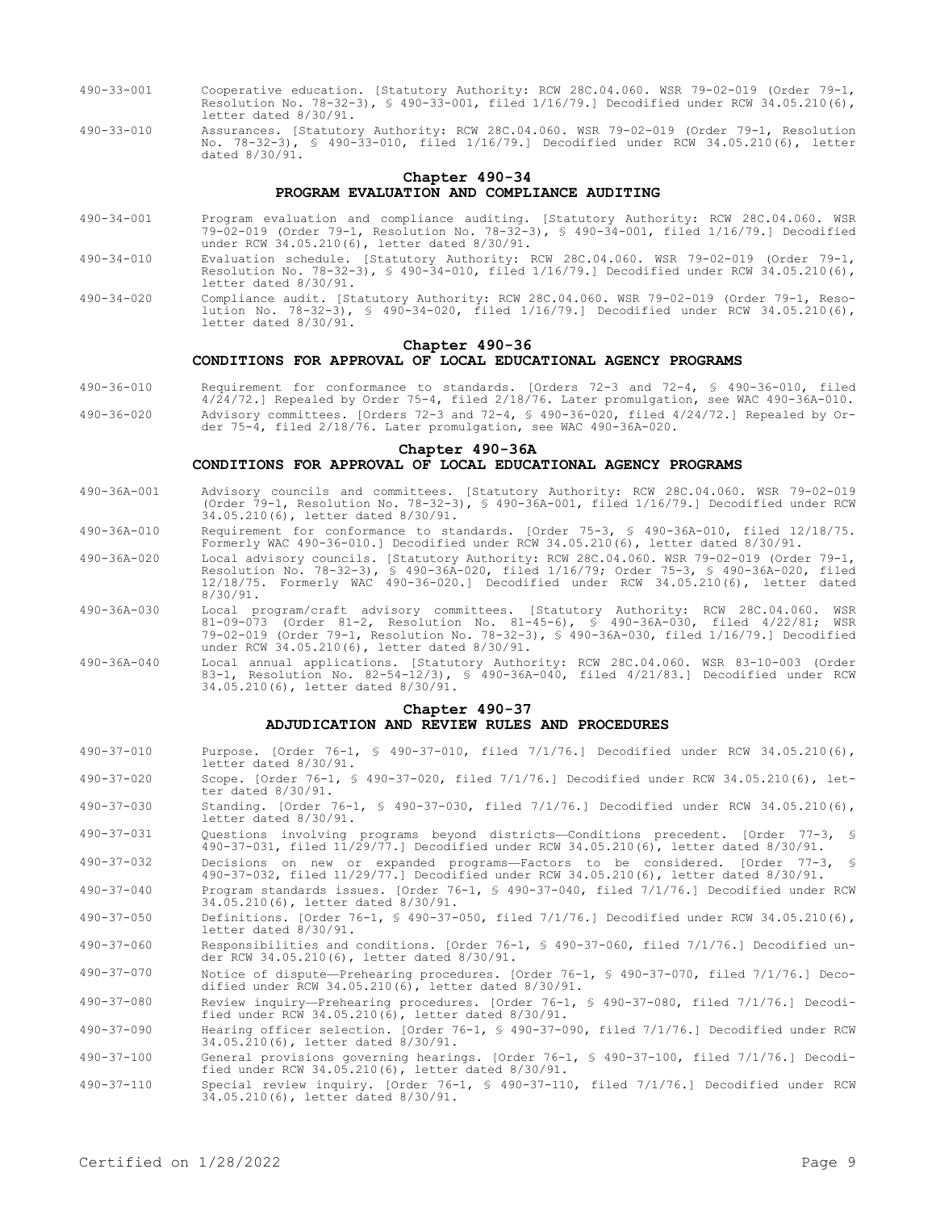490-33-001 Cooperative education. [Statutory Authority: RCW 28C.04.060. WSR 79-02-019 (Order 79-1, Resolution No. 78-32-3), § 490-33-001, filed 1/16/79.] Decodified under RCW 34.05.210(6), letter dated 8/30/91.

490-33-010 Assurances. [Statutory Authority: RCW 28C.04.060. WSR 79-02-019 (Order 79-1, Resolution No. 78-32-3), § 490-33-010, filed 1/16/79.] Decodified under RCW 34.05.210(6), letter dated 8/30/91.

## Chapter 490-34
## PROGRAM EVALUATION AND COMPLIANCE AUDITING

490-34-001 Program evaluation and compliance auditing. [Statutory Authority: RCW 28C.04.060. WSR 79-02-019 (Order 79-1, Resolution No. 78-32-3), § 490-34-001, filed 1/16/79.] Decodified under RCW 34.05.210(6), letter dated 8/30/91.

490-34-010 Evaluation schedule. [Statutory Authority: RCW 28C.04.060. WSR 79-02-019 (Order 79-1, Resolution No. 78-32-3), § 490-34-010, filed 1/16/79.] Decodified under RCW 34.05.210(6), letter dated 8/30/91.

490-34-020 Compliance audit. [Statutory Authority: RCW 28C.04.060. WSR 79-02-019 (Order 79-1, Resolution No. 78-32-3), § 490-34-020, filed 1/16/79.] Decodified under RCW 34.05.210(6), letter dated 8/30/91.

## Chapter 490-36
## CONDITIONS FOR APPROVAL OF LOCAL EDUCATIONAL AGENCY PROGRAMS

490-36-010 Requirement for conformance to standards. [Orders 72-3 and 72-4, § 490-36-010, filed 4/24/72.] Repealed by Order 75-4, filed 2/18/76. Later promulgation, see WAC 490-36A-010.

490-36-020 Advisory committees. [Orders 72-3 and 72-4, § 490-36-020, filed 4/24/72.] Repealed by Order 75-4, filed 2/18/76. Later promulgation, see WAC 490-36A-020.

## Chapter 490-36A
## CONDITIONS FOR APPROVAL OF LOCAL EDUCATIONAL AGENCY PROGRAMS

490-36A-001 Advisory councils and committees. [Statutory Authority: RCW 28C.04.060. WSR 79-02-019 (Order 79-1, Resolution No. 78-32-3), § 490-36A-001, filed 1/16/79.] Decodified under RCW 34.05.210(6), letter dated 8/30/91.

490-36A-010 Requirement for conformance to standards. [Order 75-3, § 490-36A-010, filed 12/18/75. Formerly WAC 490-36-010.] Decodified under RCW 34.05.210(6), letter dated 8/30/91.

490-36A-020 Local advisory councils. [Statutory Authority: RCW 28C.04.060. WSR 79-02-019 (Order 79-1, Resolution No. 78-32-3), § 490-36A-020, filed 1/16/79; Order 75-3, § 490-36A-020, filed 12/18/75. Formerly WAC 490-36-020.] Decodified under RCW 34.05.210(6), letter dated 8/30/91.

490-36A-030 Local program/craft advisory committees. [Statutory Authority: RCW 28C.04.060. WSR 81-09-073 (Order 81-2, Resolution No. 81-45-6), § 490-36A-030, filed 4/22/81; WSR 79-02-019 (Order 79-1, Resolution No. 78-32-3), § 490-36A-030, filed 1/16/79.] Decodified under RCW 34.05.210(6), letter dated 8/30/91.

490-36A-040 Local annual applications. [Statutory Authority: RCW 28C.04.060. WSR 83-10-003 (Order 83-1, Resolution No. 82-54-12/3), § 490-36A-040, filed 4/21/83.] Decodified under RCW 34.05.210(6), letter dated 8/30/91.

## Chapter 490-37
## ADJUDICATION AND REVIEW RULES AND PROCEDURES

490-37-010 Purpose. [Order 76-1, § 490-37-010, filed 7/1/76.] Decodified under RCW 34.05.210(6), letter dated 8/30/91.

490-37-020 Scope. [Order 76-1, § 490-37-020, filed 7/1/76.] Decodified under RCW 34.05.210(6), letter dated 8/30/91.

490-37-030 Standing. [Order 76-1, § 490-37-030, filed 7/1/76.] Decodified under RCW 34.05.210(6), letter dated 8/30/91.

490-37-031 Questions involving programs beyond districts—Conditions precedent. [Order 77-3, § 490-37-031, filed 11/29/77.] Decodified under RCW 34.05.210(6), letter dated 8/30/91.

490-37-032 Decisions on new or expanded programs—Factors to be considered. [Order 77-3, § 490-37-032, filed 11/29/77.] Decodified under RCW 34.05.210(6), letter dated 8/30/91.

490-37-040 Program standards issues. [Order 76-1, § 490-37-040, filed 7/1/76.] Decodified under RCW 34.05.210(6), letter dated 8/30/91.

490-37-050 Definitions. [Order 76-1, § 490-37-050, filed 7/1/76.] Decodified under RCW 34.05.210(6), letter dated 8/30/91.

490-37-060 Responsibilities and conditions. [Order 76-1, § 490-37-060, filed 7/1/76.] Decodified under RCW 34.05.210(6), letter dated 8/30/91.

490-37-070 Notice of dispute—Prehearing procedures. [Order 76-1, § 490-37-070, filed 7/1/76.] Decodified under RCW 34.05.210(6), letter dated 8/30/91.

490-37-080 Review inquiry—Prehearing procedures. [Order 76-1, § 490-37-080, filed 7/1/76.] Decodified under RCW 34.05.210(6), letter dated 8/30/91.

490-37-090 Hearing officer selection. [Order 76-1, § 490-37-090, filed 7/1/76.] Decodified under RCW 34.05.210(6), letter dated 8/30/91.

490-37-100 General provisions governing hearings. [Order 76-1, § 490-37-100, filed 7/1/76.] Decodified under RCW 34.05.210(6), letter dated 8/30/91.

490-37-110 Special review inquiry. [Order 76-1, § 490-37-110, filed 7/1/76.] Decodified under RCW 34.05.210(6), letter dated 8/30/91.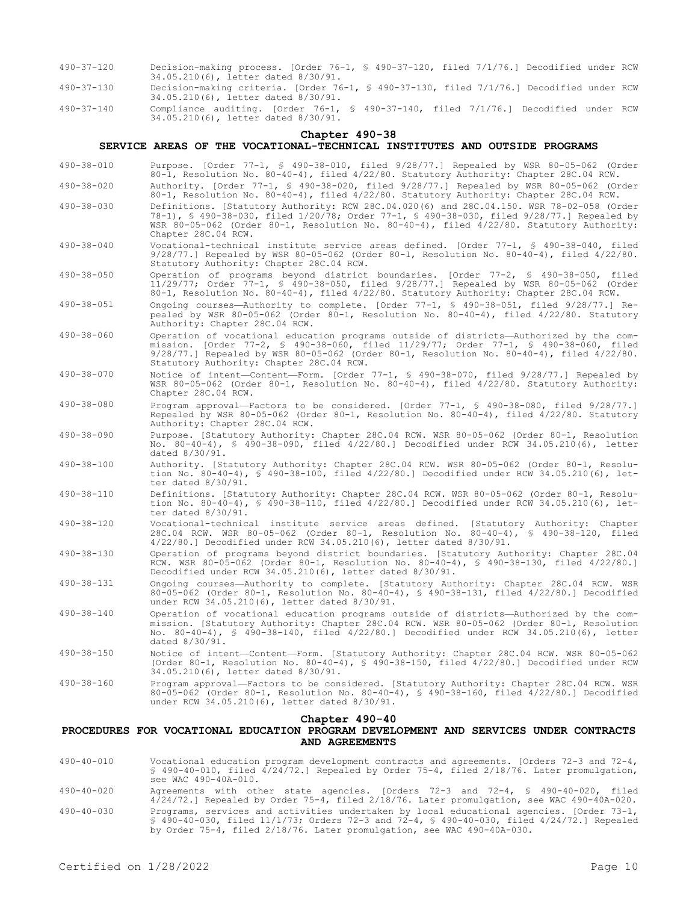490-37-120 Decision-making process. [Order 76-1, § 490-37-120, filed 7/1/76.] Decodified under RCW 34.05.210(6), letter dated 8/30/91.

490-37-130 Decision-making criteria. [Order 76-1, § 490-37-130, filed 7/1/76.] Decodified under RCW 34.05.210(6), letter dated 8/30/91.

490-37-140 Compliance auditing. [Order 76-1, § 490-37-140, filed 7/1/76.] Decodified under RCW 34.05.210(6), letter dated 8/30/91.

## Chapter 490-38
## SERVICE AREAS OF THE VOCATIONAL-TECHNICAL INSTITUTES AND OUTSIDE PROGRAMS

490-38-010 Purpose. [Order 77-1, § 490-38-010, filed 9/28/77.] Repealed by WSR 80-05-062 (Order 80-1, Resolution No. 80-40-4), filed 4/22/80. Statutory Authority: Chapter 28C.04 RCW.

490-38-020 Authority. [Order 77-1, § 490-38-020, filed 9/28/77.] Repealed by WSR 80-05-062 (Order 80-1, Resolution No. 80-40-4), filed 4/22/80. Statutory Authority: Chapter 28C.04 RCW.

490-38-030 Definitions. [Statutory Authority: RCW 28C.04.020(6) and 28C.04.150. WSR 78-02-058 (Order 78-1), § 490-38-030, filed 1/20/78; Order 77-1, § 490-38-030, filed 9/28/77.] Repealed by WSR 80-05-062 (Order 80-1, Resolution No. 80-40-4), filed 4/22/80. Statutory Authority: Chapter 28C.04 RCW.

490-38-040 Vocational-technical institute service areas defined. [Order 77-1, § 490-38-040, filed 9/28/77.] Repealed by WSR 80-05-062 (Order 80-1, Resolution No. 80-40-4), filed 4/22/80. Statutory Authority: Chapter 28C.04 RCW.

490-38-050 Operation of programs beyond district boundaries. [Order 77-2, § 490-38-050, filed 11/29/77; Order 77-1, § 490-38-050, filed 9/28/77.] Repealed by WSR 80-05-062 (Order 80-1, Resolution No. 80-40-4), filed 4/22/80. Statutory Authority: Chapter 28C.04 RCW.

490-38-051 Ongoing courses—Authority to complete. [Order 77-1, § 490-38-051, filed 9/28/77.] Repealed by WSR 80-05-062 (Order 80-1, Resolution No. 80-40-4), filed 4/22/80. Statutory Authority: Chapter 28C.04 RCW.

490-38-060 Operation of vocational education programs outside of districts—Authorized by the commission. [Order 77-2, § 490-38-060, filed 11/29/77; Order 77-1, § 490-38-060, filed 9/28/77.] Repealed by WSR 80-05-062 (Order 80-1, Resolution No. 80-40-4), filed 4/22/80. Statutory Authority: Chapter 28C.04 RCW.

490-38-070 Notice of intent—Content—Form. [Order 77-1, § 490-38-070, filed 9/28/77.] Repealed by WSR 80-05-062 (Order 80-1, Resolution No. 80-40-4), filed 4/22/80. Statutory Authority: Chapter 28C.04 RCW.

490-38-080 Program approval—Factors to be considered. [Order 77-1, § 490-38-080, filed 9/28/77.] Repealed by WSR 80-05-062 (Order 80-1, Resolution No. 80-40-4), filed 4/22/80. Statutory Authority: Chapter 28C.04 RCW.

490-38-090 Purpose. [Statutory Authority: Chapter 28C.04 RCW. WSR 80-05-062 (Order 80-1, Resolution No. 80-40-4), § 490-38-090, filed 4/22/80.] Decodified under RCW 34.05.210(6), letter dated 8/30/91.

490-38-100 Authority. [Statutory Authority: Chapter 28C.04 RCW. WSR 80-05-062 (Order 80-1, Resolution No. 80-40-4), § 490-38-100, filed 4/22/80.] Decodified under RCW 34.05.210(6), letter dated 8/30/91.

490-38-110 Definitions. [Statutory Authority: Chapter 28C.04 RCW. WSR 80-05-062 (Order 80-1, Resolution No. 80-40-4), § 490-38-110, filed 4/22/80.] Decodified under RCW 34.05.210(6), letter dated 8/30/91.

490-38-120 Vocational-technical institute service areas defined. [Statutory Authority: Chapter 28C.04 RCW. WSR 80-05-062 (Order 80-1, Resolution No. 80-40-4), § 490-38-120, filed 4/22/80.] Decodified under RCW 34.05.210(6), letter dated 8/30/91.

490-38-130 Operation of programs beyond district boundaries. [Statutory Authority: Chapter 28C.04 RCW. WSR 80-05-062 (Order 80-1, Resolution No. 80-40-4), § 490-38-130, filed 4/22/80.] Decodified under RCW 34.05.210(6), letter dated 8/30/91.

490-38-131 Ongoing courses—Authority to complete. [Statutory Authority: Chapter 28C.04 RCW. WSR 80-05-062 (Order 80-1, Resolution No. 80-40-4), § 490-38-131, filed 4/22/80.] Decodified under RCW 34.05.210(6), letter dated 8/30/91.

490-38-140 Operation of vocational education programs outside of districts—Authorized by the commission. [Statutory Authority: Chapter 28C.04 RCW. WSR 80-05-062 (Order 80-1, Resolution No. 80-40-4), § 490-38-140, filed 4/22/80.] Decodified under RCW 34.05.210(6), letter dated 8/30/91.

490-38-150 Notice of intent—Content—Form. [Statutory Authority: Chapter 28C.04 RCW. WSR 80-05-062 (Order 80-1, Resolution No. 80-40-4), § 490-38-150, filed 4/22/80.] Decodified under RCW 34.05.210(6), letter dated 8/30/91.

490-38-160 Program approval—Factors to be considered. [Statutory Authority: Chapter 28C.04 RCW. WSR 80-05-062 (Order 80-1, Resolution No. 80-40-4), § 490-38-160, filed 4/22/80.] Decodified under RCW 34.05.210(6), letter dated 8/30/91.

## Chapter 490-40
## PROCEDURES FOR VOCATIONAL EDUCATION PROGRAM DEVELOPMENT AND SERVICES UNDER CONTRACTS AND AGREEMENTS

490-40-010 Vocational education program development contracts and agreements. [Orders 72-3 and 72-4, § 490-40-010, filed 4/24/72.] Repealed by Order 75-4, filed 2/18/76. Later promulgation, see WAC 490-40A-010.

490-40-020 Agreements with other state agencies. [Orders 72-3 and 72-4, § 490-40-020, filed 4/24/72.] Repealed by Order 75-4, filed 2/18/76. Later promulgation, see WAC 490-40A-020.

490-40-030 Programs, services and activities undertaken by local educational agencies. [Order 73-1, § 490-40-030, filed 11/1/73; Orders 72-3 and 72-4, § 490-40-030, filed 4/24/72.] Repealed by Order 75-4, filed 2/18/76. Later promulgation, see WAC 490-40A-030.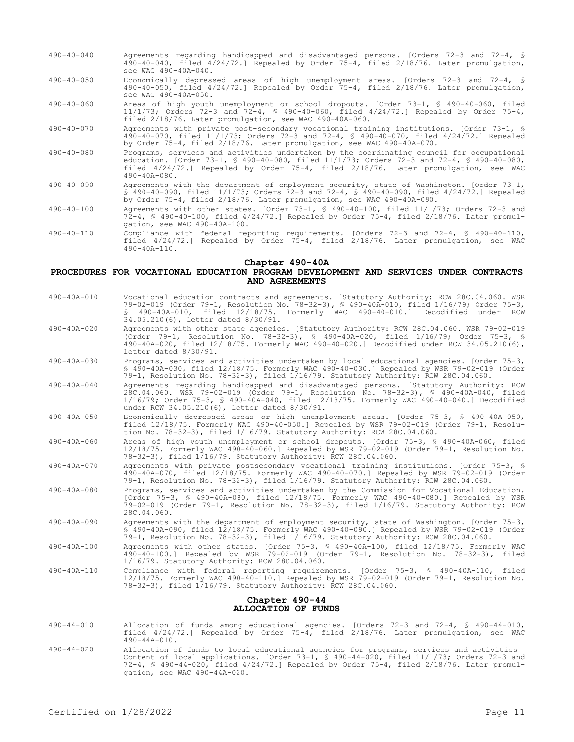490-40-040 Agreements regarding handicapped and disadvantaged persons. [Orders 72-3 and 72-4, § 490-40-040, filed 4/24/72.] Repealed by Order 75-4, filed 2/18/76. Later promulgation, see WAC 490-40A-040.

490-40-050 Economically depressed areas of high unemployment areas. [Orders 72-3 and 72-4, § 490-40-050, filed 4/24/72.] Repealed by Order 75-4, filed 2/18/76. Later promulgation, see WAC 490-40A-050.

490-40-060 Areas of high youth unemployment or school dropouts. [Order 73-1, § 490-40-060, filed 11/1/73; Orders 72-3 and 72-4, § 490-40-060, filed 4/24/72.] Repealed by Order 75-4, filed 2/18/76. Later promulgation, see WAC 490-40A-060.

490-40-070 Agreements with private post-secondary vocational training institutions. [Order 73-1, § 490-40-070, filed 11/1/73; Orders 72-3 and 72-4, § 490-40-070, filed 4/24/72.] Repealed by Order 75-4, filed 2/18/76. Later promulgation, see WAC 490-40A-070.

490-40-080 Programs, services and activities undertaken by the coordinating council for occupational education. [Order 73-1, § 490-40-080, filed 11/1/73; Orders 72-3 and 72-4, § 490-40-080, filed 4/24/72.] Repealed by Order 75-4, filed 2/18/76. Later promulgation, see WAC 490-40A-080.

490-40-090 Agreements with the department of employment security, state of Washington. [Order 73-1, § 490-40-090, filed 11/1/73; Orders 72-3 and 72-4, § 490-40-090, filed 4/24/72.] Repealed by Order 75-4, filed 2/18/76. Later promulgation, see WAC 490-40A-090.

490-40-100 Agreements with other states. [Order 73-1, § 490-40-100, filed 11/1/73; Orders 72-3 and 72-4, § 490-40-100, filed 4/24/72.] Repealed by Order 75-4, filed 2/18/76. Later promulgation, see WAC 490-40A-100.

490-40-110 Compliance with federal reporting requirements. [Orders 72-3 and 72-4, § 490-40-110, filed 4/24/72.] Repealed by Order 75-4, filed 2/18/76. Later promulgation, see WAC 490-40A-110.

## Chapter 490-40A
## PROCEDURES FOR VOCATIONAL EDUCATION PROGRAM DEVELOPMENT AND SERVICES UNDER CONTRACTS AND AGREEMENTS

490-40A-010 Vocational education contracts and agreements. [Statutory Authority: RCW 28C.04.060. WSR 79-02-019 (Order 79-1, Resolution No. 78-32-3), § 490-40A-010, filed 1/16/79; Order 75-3, § 490-40A-010, filed 12/18/75. Formerly WAC 490-40-010.] Decodified under RCW 34.05.210(6), letter dated 8/30/91.

490-40A-020 Agreements with other state agencies. [Statutory Authority: RCW 28C.04.060. WSR 79-02-019 (Order 79-1, Resolution No. 78-32-3), § 490-40A-020, filed 1/16/79; Order 75-3, § 490-40A-020, filed 12/18/75. Formerly WAC 490-40-020.] Decodified under RCW 34.05.210(6), letter dated 8/30/91.

490-40A-030 Programs, services and activities undertaken by local educational agencies. [Order 75-3, § 490-40A-030, filed 12/18/75. Formerly WAC 490-40-030.] Repealed by WSR 79-02-019 (Order 79-1, Resolution No. 78-32-3), filed 1/16/79. Statutory Authority: RCW 28C.04.060.

490-40A-040 Agreements regarding handicapped and disadvantaged persons. [Statutory Authority: RCW 28C.04.060. WSR 79-02-019 (Order 79-1, Resolution No. 78-32-3), § 490-40A-040, filed 1/16/79; Order 75-3, § 490-40A-040, filed 12/18/75. Formerly WAC 490-40-040.] Decodified under RCW 34.05.210(6), letter dated 8/30/91.

490-40A-050 Economically depressed areas or high unemployment areas. [Order 75-3, § 490-40A-050, filed 12/18/75. Formerly WAC 490-40-050.] Repealed by WSR 79-02-019 (Order 79-1, Resolution No. 78-32-3), filed 1/16/79. Statutory Authority: RCW 28C.04.060.

490-40A-060 Areas of high youth unemployment or school dropouts. [Order 75-3, § 490-40A-060, filed 12/18/75. Formerly WAC 490-40-060.] Repealed by WSR 79-02-019 (Order 79-1, Resolution No. 78-32-3), filed 1/16/79. Statutory Authority: RCW 28C.04.060.

490-40A-070 Agreements with private postsecondary vocational training institutions. [Order 75-3, § 490-40A-070, filed 12/18/75. Formerly WAC 490-40-070.] Repealed by WSR 79-02-019 (Order 79-1, Resolution No. 78-32-3), filed 1/16/79. Statutory Authority: RCW 28C.04.060.

490-40A-080 Programs, services and activities undertaken by the Commission for Vocational Education. [Order 75-3, § 490-40A-080, filed 12/18/75. Formerly WAC 490-40-080.] Repealed by WSR 79-02-019 (Order 79-1, Resolution No. 78-32-3), filed 1/16/79. Statutory Authority: RCW 28C.04.060.

490-40A-090 Agreements with the department of employment security, state of Washington. [Order 75-3, § 490-40A-090, filed 12/18/75. Formerly WAC 490-40-090.] Repealed by WSR 79-02-019 (Order 79-1, Resolution No. 78-32-3), filed 1/16/79. Statutory Authority: RCW 28C.04.060.

490-40A-100 Agreements with other states. [Order 75-3, § 490-40A-100, filed 12/18/75. Formerly WAC 490-40-100.] Repealed by WSR 79-02-019 (Order 79-1, Resolution No. 78-32-3), filed 1/16/79. Statutory Authority: RCW 28C.04.060.

490-40A-110 Compliance with federal reporting requirements. [Order 75-3, § 490-40A-110, filed 12/18/75. Formerly WAC 490-40-110.] Repealed by WSR 79-02-019 (Order 79-1, Resolution No. 78-32-3), filed 1/16/79. Statutory Authority: RCW 28C.04.060.

## Chapter 490-44
## ALLOCATION OF FUNDS

490-44-010 Allocation of funds among educational agencies. [Orders 72-3 and 72-4, § 490-44-010, filed 4/24/72.] Repealed by Order 75-4, filed 2/18/76. Later promulgation, see WAC 490-44A-010.

490-44-020 Allocation of funds to local educational agencies for programs, services and activities—Content of local applications. [Order 73-1, § 490-44-020, filed 11/1/73; Orders 72-3 and 72-4, § 490-44-020, filed 4/24/72.] Repealed by Order 75-4, filed 2/18/76. Later promulgation, see WAC 490-44A-020.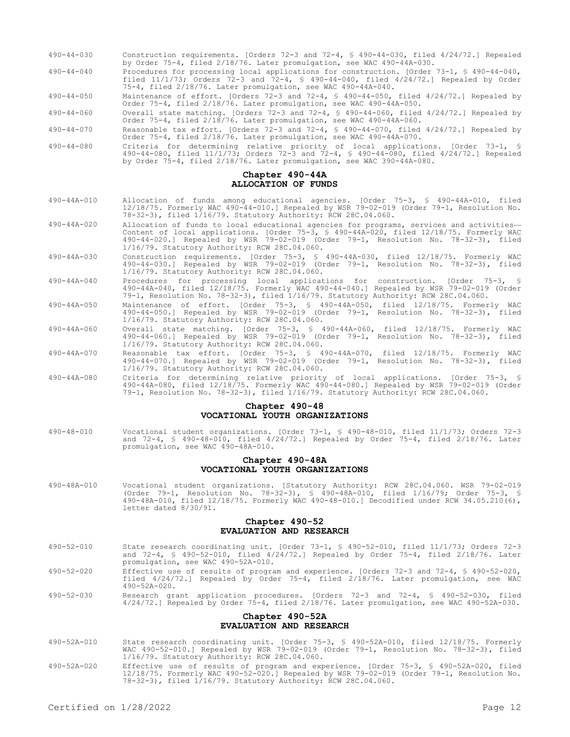490-44-030 Construction requirements. [Orders 72-3 and 72-4, § 490-44-030, filed 4/24/72.] Repealed by Order 75-4, filed 2/18/76. Later promulgation, see WAC 490-44A-030.

490-44-040 Procedures for processing local applications for construction. [Order 73-1, § 490-44-040, filed 11/1/73; Orders 72-3 and 72-4, § 490-44-040, filed 4/24/72.] Repealed by Order 75-4, filed 2/18/76. Later promulgation, see WAC 490-44A-040.

490-44-050 Maintenance of effort. [Orders 72-3 and 72-4, § 490-44-050, filed 4/24/72.] Repealed by Order 75-4, filed 2/18/76. Later promulgation, see WAC 490-44A-050.

490-44-060 Overall state matching. [Orders 72-3 and 72-4, § 490-44-060, filed 4/24/72.] Repealed by Order 75-4, filed 2/18/76. Later promulgation, see WAC 490-44A-060.

490-44-070 Reasonable tax effort. [Orders 72-3 and 72-4, § 490-44-070, filed 4/24/72.] Repealed by Order 75-4, filed 2/18/76. Later promulgation, see WAC 490-44A-070.

490-44-080 Criteria for determining relative priority of local applications. [Order 73-1, § 490-44-080, filed 11/1/73; Orders 72-3 and 72-4, § 490-44-080, filed 4/24/72.] Repealed by Order 75-4, filed 2/18/76. Later promulgation, see WAC 390-44A-080.

## Chapter 490-44A
## ALLOCATION OF FUNDS

490-44A-010 Allocation of funds among educational agencies. [Order 75-3, § 490-44A-010, filed 12/18/75. Formerly WAC 490-44-010.] Repealed by WSR 79-02-019 (Order 79-1, Resolution No. 78-32-3), filed 1/16/79. Statutory Authority: RCW 28C.04.060.

490-44A-020 Allocation of funds to local educational agencies for programs, services and activities—Content of local applications. [Order 75-3, § 490-44A-020, filed 12/18/75. Formerly WAC 490-44-020.] Repealed by WSR 79-02-019 (Order 79-1, Resolution No. 78-32-3), filed 1/16/79. Statutory Authority: RCW 28C.04.060.

490-44A-030 Construction requirements. [Order 75-3, § 490-44A-030, filed 12/18/75. Formerly WAC 490-44-030.] Repealed by WSR 79-02-019 (Order 79-1, Resolution No. 78-32-3), filed 1/16/79. Statutory Authority: RCW 28C.04.060.

490-44A-040 Procedures for processing local applications for construction. [Order 75-3, § 490-44A-040, filed 12/18/75. Formerly WAC 490-44-040.] Repealed by WSR 79-02-019 (Order 79-1, Resolution No. 78-32-3), filed 1/16/79. Statutory Authority: RCW 28C.04.060.

490-44A-050 Maintenance of effort. [Order 75-3, § 490-44A-050, filed 12/18/75. Formerly WAC 490-44-050.] Repealed by WSR 79-02-019 (Order 79-1, Resolution No. 78-32-3), filed 1/16/79. Statutory Authority: RCW 28C.04.060.

490-44A-060 Overall state matching. [Order 75-3, § 490-44A-060, filed 12/18/75. Formerly WAC 490-44-060.] Repealed by WSR 79-02-019 (Order 79-1, Resolution No. 78-32-3), filed 1/16/79. Statutory Authority: RCW 28C.04.060.

490-44A-070 Reasonable tax effort. [Order 75-3, § 490-44A-070, filed 12/18/75. Formerly WAC 490-44-070.] Repealed by WSR 79-02-019 (Order 79-1, Resolution No. 78-32-3), filed 1/16/79. Statutory Authority: RCW 28C.04.060.

490-44A-080 Criteria for determining relative priority of local applications. [Order 75-3, § 490-44A-080, filed 12/18/75. Formerly WAC 490-44-080.] Repealed by WSR 79-02-019 (Order 79-1, Resolution No. 78-32-3), filed 1/16/79. Statutory Authority: RCW 28C.04.060.

## Chapter 490-48
## VOCATIONAL YOUTH ORGANIZATIONS

490-48-010 Vocational student organizations. [Order 73-1, § 490-48-010, filed 11/1/73; Orders 72-3 and 72-4, § 490-48-010, filed 4/24/72.] Repealed by Order 75-4, filed 2/18/76. Later promulgation, see WAC 490-48A-010.

## Chapter 490-48A
## VOCATIONAL YOUTH ORGANIZATIONS

490-48A-010 Vocational student organizations. [Statutory Authority: RCW 28C.04.060. WSR 79-02-019 (Order 79-1, Resolution No. 78-32-3), § 490-48A-010, filed 1/16/79; Order 75-3, § 490-48A-010, filed 12/18/75. Formerly WAC 490-48-010.] Decodified under RCW 34.05.210(6), letter dated 8/30/91.

## Chapter 490-52
## EVALUATION AND RESEARCH

490-52-010 State research coordinating unit. [Order 73-1, § 490-52-010, filed 11/1/73; Orders 72-3 and 72-4, § 490-52-010, filed 4/24/72.] Repealed by Order 75-4, filed 2/18/76. Later promulgation, see WAC 490-52A-010.

490-52-020 Effective use of results of program and experience. [Orders 72-3 and 72-4, § 490-52-020, filed 4/24/72.] Repealed by Order 75-4, filed 2/18/76. Later promulgation, see WAC 490-52A-020.

490-52-030 Research grant application procedures. [Orders 72-3 and 72-4, § 490-52-030, filed 4/24/72.] Repealed by Order 75-4, filed 2/18/76. Later promulgation, see WAC 490-52A-030.

## Chapter 490-52A
## EVALUATION AND RESEARCH

490-52A-010 State research coordinating unit. [Order 75-3, § 490-52A-010, filed 12/18/75. Formerly WAC 490-52-010.] Repealed by WSR 79-02-019 (Order 79-1, Resolution No. 78-32-3), filed 1/16/79. Statutory Authority: RCW 28C.04.060.

490-52A-020 Effective use of results of program and experience. [Order 75-3, § 490-52A-020, filed 12/18/75. Formerly WAC 490-52-020.] Repealed by WSR 79-02-019 (Order 79-1, Resolution No. 78-32-3), filed 1/16/79. Statutory Authority: RCW 28C.04.060.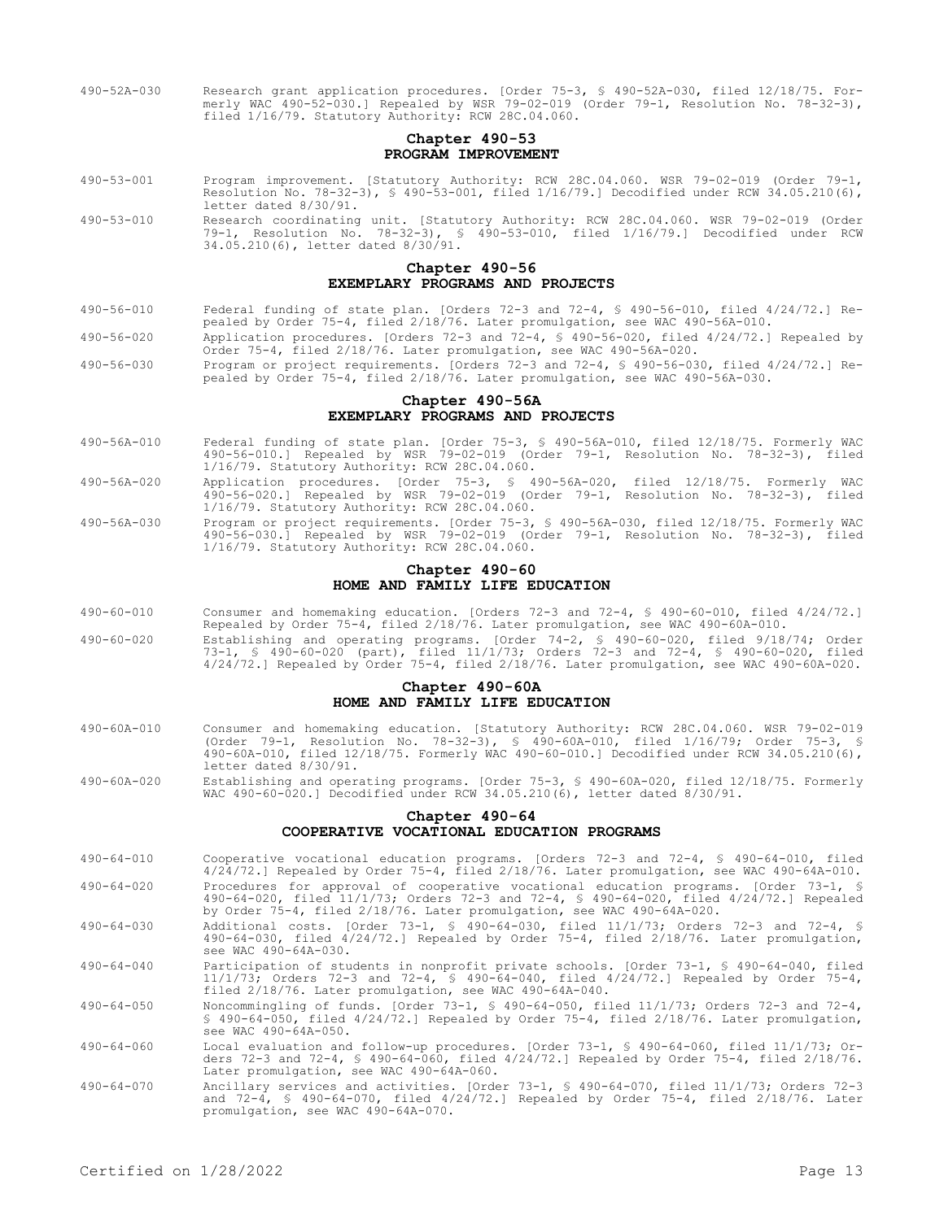490-52A-030 Research grant application procedures. [Order 75-3, § 490-52A-030, filed 12/18/75. Formerly WAC 490-52-030.] Repealed by WSR 79-02-019 (Order 79-1, Resolution No. 78-32-3), filed 1/16/79. Statutory Authority: RCW 28C.04.060.

## Chapter 490-53
## PROGRAM IMPROVEMENT

490-53-001 Program improvement. [Statutory Authority: RCW 28C.04.060. WSR 79-02-019 (Order 79-1, Resolution No. 78-32-3), § 490-53-001, filed 1/16/79.] Decodified under RCW 34.05.210(6), letter dated 8/30/91.

490-53-010 Research coordinating unit. [Statutory Authority: RCW 28C.04.060. WSR 79-02-019 (Order 79-1, Resolution No. 78-32-3), § 490-53-010, filed 1/16/79.] Decodified under RCW 34.05.210(6), letter dated 8/30/91.

## Chapter 490-56
## EXEMPLARY PROGRAMS AND PROJECTS

490-56-010 Federal funding of state plan. [Orders 72-3 and 72-4, § 490-56-010, filed 4/24/72.] Repealed by Order 75-4, filed 2/18/76. Later promulgation, see WAC 490-56A-010.

490-56-020 Application procedures. [Orders 72-3 and 72-4, § 490-56-020, filed 4/24/72.] Repealed by Order 75-4, filed 2/18/76. Later promulgation, see WAC 490-56A-020.

490-56-030 Program or project requirements. [Orders 72-3 and 72-4, § 490-56-030, filed 4/24/72.] Repealed by Order 75-4, filed 2/18/76. Later promulgation, see WAC 490-56A-030.

## Chapter 490-56A
## EXEMPLARY PROGRAMS AND PROJECTS

490-56A-010 Federal funding of state plan. [Order 75-3, § 490-56A-010, filed 12/18/75. Formerly WAC 490-56-010.] Repealed by WSR 79-02-019 (Order 79-1, Resolution No. 78-32-3), filed 1/16/79. Statutory Authority: RCW 28C.04.060.

490-56A-020 Application procedures. [Order 75-3, § 490-56A-020, filed 12/18/75. Formerly WAC 490-56-020.] Repealed by WSR 79-02-019 (Order 79-1, Resolution No. 78-32-3), filed 1/16/79. Statutory Authority: RCW 28C.04.060.

490-56A-030 Program or project requirements. [Order 75-3, § 490-56A-030, filed 12/18/75. Formerly WAC 490-56-030.] Repealed by WSR 79-02-019 (Order 79-1, Resolution No. 78-32-3), filed 1/16/79. Statutory Authority: RCW 28C.04.060.

## Chapter 490-60
## HOME AND FAMILY LIFE EDUCATION

490-60-010 Consumer and homemaking education. [Orders 72-3 and 72-4, § 490-60-010, filed 4/24/72.] Repealed by Order 75-4, filed 2/18/76. Later promulgation, see WAC 490-60A-010.

490-60-020 Establishing and operating programs. [Order 74-2, § 490-60-020, filed 9/18/74; Order 73-1, § 490-60-020 (part), filed 11/1/73; Orders 72-3 and 72-4, § 490-60-020, filed 4/24/72.] Repealed by Order 75-4, filed 2/18/76. Later promulgation, see WAC 490-60A-020.

## Chapter 490-60A
## HOME AND FAMILY LIFE EDUCATION

490-60A-010 Consumer and homemaking education. [Statutory Authority: RCW 28C.04.060. WSR 79-02-019 (Order 79-1, Resolution No. 78-32-3), § 490-60A-010, filed 1/16/79; Order 75-3, § 490-60A-010, filed 12/18/75. Formerly WAC 490-60-010.] Decodified under RCW 34.05.210(6), letter dated 8/30/91.

490-60A-020 Establishing and operating programs. [Order 75-3, § 490-60A-020, filed 12/18/75. Formerly WAC 490-60-020.] Decodified under RCW 34.05.210(6), letter dated 8/30/91.

## Chapter 490-64
## COOPERATIVE VOCATIONAL EDUCATION PROGRAMS

490-64-010 Cooperative vocational education programs. [Orders 72-3 and 72-4, § 490-64-010, filed 4/24/72.] Repealed by Order 75-4, filed 2/18/76. Later promulgation, see WAC 490-64A-010.

490-64-020 Procedures for approval of cooperative vocational education programs. [Order 73-1, § 490-64-020, filed 11/1/73; Orders 72-3 and 72-4, § 490-64-020, filed 4/24/72.] Repealed by Order 75-4, filed 2/18/76. Later promulgation, see WAC 490-64A-020.

490-64-030 Additional costs. [Order 73-1, § 490-64-030, filed 11/1/73; Orders 72-3 and 72-4, § 490-64-030, filed 4/24/72.] Repealed by Order 75-4, filed 2/18/76. Later promulgation, see WAC 490-64A-030.

490-64-040 Participation of students in nonprofit private schools. [Order 73-1, § 490-64-040, filed 11/1/73; Orders 72-3 and 72-4, § 490-64-040, filed 4/24/72.] Repealed by Order 75-4, filed 2/18/76. Later promulgation, see WAC 490-64A-040.

490-64-050 Noncommingling of funds. [Order 73-1, § 490-64-050, filed 11/1/73; Orders 72-3 and 72-4, § 490-64-050, filed 4/24/72.] Repealed by Order 75-4, filed 2/18/76. Later promulgation, see WAC 490-64A-050.

490-64-060 Local evaluation and follow-up procedures. [Order 73-1, § 490-64-060, filed 11/1/73; Orders 72-3 and 72-4, § 490-64-060, filed 4/24/72.] Repealed by Order 75-4, filed 2/18/76. Later promulgation, see WAC 490-64A-060.

490-64-070 Ancillary services and activities. [Order 73-1, § 490-64-070, filed 11/1/73; Orders 72-3 and 72-4, § 490-64-070, filed 4/24/72.] Repealed by Order 75-4, filed 2/18/76. Later promulgation, see WAC 490-64A-070.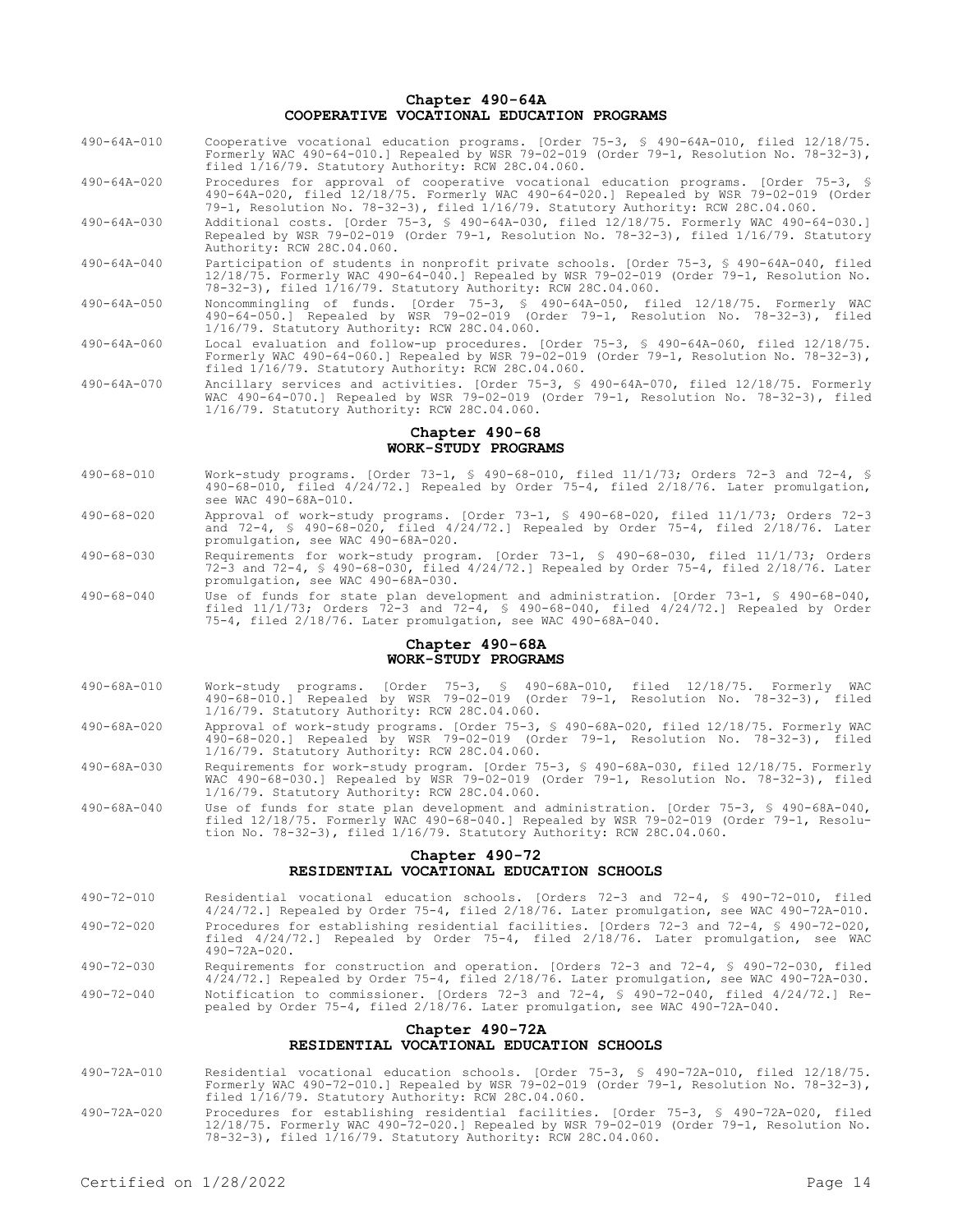## Chapter 490-64A
## COOPERATIVE VOCATIONAL EDUCATION PROGRAMS

490-64A-010 Cooperative vocational education programs. [Order 75-3, § 490-64A-010, filed 12/18/75. Formerly WAC 490-64-010.] Repealed by WSR 79-02-019 (Order 79-1, Resolution No. 78-32-3), filed 1/16/79. Statutory Authority: RCW 28C.04.060.

490-64A-020 Procedures for approval of cooperative vocational education programs. [Order 75-3, § 490-64A-020, filed 12/18/75. Formerly WAC 490-64-020.] Repealed by WSR 79-02-019 (Order 79-1, Resolution No. 78-32-3), filed 1/16/79. Statutory Authority: RCW 28C.04.060.

490-64A-030 Additional costs. [Order 75-3, § 490-64A-030, filed 12/18/75. Formerly WAC 490-64-030.] Repealed by WSR 79-02-019 (Order 79-1, Resolution No. 78-32-3), filed 1/16/79. Statutory Authority: RCW 28C.04.060.

490-64A-040 Participation of students in nonprofit private schools. [Order 75-3, § 490-64A-040, filed 12/18/75. Formerly WAC 490-64-040.] Repealed by WSR 79-02-019 (Order 79-1, Resolution No. 78-32-3), filed 1/16/79. Statutory Authority: RCW 28C.04.060.

490-64A-050 Noncommingling of funds. [Order 75-3, § 490-64A-050, filed 12/18/75. Formerly WAC 490-64-050.] Repealed by WSR 79-02-019 (Order 79-1, Resolution No. 78-32-3), filed 1/16/79. Statutory Authority: RCW 28C.04.060.

490-64A-060 Local evaluation and follow-up procedures. [Order 75-3, § 490-64A-060, filed 12/18/75. Formerly WAC 490-64-060.] Repealed by WSR 79-02-019 (Order 79-1, Resolution No. 78-32-3), filed 1/16/79. Statutory Authority: RCW 28C.04.060.

490-64A-070 Ancillary services and activities. [Order 75-3, § 490-64A-070, filed 12/18/75. Formerly WAC 490-64-070.] Repealed by WSR 79-02-019 (Order 79-1, Resolution No. 78-32-3), filed 1/16/79. Statutory Authority: RCW 28C.04.060.

## Chapter 490-68
## WORK-STUDY PROGRAMS

490-68-010 Work-study programs. [Order 73-1, § 490-68-010, filed 11/1/73; Orders 72-3 and 72-4, § 490-68-010, filed 4/24/72.] Repealed by Order 75-4, filed 2/18/76. Later promulgation, see WAC 490-68A-010.

490-68-020 Approval of work-study programs. [Order 73-1, § 490-68-020, filed 11/1/73; Orders 72-3 and 72-4, § 490-68-020, filed 4/24/72.] Repealed by Order 75-4, filed 2/18/76. Later promulgation, see WAC 490-68A-020.

490-68-030 Requirements for work-study program. [Order 73-1, § 490-68-030, filed 11/1/73; Orders 72-3 and 72-4, § 490-68-030, filed 4/24/72.] Repealed by Order 75-4, filed 2/18/76. Later promulgation, see WAC 490-68A-030.

490-68-040 Use of funds for state plan development and administration. [Order 73-1, § 490-68-040, filed 11/1/73; Orders 72-3 and 72-4, § 490-68-040, filed 4/24/72.] Repealed by Order 75-4, filed 2/18/76. Later promulgation, see WAC 490-68A-040.

## Chapter 490-68A
## WORK-STUDY PROGRAMS

490-68A-010 Work-study programs. [Order 75-3, § 490-68A-010, filed 12/18/75. Formerly WAC 490-68-010.] Repealed by WSR 79-02-019 (Order 79-1, Resolution No. 78-32-3), filed 1/16/79. Statutory Authority: RCW 28C.04.060.

490-68A-020 Approval of work-study programs. [Order 75-3, § 490-68A-020, filed 12/18/75. Formerly WAC 490-68-020.] Repealed by WSR 79-02-019 (Order 79-1, Resolution No. 78-32-3), filed 1/16/79. Statutory Authority: RCW 28C.04.060.

490-68A-030 Requirements for work-study program. [Order 75-3, § 490-68A-030, filed 12/18/75. Formerly WAC 490-68-030.] Repealed by WSR 79-02-019 (Order 79-1, Resolution No. 78-32-3), filed 1/16/79. Statutory Authority: RCW 28C.04.060.

490-68A-040 Use of funds for state plan development and administration. [Order 75-3, § 490-68A-040, filed 12/18/75. Formerly WAC 490-68-040.] Repealed by WSR 79-02-019 (Order 79-1, Resolution No. 78-32-3), filed 1/16/79. Statutory Authority: RCW 28C.04.060.

## Chapter 490-72
## RESIDENTIAL VOCATIONAL EDUCATION SCHOOLS

490-72-010 Residential vocational education schools. [Orders 72-3 and 72-4, § 490-72-010, filed 4/24/72.] Repealed by Order 75-4, filed 2/18/76. Later promulgation, see WAC 490-72A-010.

490-72-020 Procedures for establishing residential facilities. [Orders 72-3 and 72-4, § 490-72-020, filed 4/24/72.] Repealed by Order 75-4, filed 2/18/76. Later promulgation, see WAC 490-72A-020.

490-72-030 Requirements for construction and operation. [Orders 72-3 and 72-4, § 490-72-030, filed 4/24/72.] Repealed by Order 75-4, filed 2/18/76. Later promulgation, see WAC 490-72A-030.

490-72-040 Notification to commissioner. [Orders 72-3 and 72-4, § 490-72-040, filed 4/24/72.] Repealed by Order 75-4, filed 2/18/76. Later promulgation, see WAC 490-72A-040.

## Chapter 490-72A
## RESIDENTIAL VOCATIONAL EDUCATION SCHOOLS

490-72A-010 Residential vocational education schools. [Order 75-3, § 490-72A-010, filed 12/18/75. Formerly WAC 490-72-010.] Repealed by WSR 79-02-019 (Order 79-1, Resolution No. 78-32-3), filed 1/16/79. Statutory Authority: RCW 28C.04.060.

490-72A-020 Procedures for establishing residential facilities. [Order 75-3, § 490-72A-020, filed 12/18/75. Formerly WAC 490-72-020.] Repealed by WSR 79-02-019 (Order 79-1, Resolution No. 78-32-3), filed 1/16/79. Statutory Authority: RCW 28C.04.060.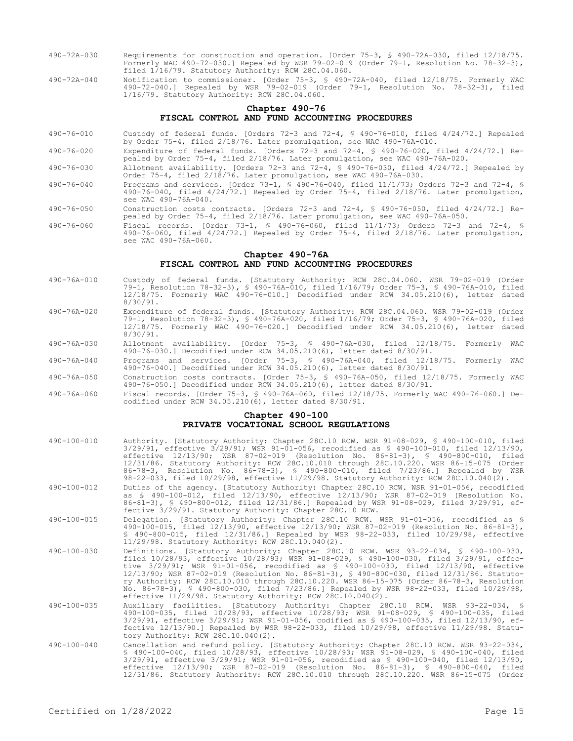490-72A-030 Requirements for construction and operation. [Order 75-3, § 490-72A-030, filed 12/18/75. Formerly WAC 490-72-030.] Repealed by WSR 79-02-019 (Order 79-1, Resolution No. 78-32-3), filed 1/16/79. Statutory Authority: RCW 28C.04.060.

490-72A-040 Notification to commissioner. [Order 75-3, § 490-72A-040, filed 12/18/75. Formerly WAC 490-72-040.] Repealed by WSR 79-02-019 (Order 79-1, Resolution No. 78-32-3), filed 1/16/79. Statutory Authority: RCW 28C.04.060.

## Chapter 490-76
## FISCAL CONTROL AND FUND ACCOUNTING PROCEDURES

490-76-010 Custody of federal funds. [Orders 72-3 and 72-4, § 490-76-010, filed 4/24/72.] Repealed by Order 75-4, filed 2/18/76. Later promulgation, see WAC 490-76A-010.

490-76-020 Expenditure of federal funds. [Orders 72-3 and 72-4, § 490-76-020, filed 4/24/72.] Repealed by Order 75-4, filed 2/18/76. Later promulgation, see WAC 490-76A-020.

490-76-030 Allotment availability. [Orders 72-3 and 72-4, § 490-76-030, filed 4/24/72.] Repealed by Order 75-4, filed 2/18/76. Later promulgation, see WAC 490-76A-030.

490-76-040 Programs and services. [Order 73-1, § 490-76-040, filed 11/1/73; Orders 72-3 and 72-4, § 490-76-040, filed 4/24/72.] Repealed by Order 75-4, filed 2/18/76. Later promulgation, see WAC 490-76A-040.

490-76-050 Construction costs contracts. [Orders 72-3 and 72-4, § 490-76-050, filed 4/24/72.] Repealed by Order 75-4, filed 2/18/76. Later promulgation, see WAC 490-76A-050.

490-76-060 Fiscal records. [Order 73-1, § 490-76-060, filed 11/1/73; Orders 72-3 and 72-4, § 490-76-060, filed 4/24/72.] Repealed by Order 75-4, filed 2/18/76. Later promulgation, see WAC 490-76A-060.

## Chapter 490-76A
## FISCAL CONTROL AND FUND ACCOUNTING PROCEDURES

490-76A-010 Custody of federal funds. [Statutory Authority: RCW 28C.04.060. WSR 79-02-019 (Order 79-1, Resolution 78-32-3), § 490-76A-010, filed 1/16/79; Order 75-3, § 490-76A-010, filed 12/18/75. Formerly WAC 490-76-010.] Decodified under RCW 34.05.210(6), letter dated 8/30/91.

490-76A-020 Expenditure of federal funds. [Statutory Authority: RCW 28C.04.060. WSR 79-02-019 (Order 79-1, Resolution 78-32-3), § 490-76A-020, filed 1/16/79; Order 75-3, § 490-76A-020, filed 12/18/75. Formerly WAC 490-76-020.] Decodified under RCW 34.05.210(6), letter dated 8/30/91.

490-76A-030 Allotment availability. [Order 75-3, § 490-76A-030, filed 12/18/75. Formerly WAC 490-76-030.] Decodified under RCW 34.05.210(6), letter dated 8/30/91.

490-76A-040 Programs and services. [Order 75-3, § 490-76A-040, filed 12/18/75. Formerly WAC 490-76-040.] Decodified under RCW 34.05.210(6), letter dated 8/30/91.

490-76A-050 Construction costs contracts. [Order 75-3, § 490-76A-050, filed 12/18/75. Formerly WAC 490-76-050.] Decodified under RCW 34.05.210(6), letter dated 8/30/91.

490-76A-060 Fiscal records. [Order 75-3, § 490-76A-060, filed 12/18/75. Formerly WAC 490-76-060.] Decodified under RCW 34.05.210(6), letter dated 8/30/91.

## Chapter 490-100
## PRIVATE VOCATIONAL SCHOOL REGULATIONS

490-100-010 Authority. [Statutory Authority: Chapter 28C.10 RCW. WSR 91-08-029, § 490-100-010, filed 3/29/91, effective 3/29/91; WSR 91-01-056, recodified as § 490-100-010, filed 12/13/90, effective 12/13/90; WSR 87-02-019 (Resolution No. 86-81-3), § 490-800-010, filed 12/31/86. Statutory Authority: RCW 28C.10.010 through 28C.10.220. WSR 86-15-075 (Order 86-78-3, Resolution No. 86-78-3), § 490-800-010, filed 7/23/86.] Repealed by WSR 98-22-033, filed 10/29/98, effective 11/29/98. Statutory Authority: RCW 28C.10.040(2).

490-100-012 Duties of the agency. [Statutory Authority: Chapter 28C.10 RCW. WSR 91-01-056, recodified as § 490-100-012, filed 12/13/90, effective 12/13/90; WSR 87-02-019 (Resolution No. 86-81-3), § 490-800-012, filed 12/31/86.] Repealed by WSR 91-08-029, filed 3/29/91, effective 3/29/91. Statutory Authority: Chapter 28C.10 RCW.

490-100-015 Delegation. [Statutory Authority: Chapter 28C.10 RCW. WSR 91-01-056, recodified as § 490-100-015, filed 12/13/90, effective 12/13/90; WSR 87-02-019 (Resolution No. 86-81-3), § 490-800-015, filed 12/31/86.] Repealed by WSR 98-22-033, filed 10/29/98, effective 11/29/98. Statutory Authority: RCW 28C.10.040(2).

490-100-030 Definitions. [Statutory Authority: Chapter 28C.10 RCW. WSR 93-22-034, § 490-100-030, filed 10/28/93, effective 10/28/93; WSR 91-08-029, § 490-100-030, filed 3/29/91, effective 3/29/91; WSR 91-01-056, recodified as § 490-100-030, filed 12/13/90, effective 12/13/90; WSR 87-02-019 (Resolution No. 86-81-3), § 490-800-030, filed 12/31/86. Statutory Authority: RCW 28C.10.010 through 28C.10.220. WSR 86-15-075 (Order 86-78-3, Resolution No. 86-78-3), § 490-800-030, filed 7/23/86.] Repealed by WSR 98-22-033, filed 10/29/98, effective 11/29/98. Statutory Authority: RCW 28C.10.040(2).

490-100-035 Auxiliary facilities. [Statutory Authority: Chapter 28C.10 RCW. WSR 93-22-034, § 490-100-035, filed 10/28/93, effective 10/28/93; WSR 91-08-029, § 490-100-035, filed 3/29/91, effective 3/29/91; WSR 91-01-056, codified as § 490-100-035, filed 12/13/90, effective 12/13/90.] Repealed by WSR 98-22-033, filed 10/29/98, effective 11/29/98. Statutory Authority: RCW 28C.10.040(2).

490-100-040 Cancellation and refund policy. [Statutory Authority: Chapter 28C.10 RCW. WSR 93-22-034, § 490-100-040, filed 10/28/93, effective 10/28/93; WSR 91-08-029, § 490-100-040, filed 3/29/91, effective 3/29/91; WSR 91-01-056, recodified as § 490-100-040, filed 12/13/90, effective 12/13/90; WSR 87-02-019 (Resolution No. 86-81-3), § 490-800-040, filed 12/31/86. Statutory Authority: RCW 28C.10.010 through 28C.10.220. WSR 86-15-075 (Order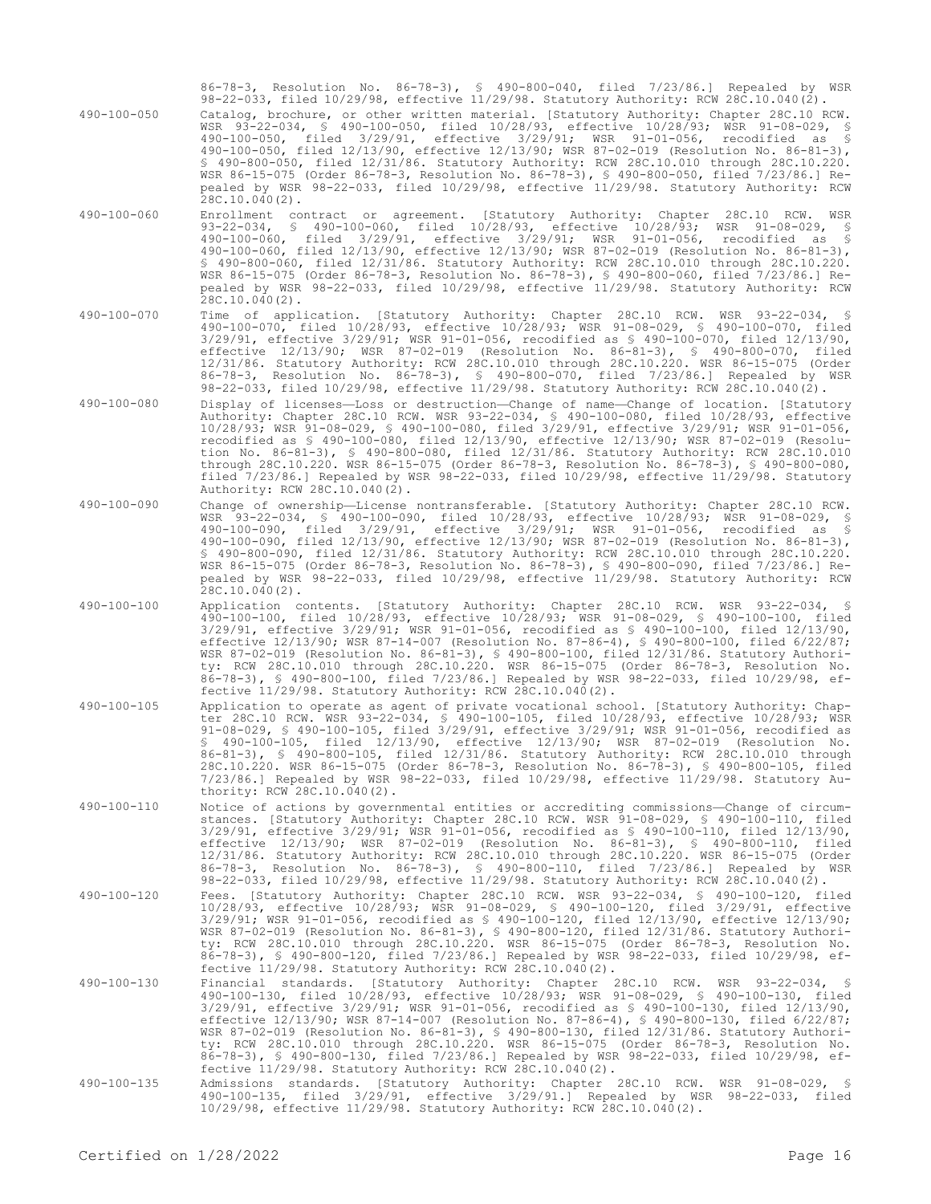86-78-3, Resolution No. 86-78-3), § 490-800-040, filed 7/23/86.] Repealed by WSR 98-22-033, filed 10/29/98, effective 11/29/98. Statutory Authority: RCW 28C.10.040(2).

490-100-050 Catalog, brochure, or other written material. [Statutory Authority: Chapter 28C.10 RCW. WSR 93-22-034, § 490-100-050, filed 10/28/93, effective 10/28/93; WSR 91-08-029, § 490-100-050, filed 3/29/91, effective 3/29/91; WSR 91-01-056, recodified as § 490-100-050, filed 12/13/90, effective 12/13/90; WSR 87-02-019 (Resolution No. 86-81-3), § 490-800-050, filed 12/31/86. Statutory Authority: RCW 28C.10.010 through 28C.10.220. WSR 86-15-075 (Order 86-78-3, Resolution No. 86-78-3), § 490-800-050, filed 7/23/86.] Repealed by WSR 98-22-033, filed 10/29/98, effective 11/29/98. Statutory Authority: RCW 28C.10.040(2).

490-100-060 Enrollment contract or agreement. [Statutory Authority: Chapter 28C.10 RCW. WSR 93-22-034, § 490-100-060, filed 10/28/93, effective 10/28/93; WSR 91-08-029, § 490-100-060, filed 3/29/91, effective 3/29/91; WSR 91-01-056, recodified as § 490-100-060, filed 12/13/90, effective 12/13/90; WSR 87-02-019 (Resolution No. 86-81-3), § 490-800-060, filed 12/31/86. Statutory Authority: RCW 28C.10.010 through 28C.10.220. WSR 86-15-075 (Order 86-78-3, Resolution No. 86-78-3), § 490-800-060, filed 7/23/86.] Repealed by WSR 98-22-033, filed 10/29/98, effective 11/29/98. Statutory Authority: RCW 28C.10.040(2).

490-100-070 Time of application. [Statutory Authority: Chapter 28C.10 RCW. WSR 93-22-034, § 490-100-070, filed 10/28/93, effective 10/28/93; WSR 91-08-029, § 490-100-070, filed 3/29/91, effective 3/29/91; WSR 91-01-056, recodified as § 490-100-070, filed 12/13/90, effective 12/13/90; WSR 87-02-019 (Resolution No. 86-81-3), § 490-800-070, filed 12/31/86. Statutory Authority: RCW 28C.10.010 through 28C.10.220. WSR 86-15-075 (Order 86-78-3, Resolution No. 86-78-3), § 490-800-070, filed 7/23/86.] Repealed by WSR 98-22-033, filed 10/29/98, effective 11/29/98. Statutory Authority: RCW 28C.10.040(2).

490-100-080 Display of licenses—Loss or destruction—Change of name—Change of location. [Statutory Authority: Chapter 28C.10 RCW. WSR 93-22-034, § 490-100-080, filed 10/28/93, effective 10/28/93; WSR 91-08-029, § 490-100-080, filed 3/29/91, effective 3/29/91; WSR 91-01-056, recodified as § 490-100-080, filed 12/13/90, effective 12/13/90; WSR 87-02-019 (Resolution No. 86-81-3), § 490-800-080, filed 12/31/86. Statutory Authority: RCW 28C.10.010 through 28C.10.220. WSR 86-15-075 (Order 86-78-3, Resolution No. 86-78-3), § 490-800-080, filed 7/23/86.] Repealed by WSR 98-22-033, filed 10/29/98, effective 11/29/98. Statutory Authority: RCW 28C.10.040(2).

490-100-090 Change of ownership—License nontransferable. [Statutory Authority: Chapter 28C.10 RCW. WSR 93-22-034, § 490-100-090, filed 10/28/93, effective 10/28/93; WSR 91-08-029, § 490-100-090, filed 3/29/91, effective 3/29/91; WSR 91-01-056, recodified as § 490-100-090, filed 12/13/90, effective 12/13/90; WSR 87-02-019 (Resolution No. 86-81-3), § 490-800-090, filed 12/31/86. Statutory Authority: RCW 28C.10.010 through 28C.10.220. WSR 86-15-075 (Order 86-78-3, Resolution No. 86-78-3), § 490-800-090, filed 7/23/86.] Repealed by WSR 98-22-033, filed 10/29/98, effective 11/29/98. Statutory Authority: RCW 28C.10.040(2).

490-100-100 Application contents. [Statutory Authority: Chapter 28C.10 RCW. WSR 93-22-034, § 490-100-100, filed 10/28/93, effective 10/28/93; WSR 91-08-029, § 490-100-100, filed 3/29/91, effective 3/29/91; WSR 91-01-056, recodified as § 490-100-100, filed 12/13/90, effective 12/13/90; WSR 87-14-007 (Resolution No. 87-86-4), § 490-800-100, filed 6/22/87; WSR 87-02-019 (Resolution No. 86-81-3), § 490-800-100, filed 12/31/86. Statutory Authority: RCW 28C.10.010 through 28C.10.220. WSR 86-15-075 (Order 86-78-3, Resolution No. 86-78-3), § 490-800-100, filed 7/23/86.] Repealed by WSR 98-22-033, filed 10/29/98, effective 11/29/98. Statutory Authority: RCW 28C.10.040(2).

490-100-105 Application to operate as agent of private vocational school. [Statutory Authority: Chapter 28C.10 RCW. WSR 93-22-034, § 490-100-105, filed 10/28/93, effective 10/28/93; WSR 91-08-029, § 490-100-105, filed 3/29/91, effective 3/29/91; WSR 91-01-056, recodified as § 490-100-105, filed 12/13/90, effective 12/13/90; WSR 87-02-019 (Resolution No. 86-81-3), § 490-800-105, filed 12/31/86. Statutory Authority: RCW 28C.10.010 through 28C.10.220. WSR 86-15-075 (Order 86-78-3, Resolution No. 86-78-3), § 490-800-105, filed 7/23/86.] Repealed by WSR 98-22-033, filed 10/29/98, effective 11/29/98. Statutory Authority: RCW 28C.10.040(2).

490-100-110 Notice of actions by governmental entities or accrediting commissions—Change of circumstances. [Statutory Authority: Chapter 28C.10 RCW. WSR 91-08-029, § 490-100-110, filed 3/29/91, effective 3/29/91; WSR 91-01-056, recodified as § 490-100-110, filed 12/13/90, effective 12/13/90; WSR 87-02-019 (Resolution No. 86-81-3), § 490-800-110, filed 12/31/86. Statutory Authority: RCW 28C.10.010 through 28C.10.220. WSR 86-15-075 (Order 86-78-3, Resolution No. 86-78-3), § 490-800-110, filed 7/23/86.] Repealed by WSR 98-22-033, filed 10/29/98, effective 11/29/98. Statutory Authority: RCW 28C.10.040(2).

490-100-120 Fees. [Statutory Authority: Chapter 28C.10 RCW. WSR 93-22-034, § 490-100-120, filed 10/28/93, effective 10/28/93; WSR 91-08-029, § 490-100-120, filed 3/29/91, effective 3/29/91; WSR 91-01-056, recodified as § 490-100-120, filed 12/13/90, effective 12/13/90; WSR 87-02-019 (Resolution No. 86-81-3), § 490-800-120, filed 12/31/86. Statutory Authority: RCW 28C.10.010 through 28C.10.220. WSR 86-15-075 (Order 86-78-3, Resolution No. 86-78-3), § 490-800-120, filed 7/23/86.] Repealed by WSR 98-22-033, filed 10/29/98, effective 11/29/98. Statutory Authority: RCW 28C.10.040(2).

490-100-130 Financial standards. [Statutory Authority: Chapter 28C.10 RCW. WSR 93-22-034, § 490-100-130, filed 10/28/93, effective 10/28/93; WSR 91-08-029, § 490-100-130, filed 3/29/91, effective 3/29/91; WSR 91-01-056, recodified as § 490-100-130, filed 12/13/90, effective 12/13/90; WSR 87-14-007 (Resolution No. 87-86-4), § 490-800-130, filed 6/22/87; WSR 87-02-019 (Resolution No. 86-81-3), § 490-800-130, filed 12/31/86. Statutory Authority: RCW 28C.10.010 through 28C.10.220. WSR 86-15-075 (Order 86-78-3, Resolution No. 86-78-3), § 490-800-130, filed 7/23/86.] Repealed by WSR 98-22-033, filed 10/29/98, effective 11/29/98. Statutory Authority: RCW 28C.10.040(2).

490-100-135 Admissions standards. [Statutory Authority: Chapter 28C.10 RCW. WSR 91-08-029, § 490-100-135, filed 3/29/91, effective 3/29/91.] Repealed by WSR 98-22-033, filed 10/29/98, effective 11/29/98. Statutory Authority: RCW 28C.10.040(2).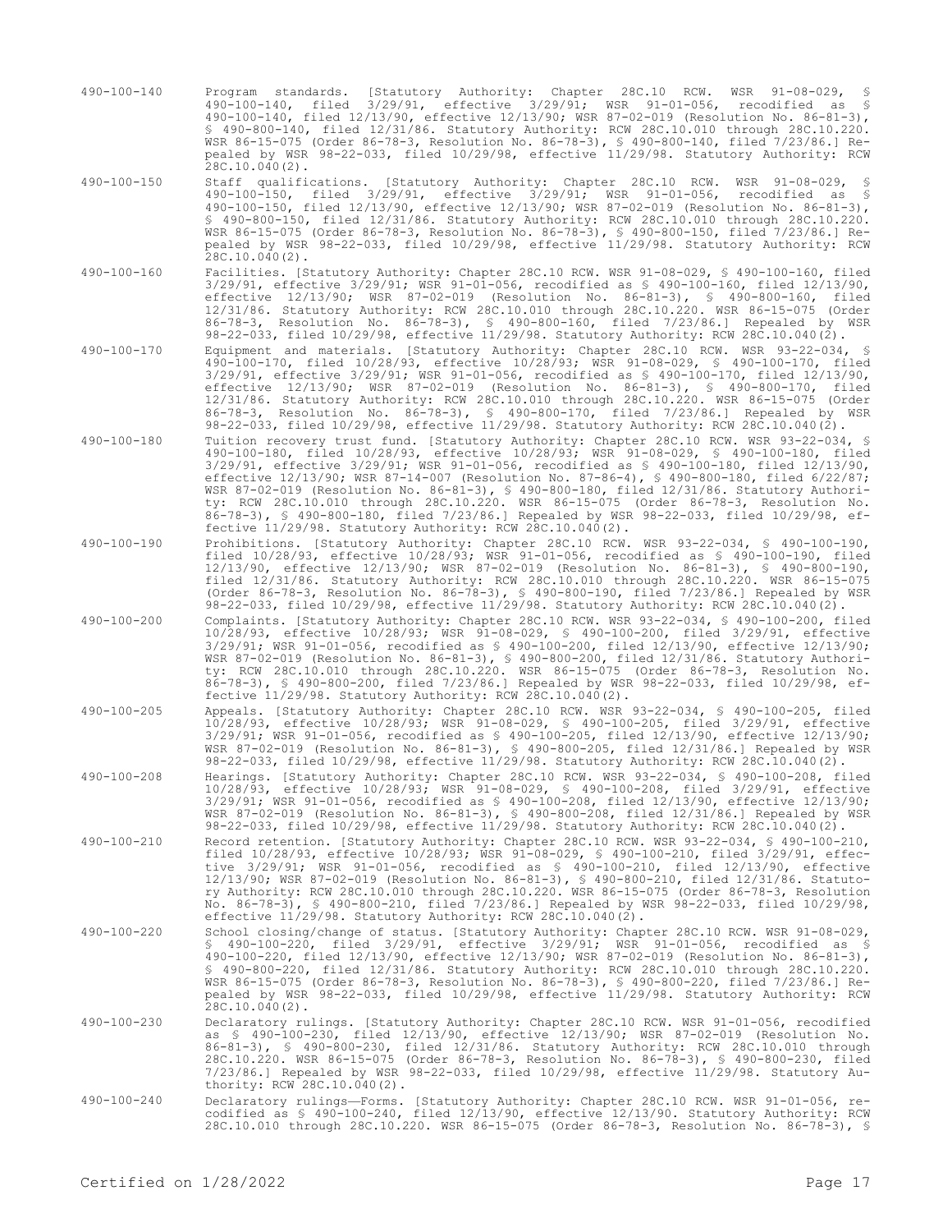490-100-140 Program standards. [Statutory Authority: Chapter 28C.10 RCW. WSR 91-08-029, § 490-100-140, filed 3/29/91, effective 3/29/91; WSR 91-01-056, recodified as § 490-100-140, filed 12/13/90, effective 12/13/90; WSR 87-02-019 (Resolution No. 86-81-3), § 490-800-140, filed 12/31/86. Statutory Authority: RCW 28C.10.010 through 28C.10.220. WSR 86-15-075 (Order 86-78-3, Resolution No. 86-78-3), § 490-800-140, filed 7/23/86.] Repealed by WSR 98-22-033, filed 10/29/98, effective 11/29/98. Statutory Authority: RCW 28C.10.040(2).

490-100-150 Staff qualifications. [Statutory Authority: Chapter 28C.10 RCW. WSR 91-08-029, § 490-100-150, filed 3/29/91, effective 3/29/91; WSR 91-01-056, recodified as § 490-100-150, filed 12/13/90, effective 12/13/90; WSR 87-02-019 (Resolution No. 86-81-3), § 490-800-150, filed 12/31/86. Statutory Authority: RCW 28C.10.010 through 28C.10.220. WSR 86-15-075 (Order 86-78-3, Resolution No. 86-78-3), § 490-800-150, filed 7/23/86.] Repealed by WSR 98-22-033, filed 10/29/98, effective 11/29/98. Statutory Authority: RCW 28C.10.040(2).

490-100-160 Facilities. [Statutory Authority: Chapter 28C.10 RCW. WSR 91-08-029, § 490-100-160, filed 3/29/91, effective 3/29/91; WSR 91-01-056, recodified as § 490-100-160, filed 12/13/90, effective 12/13/90; WSR 87-02-019 (Resolution No. 86-81-3), § 490-800-160, filed 12/31/86. Statutory Authority: RCW 28C.10.010 through 28C.10.220. WSR 86-15-075 (Order 86-78-3, Resolution No. 86-78-3), § 490-800-160, filed 7/23/86.] Repealed by WSR 98-22-033, filed 10/29/98, effective 11/29/98. Statutory Authority: RCW 28C.10.040(2).

490-100-170 Equipment and materials. [Statutory Authority: Chapter 28C.10 RCW. WSR 93-22-034, § 490-100-170, filed 10/28/93, effective 10/28/93; WSR 91-08-029, § 490-100-170, filed 3/29/91, effective 3/29/91; WSR 91-01-056, recodified as § 490-100-170, filed 12/13/90, effective 12/13/90; WSR 87-02-019 (Resolution No. 86-81-3), § 490-800-170, filed 12/31/86. Statutory Authority: RCW 28C.10.010 through 28C.10.220. WSR 86-15-075 (Order 86-78-3, Resolution No. 86-78-3), § 490-800-170, filed 7/23/86.] Repealed by WSR 98-22-033, filed 10/29/98, effective 11/29/98. Statutory Authority: RCW 28C.10.040(2).

490-100-180 Tuition recovery trust fund. [Statutory Authority: Chapter 28C.10 RCW. WSR 93-22-034, § 490-100-180, filed 10/28/93, effective 10/28/93; WSR 91-08-029, § 490-100-180, filed 3/29/91, effective 3/29/91; WSR 91-01-056, recodified as § 490-100-180, filed 12/13/90, effective 12/13/90; WSR 87-14-007 (Resolution No. 87-86-4), § 490-800-180, filed 6/22/87; WSR 87-02-019 (Resolution No. 86-81-3), § 490-800-180, filed 12/31/86. Statutory Authority: RCW 28C.10.010 through 28C.10.220. WSR 86-15-075 (Order 86-78-3, Resolution No. 86-78-3), § 490-800-180, filed 7/23/86.] Repealed by WSR 98-22-033, filed 10/29/98, effective 11/29/98. Statutory Authority: RCW 28C.10.040(2).

490-100-190 Prohibitions. [Statutory Authority: Chapter 28C.10 RCW. WSR 93-22-034, § 490-100-190, filed 10/28/93, effective 10/28/93; WSR 91-01-056, recodified as § 490-100-190, filed 12/13/90, effective 12/13/90; WSR 87-02-019 (Resolution No. 86-81-3), § 490-800-190, filed 12/31/86. Statutory Authority: RCW 28C.10.010 through 28C.10.220. WSR 86-15-075 (Order 86-78-3, Resolution No. 86-78-3), § 490-800-190, filed 7/23/86.] Repealed by WSR 98-22-033, filed 10/29/98, effective 11/29/98. Statutory Authority: RCW 28C.10.040(2).

490-100-200 Complaints. [Statutory Authority: Chapter 28C.10 RCW. WSR 93-22-034, § 490-100-200, filed 10/28/93, effective 10/28/93; WSR 91-08-029, § 490-100-200, filed 3/29/91, effective 3/29/91; WSR 91-01-056, recodified as § 490-100-200, filed 12/13/90, effective 12/13/90; WSR 87-02-019 (Resolution No. 86-81-3), § 490-800-200, filed 12/31/86. Statutory Authority: RCW 28C.10.010 through 28C.10.220. WSR 86-15-075 (Order 86-78-3, Resolution No. 86-78-3), § 490-800-200, filed 7/23/86.] Repealed by WSR 98-22-033, filed 10/29/98, effective 11/29/98. Statutory Authority: RCW 28C.10.040(2).

490-100-205 Appeals. [Statutory Authority: Chapter 28C.10 RCW. WSR 93-22-034, § 490-100-205, filed 10/28/93, effective 10/28/93; WSR 91-08-029, § 490-100-205, filed 3/29/91, effective 3/29/91; WSR 91-01-056, recodified as § 490-100-205, filed 12/13/90, effective 12/13/90; WSR 87-02-019 (Resolution No. 86-81-3), § 490-800-205, filed 12/31/86.] Repealed by WSR 98-22-033, filed 10/29/98, effective 11/29/98. Statutory Authority: RCW 28C.10.040(2).

490-100-208 Hearings. [Statutory Authority: Chapter 28C.10 RCW. WSR 93-22-034, § 490-100-208, filed 10/28/93, effective 10/28/93; WSR 91-08-029, § 490-100-208, filed 3/29/91, effective 3/29/91; WSR 91-01-056, recodified as § 490-100-208, filed 12/13/90, effective 12/13/90; WSR 87-02-019 (Resolution No. 86-81-3), § 490-800-208, filed 12/31/86.] Repealed by WSR 98-22-033, filed 10/29/98, effective 11/29/98. Statutory Authority: RCW 28C.10.040(2).

490-100-210 Record retention. [Statutory Authority: Chapter 28C.10 RCW. WSR 93-22-034, § 490-100-210, filed 10/28/93, effective 10/28/93; WSR 91-08-029, § 490-100-210, filed 3/29/91, effective 3/29/91; WSR 91-01-056, recodified as § 490-100-210, filed 12/13/90, effective 12/13/90; WSR 87-02-019 (Resolution No. 86-81-3), § 490-800-210, filed 12/31/86. Statutory Authority: RCW 28C.10.010 through 28C.10.220. WSR 86-15-075 (Order 86-78-3, Resolution No. 86-78-3), § 490-800-210, filed 7/23/86.] Repealed by WSR 98-22-033, filed 10/29/98, effective 11/29/98. Statutory Authority: RCW 28C.10.040(2).

490-100-220 School closing/change of status. [Statutory Authority: Chapter 28C.10 RCW. WSR 91-08-029, § 490-100-220, filed 3/29/91, effective 3/29/91; WSR 91-01-056, recodified as § 490-100-220, filed 12/13/90, effective 12/13/90; WSR 87-02-019 (Resolution No. 86-81-3), § 490-800-220, filed 12/31/86. Statutory Authority: RCW 28C.10.010 through 28C.10.220. WSR 86-15-075 (Order 86-78-3, Resolution No. 86-78-3), § 490-800-220, filed 7/23/86.] Repealed by WSR 98-22-033, filed 10/29/98, effective 11/29/98. Statutory Authority: RCW 28C.10.040(2).

490-100-230 Declaratory rulings. [Statutory Authority: Chapter 28C.10 RCW. WSR 91-01-056, recodified as § 490-100-230, filed 12/13/90, effective 12/13/90; WSR 87-02-019 (Resolution No. 86-81-3), § 490-800-230, filed 12/31/86. Statutory Authority: RCW 28C.10.010 through 28C.10.220. WSR 86-15-075 (Order 86-78-3, Resolution No. 86-78-3), § 490-800-230, filed 7/23/86.] Repealed by WSR 98-22-033, filed 10/29/98, effective 11/29/98. Statutory Authority: RCW 28C.10.040(2).

490-100-240 Declaratory rulings—Forms. [Statutory Authority: Chapter 28C.10 RCW. WSR 91-01-056, recodified as § 490-100-240, filed 12/13/90, effective 12/13/90. Statutory Authority: RCW 28C.10.010 through 28C.10.220. WSR 86-15-075 (Order 86-78-3, Resolution No. 86-78-3), §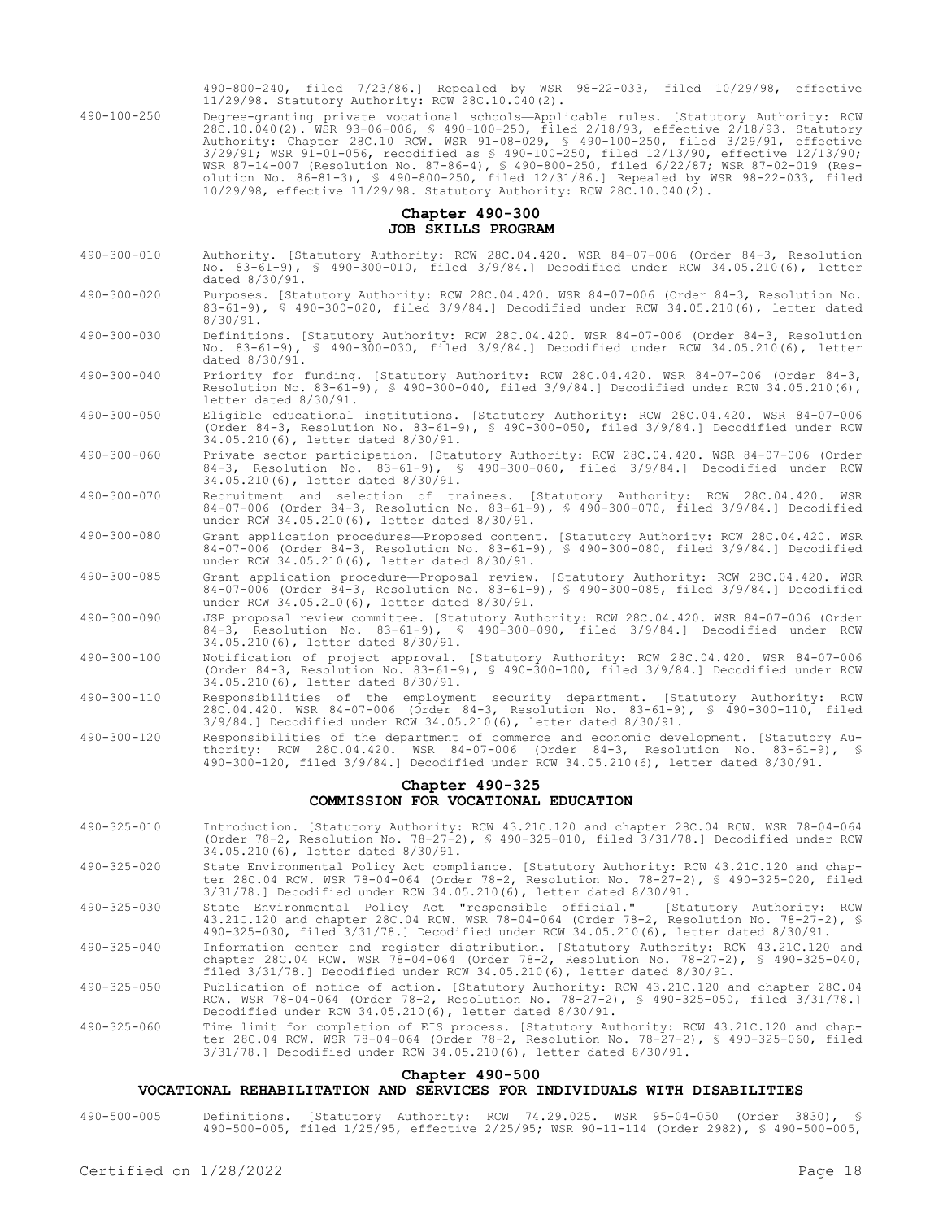490-800-240, filed 7/23/86.] Repealed by WSR 98-22-033, filed 10/29/98, effective 11/29/98. Statutory Authority: RCW 28C.10.040(2).

490-100-250 Degree-granting private vocational schools—Applicable rules. [Statutory Authority: RCW 28C.10.040(2). WSR 93-06-006, § 490-100-250, filed 2/18/93, effective 2/18/93. Statutory Authority: Chapter 28C.10 RCW. WSR 91-08-029, § 490-100-250, filed 3/29/91, effective 3/29/91; WSR 91-01-056, recodified as § 490-100-250, filed 12/13/90, effective 12/13/90; WSR 87-14-007 (Resolution No. 87-86-4), § 490-800-250, filed 6/22/87; WSR 87-02-019 (Resolution No. 86-81-3), § 490-800-250, filed 12/31/86.] Repealed by WSR 98-22-033, filed 10/29/98, effective 11/29/98. Statutory Authority: RCW 28C.10.040(2).

## Chapter 490-300
## JOB SKILLS PROGRAM

490-300-010 Authority. [Statutory Authority: RCW 28C.04.420. WSR 84-07-006 (Order 84-3, Resolution No. 83-61-9), § 490-300-010, filed 3/9/84.] Decodified under RCW 34.05.210(6), letter dated 8/30/91.

490-300-020 Purposes. [Statutory Authority: RCW 28C.04.420. WSR 84-07-006 (Order 84-3, Resolution No. 83-61-9), § 490-300-020, filed 3/9/84.] Decodified under RCW 34.05.210(6), letter dated 8/30/91.

490-300-030 Definitions. [Statutory Authority: RCW 28C.04.420. WSR 84-07-006 (Order 84-3, Resolution No. 83-61-9), § 490-300-030, filed 3/9/84.] Decodified under RCW 34.05.210(6), letter dated 8/30/91.

490-300-040 Priority for funding. [Statutory Authority: RCW 28C.04.420. WSR 84-07-006 (Order 84-3, Resolution No. 83-61-9), § 490-300-040, filed 3/9/84.] Decodified under RCW 34.05.210(6), letter dated 8/30/91.

490-300-050 Eligible educational institutions. [Statutory Authority: RCW 28C.04.420. WSR 84-07-006 (Order 84-3, Resolution No. 83-61-9), § 490-300-050, filed 3/9/84.] Decodified under RCW 34.05.210(6), letter dated 8/30/91.

490-300-060 Private sector participation. [Statutory Authority: RCW 28C.04.420. WSR 84-07-006 (Order 84-3, Resolution No. 83-61-9), § 490-300-060, filed 3/9/84.] Decodified under RCW 34.05.210(6), letter dated 8/30/91.

490-300-070 Recruitment and selection of trainees. [Statutory Authority: RCW 28C.04.420. WSR 84-07-006 (Order 84-3, Resolution No. 83-61-9), § 490-300-070, filed 3/9/84.] Decodified under RCW 34.05.210(6), letter dated 8/30/91.

490-300-080 Grant application procedures—Proposed content. [Statutory Authority: RCW 28C.04.420. WSR 84-07-006 (Order 84-3, Resolution No. 83-61-9), § 490-300-080, filed 3/9/84.] Decodified under RCW 34.05.210(6), letter dated 8/30/91.

490-300-085 Grant application procedure—Proposal review. [Statutory Authority: RCW 28C.04.420. WSR 84-07-006 (Order 84-3, Resolution No. 83-61-9), § 490-300-085, filed 3/9/84.] Decodified under RCW 34.05.210(6), letter dated 8/30/91.

490-300-090 JSP proposal review committee. [Statutory Authority: RCW 28C.04.420. WSR 84-07-006 (Order 84-3, Resolution No. 83-61-9), § 490-300-090, filed 3/9/84.] Decodified under RCW 34.05.210(6), letter dated 8/30/91.

490-300-100 Notification of project approval. [Statutory Authority: RCW 28C.04.420. WSR 84-07-006 (Order 84-3, Resolution No. 83-61-9), § 490-300-100, filed 3/9/84.] Decodified under RCW 34.05.210(6), letter dated 8/30/91.

490-300-110 Responsibilities of the employment security department. [Statutory Authority: RCW 28C.04.420. WSR 84-07-006 (Order 84-3, Resolution No. 83-61-9), § 490-300-110, filed 3/9/84.] Decodified under RCW 34.05.210(6), letter dated 8/30/91.

490-300-120 Responsibilities of the department of commerce and economic development. [Statutory Authority: RCW 28C.04.420. WSR 84-07-006 (Order 84-3, Resolution No. 83-61-9), § 490-300-120, filed 3/9/84.] Decodified under RCW 34.05.210(6), letter dated 8/30/91.

## Chapter 490-325
## COMMISSION FOR VOCATIONAL EDUCATION

490-325-010 Introduction. [Statutory Authority: RCW 43.21C.120 and chapter 28C.04 RCW. WSR 78-04-064 (Order 78-2, Resolution No. 78-27-2), § 490-325-010, filed 3/31/78.] Decodified under RCW 34.05.210(6), letter dated 8/30/91.

490-325-020 State Environmental Policy Act compliance. [Statutory Authority: RCW 43.21C.120 and chapter 28C.04 RCW. WSR 78-04-064 (Order 78-2, Resolution No. 78-27-2), § 490-325-020, filed 3/31/78.] Decodified under RCW 34.05.210(6), letter dated 8/30/91.

490-325-030 State Environmental Policy Act "responsible official." [Statutory Authority: RCW 43.21C.120 and chapter 28C.04 RCW. WSR 78-04-064 (Order 78-2, Resolution No. 78-27-2), § 490-325-030, filed 3/31/78.] Decodified under RCW 34.05.210(6), letter dated 8/30/91.

490-325-040 Information center and register distribution. [Statutory Authority: RCW 43.21C.120 and chapter 28C.04 RCW. WSR 78-04-064 (Order 78-2, Resolution No. 78-27-2), § 490-325-040, filed 3/31/78.] Decodified under RCW 34.05.210(6), letter dated 8/30/91.

490-325-050 Publication of notice of action. [Statutory Authority: RCW 43.21C.120 and chapter 28C.04 RCW. WSR 78-04-064 (Order 78-2, Resolution No. 78-27-2), § 490-325-050, filed 3/31/78.] Decodified under RCW 34.05.210(6), letter dated 8/30/91.

490-325-060 Time limit for completion of EIS process. [Statutory Authority: RCW 43.21C.120 and chapter 28C.04 RCW. WSR 78-04-064 (Order 78-2, Resolution No. 78-27-2), § 490-325-060, filed 3/31/78.] Decodified under RCW 34.05.210(6), letter dated 8/30/91.

## Chapter 490-500
## VOCATIONAL REHABILITATION AND SERVICES FOR INDIVIDUALS WITH DISABILITIES

490-500-005 Definitions. [Statutory Authority: RCW 74.29.025. WSR 95-04-050 (Order 3830), § 490-500-005, filed 1/25/95, effective 2/25/95; WSR 90-11-114 (Order 2982), § 490-500-005,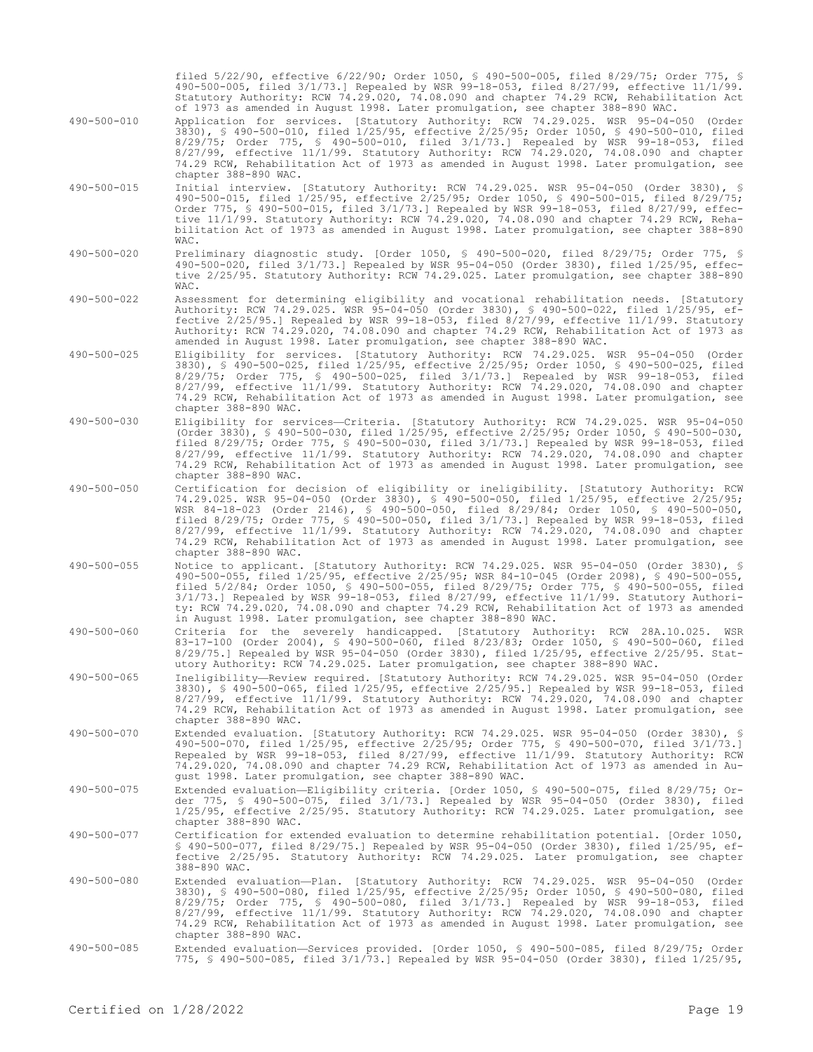filed 5/22/90, effective 6/22/90; Order 1050, § 490-500-005, filed 8/29/75; Order 775, § 490-500-005, filed 3/1/73.] Repealed by WSR 99-18-053, filed 8/27/99, effective 11/1/99. Statutory Authority: RCW 74.29.020, 74.08.090 and chapter 74.29 RCW, Rehabilitation Act of 1973 as amended in August 1998. Later promulgation, see chapter 388-890 WAC.

490-500-010 Application for services. [Statutory Authority: RCW 74.29.025. WSR 95-04-050 (Order 3830), § 490-500-010, filed 1/25/95, effective 2/25/95; Order 1050, § 490-500-010, filed 8/29/75; Order 775, § 490-500-010, filed 3/1/73.] Repealed by WSR 99-18-053, filed 8/27/99, effective 11/1/99. Statutory Authority: RCW 74.29.020, 74.08.090 and chapter 74.29 RCW, Rehabilitation Act of 1973 as amended in August 1998. Later promulgation, see chapter 388-890 WAC.

490-500-015 Initial interview. [Statutory Authority: RCW 74.29.025. WSR 95-04-050 (Order 3830), § 490-500-015, filed 1/25/95, effective 2/25/95; Order 1050, § 490-500-015, filed 8/29/75; Order 775, § 490-500-015, filed 3/1/73.] Repealed by WSR 99-18-053, filed 8/27/99, effective 11/1/99. Statutory Authority: RCW 74.29.020, 74.08.090 and chapter 74.29 RCW, Rehabilitation Act of 1973 as amended in August 1998. Later promulgation, see chapter 388-890 WAC.

490-500-020 Preliminary diagnostic study. [Order 1050, § 490-500-020, filed 8/29/75; Order 775, § 490-500-020, filed 3/1/73.] Repealed by WSR 95-04-050 (Order 3830), filed 1/25/95, effective 2/25/95. Statutory Authority: RCW 74.29.025. Later promulgation, see chapter 388-890 WAC.

490-500-022 Assessment for determining eligibility and vocational rehabilitation needs. [Statutory Authority: RCW 74.29.025. WSR 95-04-050 (Order 3830), § 490-500-022, filed 1/25/95, effective 2/25/95.] Repealed by WSR 99-18-053, filed 8/27/99, effective 11/1/99. Statutory Authority: RCW 74.29.020, 74.08.090 and chapter 74.29 RCW, Rehabilitation Act of 1973 as amended in August 1998. Later promulgation, see chapter 388-890 WAC.

490-500-025 Eligibility for services. [Statutory Authority: RCW 74.29.025. WSR 95-04-050 (Order 3830), § 490-500-025, filed 1/25/95, effective 2/25/95; Order 1050, § 490-500-025, filed 8/29/75; Order 775, § 490-500-025, filed 3/1/73.] Repealed by WSR 99-18-053, filed 8/27/99, effective 11/1/99. Statutory Authority: RCW 74.29.020, 74.08.090 and chapter 74.29 RCW, Rehabilitation Act of 1973 as amended in August 1998. Later promulgation, see chapter 388-890 WAC.

490-500-030 Eligibility for services—Criteria. [Statutory Authority: RCW 74.29.025. WSR 95-04-050 (Order 3830), § 490-500-030, filed 1/25/95, effective 2/25/95; Order 1050, § 490-500-030, filed 8/29/75; Order 775, § 490-500-030, filed 3/1/73.] Repealed by WSR 99-18-053, filed 8/27/99, effective 11/1/99. Statutory Authority: RCW 74.29.020, 74.08.090 and chapter 74.29 RCW, Rehabilitation Act of 1973 as amended in August 1998. Later promulgation, see chapter 388-890 WAC.

490-500-050 Certification for decision of eligibility or ineligibility. [Statutory Authority: RCW 74.29.025. WSR 95-04-050 (Order 3830), § 490-500-050, filed 1/25/95, effective 2/25/95; WSR 84-18-023 (Order 2146), § 490-500-050, filed 8/29/84; Order 1050, § 490-500-050, filed 8/29/75; Order 775, § 490-500-050, filed 3/1/73.] Repealed by WSR 99-18-053, filed 8/27/99, effective 11/1/99. Statutory Authority: RCW 74.29.020, 74.08.090 and chapter 74.29 RCW, Rehabilitation Act of 1973 as amended in August 1998. Later promulgation, see chapter 388-890 WAC.

490-500-055 Notice to applicant. [Statutory Authority: RCW 74.29.025. WSR 95-04-050 (Order 3830), § 490-500-055, filed 1/25/95, effective 2/25/95; WSR 84-10-045 (Order 2098), § 490-500-055, filed 5/2/84; Order 1050, § 490-500-055, filed 8/29/75; Order 775, § 490-500-055, filed 3/1/73.] Repealed by WSR 99-18-053, filed 8/27/99, effective 11/1/99. Statutory Authority: RCW 74.29.020, 74.08.090 and chapter 74.29 RCW, Rehabilitation Act of 1973 as amended in August 1998. Later promulgation, see chapter 388-890 WAC.

490-500-060 Criteria for the severely handicapped. [Statutory Authority: RCW 28A.10.025. WSR 83-17-100 (Order 2004), § 490-500-060, filed 8/23/83; Order 1050, § 490-500-060, filed 8/29/75.] Repealed by WSR 95-04-050 (Order 3830), filed 1/25/95, effective 2/25/95. Statutory Authority: RCW 74.29.025. Later promulgation, see chapter 388-890 WAC.

490-500-065 Ineligibility—Review required. [Statutory Authority: RCW 74.29.025. WSR 95-04-050 (Order 3830), § 490-500-065, filed 1/25/95, effective 2/25/95.] Repealed by WSR 99-18-053, filed 8/27/99, effective 11/1/99. Statutory Authority: RCW 74.29.020, 74.08.090 and chapter 74.29 RCW, Rehabilitation Act of 1973 as amended in August 1998. Later promulgation, see chapter 388-890 WAC.

490-500-070 Extended evaluation. [Statutory Authority: RCW 74.29.025. WSR 95-04-050 (Order 3830), § 490-500-070, filed 1/25/95, effective 2/25/95; Order 775, § 490-500-070, filed 3/1/73.] Repealed by WSR 99-18-053, filed 8/27/99, effective 11/1/99. Statutory Authority: RCW 74.29.020, 74.08.090 and chapter 74.29 RCW, Rehabilitation Act of 1973 as amended in August 1998. Later promulgation, see chapter 388-890 WAC.

490-500-075 Extended evaluation—Eligibility criteria. [Order 1050, § 490-500-075, filed 8/29/75; Order 775, § 490-500-075, filed 3/1/73.] Repealed by WSR 95-04-050 (Order 3830), filed 1/25/95, effective 2/25/95. Statutory Authority: RCW 74.29.025. Later promulgation, see chapter 388-890 WAC.

490-500-077 Certification for extended evaluation to determine rehabilitation potential. [Order 1050, § 490-500-077, filed 8/29/75.] Repealed by WSR 95-04-050 (Order 3830), filed 1/25/95, effective 2/25/95. Statutory Authority: RCW 74.29.025. Later promulgation, see chapter 388-890 WAC.

490-500-080 Extended evaluation—Plan. [Statutory Authority: RCW 74.29.025. WSR 95-04-050 (Order 3830), § 490-500-080, filed 1/25/95, effective 2/25/95; Order 1050, § 490-500-080, filed 8/29/75; Order 775, § 490-500-080, filed 3/1/73.] Repealed by WSR 99-18-053, filed 8/27/99, effective 11/1/99. Statutory Authority: RCW 74.29.020, 74.08.090 and chapter 74.29 RCW, Rehabilitation Act of 1973 as amended in August 1998. Later promulgation, see chapter 388-890 WAC.

490-500-085 Extended evaluation—Services provided. [Order 1050, § 490-500-085, filed 8/29/75; Order 775, § 490-500-085, filed 3/1/73.] Repealed by WSR 95-04-050 (Order 3830), filed 1/25/95,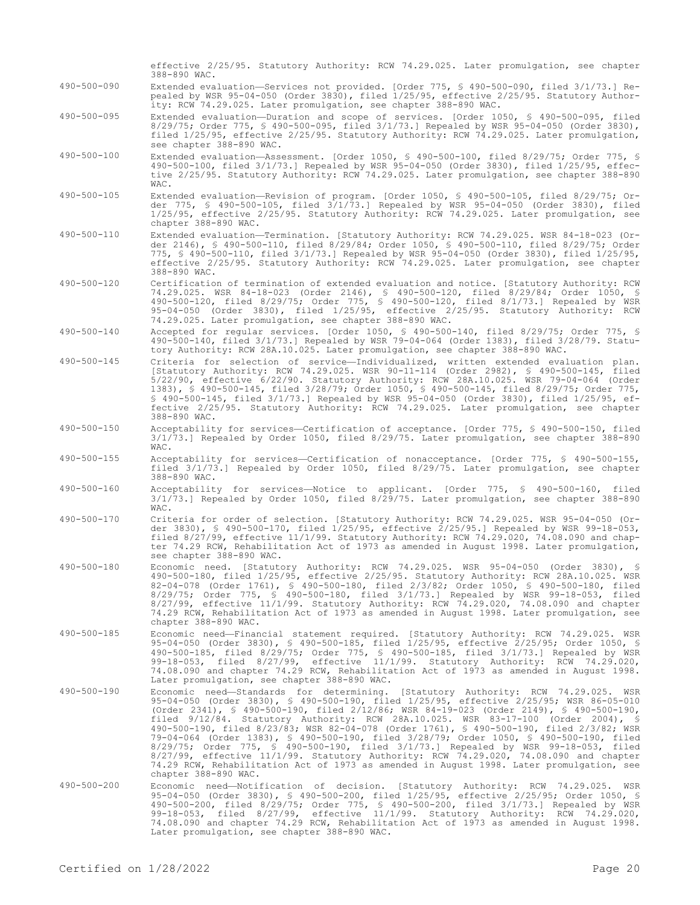effective 2/25/95. Statutory Authority: RCW 74.29.025. Later promulgation, see chapter 388-890 WAC.

490-500-090 Extended evaluation—Services not provided. [Order 775, § 490-500-090, filed 3/1/73.] Repealed by WSR 95-04-050 (Order 3830), filed 1/25/95, effective 2/25/95. Statutory Authority: RCW 74.29.025. Later promulgation, see chapter 388-890 WAC.

490-500-095 Extended evaluation—Duration and scope of services. [Order 1050, § 490-500-095, filed 8/29/75; Order 775, § 490-500-095, filed 3/1/73.] Repealed by WSR 95-04-050 (Order 3830), filed 1/25/95, effective 2/25/95. Statutory Authority: RCW 74.29.025. Later promulgation, see chapter 388-890 WAC.

490-500-100 Extended evaluation—Assessment. [Order 1050, § 490-500-100, filed 8/29/75; Order 775, § 490-500-100, filed 3/1/73.] Repealed by WSR 95-04-050 (Order 3830), filed 1/25/95, effective 2/25/95. Statutory Authority: RCW 74.29.025. Later promulgation, see chapter 388-890 WAC.

490-500-105 Extended evaluation—Revision of program. [Order 1050, § 490-500-105, filed 8/29/75; Order 775, § 490-500-105, filed 3/1/73.] Repealed by WSR 95-04-050 (Order 3830), filed 1/25/95, effective 2/25/95. Statutory Authority: RCW 74.29.025. Later promulgation, see chapter 388-890 WAC.

490-500-110 Extended evaluation—Termination. [Statutory Authority: RCW 74.29.025. WSR 84-18-023 (Order 2146), § 490-500-110, filed 8/29/84; Order 1050, § 490-500-110, filed 8/29/75; Order 775, § 490-500-110, filed 3/1/73.] Repealed by WSR 95-04-050 (Order 3830), filed 1/25/95, effective 2/25/95. Statutory Authority: RCW 74.29.025. Later promulgation, see chapter 388-890 WAC.

490-500-120 Certification of termination of extended evaluation and notice. [Statutory Authority: RCW 74.29.025. WSR 84-18-023 (Order 2146), § 490-500-120, filed 8/29/84; Order 1050, § 490-500-120, filed 8/29/75; Order 775, § 490-500-120, filed 8/1/73.] Repealed by WSR 95-04-050 (Order 3830), filed 1/25/95, effective 2/25/95. Statutory Authority: RCW 74.29.025. Later promulgation, see chapter 388-890 WAC.

490-500-140 Accepted for regular services. [Order 1050, § 490-500-140, filed 8/29/75; Order 775, § 490-500-140, filed 3/1/73.] Repealed by WSR 79-04-064 (Order 1383), filed 3/28/79. Statutory Authority: RCW 28A.10.025. Later promulgation, see chapter 388-890 WAC.

490-500-145 Criteria for selection of service—Individualized, written extended evaluation plan. [Statutory Authority: RCW 74.29.025. WSR 90-11-114 (Order 2982), § 490-500-145, filed 5/22/90, effective 6/22/90. Statutory Authority: RCW 28A.10.025. WSR 79-04-064 (Order 1383), § 490-500-145, filed 3/28/79; Order 1050, § 490-500-145, filed 8/29/75; Order 775, § 490-500-145, filed 3/1/73.] Repealed by WSR 95-04-050 (Order 3830), filed 1/25/95, effective 2/25/95. Statutory Authority: RCW 74.29.025. Later promulgation, see chapter 388-890 WAC.

490-500-150 Acceptability for services—Certification of acceptance. [Order 775, § 490-500-150, filed 3/1/73.] Repealed by Order 1050, filed 8/29/75. Later promulgation, see chapter 388-890 WAC.

490-500-155 Acceptability for services—Certification of nonacceptance. [Order 775, § 490-500-155, filed 3/1/73.] Repealed by Order 1050, filed 8/29/75. Later promulgation, see chapter 388-890 WAC.

490-500-160 Acceptability for services—Notice to applicant. [Order 775, § 490-500-160, filed 3/1/73.] Repealed by Order 1050, filed 8/29/75. Later promulgation, see chapter 388-890 WAC.

490-500-170 Criteria for order of selection. [Statutory Authority: RCW 74.29.025. WSR 95-04-050 (Order 3830), § 490-500-170, filed 1/25/95, effective 2/25/95.] Repealed by WSR 99-18-053, filed 8/27/99, effective 11/1/99. Statutory Authority: RCW 74.29.020, 74.08.090 and chapter 74.29 RCW, Rehabilitation Act of 1973 as amended in August 1998. Later promulgation, see chapter 388-890 WAC.

490-500-180 Economic need. [Statutory Authority: RCW 74.29.025. WSR 95-04-050 (Order 3830), § 490-500-180, filed 1/25/95, effective 2/25/95. Statutory Authority: RCW 28A.10.025. WSR 82-04-078 (Order 1761), § 490-500-180, filed 2/3/82; Order 1050, § 490-500-180, filed 8/29/75; Order 775, § 490-500-180, filed 3/1/73.] Repealed by WSR 99-18-053, filed 8/27/99, effective 11/1/99. Statutory Authority: RCW 74.29.020, 74.08.090 and chapter 74.29 RCW, Rehabilitation Act of 1973 as amended in August 1998. Later promulgation, see chapter 388-890 WAC.

490-500-185 Economic need—Financial statement required. [Statutory Authority: RCW 74.29.025. WSR 95-04-050 (Order 3830), § 490-500-185, filed 1/25/95, effective 2/25/95; Order 1050, § 490-500-185, filed 8/29/75; Order 775, § 490-500-185, filed 3/1/73.] Repealed by WSR 99-18-053, filed 8/27/99, effective 11/1/99. Statutory Authority: RCW 74.29.020, 74.08.090 and chapter 74.29 RCW, Rehabilitation Act of 1973 as amended in August 1998. Later promulgation, see chapter 388-890 WAC.

490-500-190 Economic need—Standards for determining. [Statutory Authority: RCW 74.29.025. WSR 95-04-050 (Order 3830), § 490-500-190, filed 1/25/95, effective 2/25/95; WSR 86-05-010 (Order 2341), § 490-500-190, filed 2/12/86; WSR 84-19-023 (Order 2149), § 490-500-190, filed 9/12/84. Statutory Authority: RCW 28A.10.025. WSR 83-17-100 (Order 2004), § 490-500-190, filed 8/23/83; WSR 82-04-078 (Order 1761), § 490-500-190, filed 2/3/82; WSR 79-04-064 (Order 1383), § 490-500-190, filed 3/28/79; Order 1050, § 490-500-190, filed 8/29/75; Order 775, § 490-500-190, filed 3/1/73.] Repealed by WSR 99-18-053, filed 8/27/99, effective 11/1/99. Statutory Authority: RCW 74.29.020, 74.08.090 and chapter 74.29 RCW, Rehabilitation Act of 1973 as amended in August 1998. Later promulgation, see chapter 388-890 WAC.

490-500-200 Economic need—Notification of decision. [Statutory Authority: RCW 74.29.025. WSR 95-04-050 (Order 3830), § 490-500-200, filed 1/25/95, effective 2/25/95; Order 1050, § 490-500-200, filed 8/29/75; Order 775, § 490-500-200, filed 3/1/73.] Repealed by WSR 99-18-053, filed 8/27/99, effective 11/1/99. Statutory Authority: RCW 74.29.020, 74.08.090 and chapter 74.29 RCW, Rehabilitation Act of 1973 as amended in August 1998. Later promulgation, see chapter 388-890 WAC.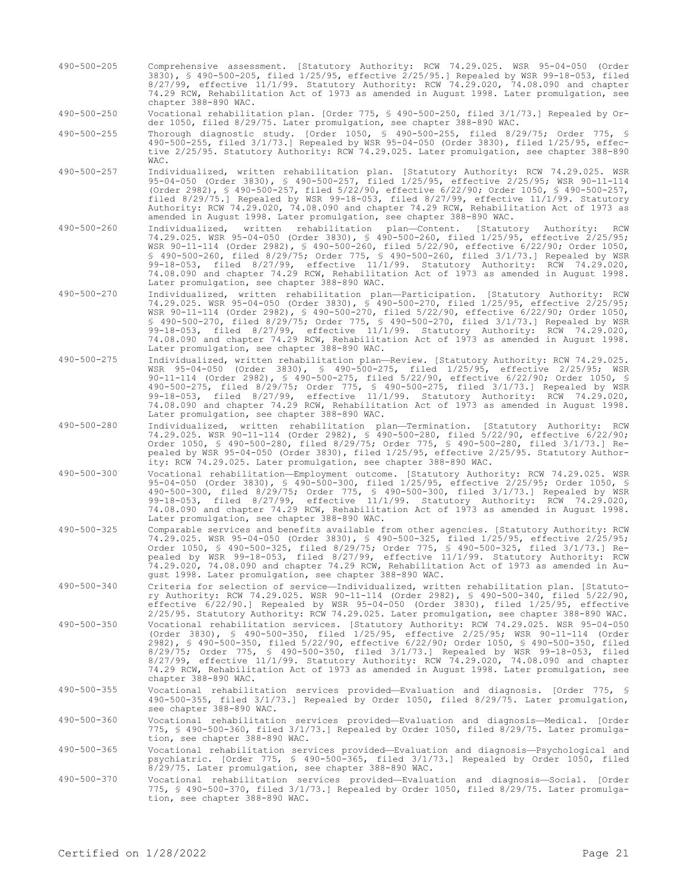490-500-205 Comprehensive assessment. [Statutory Authority: RCW 74.29.025. WSR 95-04-050 (Order 3830), § 490-500-205, filed 1/25/95, effective 2/25/95.] Repealed by WSR 99-18-053, filed 8/27/99, effective 11/1/99. Statutory Authority: RCW 74.29.020, 74.08.090 and chapter 74.29 RCW, Rehabilitation Act of 1973 as amended in August 1998. Later promulgation, see chapter 388-890 WAC.

490-500-250 Vocational rehabilitation plan. [Order 775, § 490-500-250, filed 3/1/73.] Repealed by Order 1050, filed 8/29/75. Later promulgation, see chapter 388-890 WAC.

490-500-255 Thorough diagnostic study. [Order 1050, § 490-500-255, filed 8/29/75; Order 775, § 490-500-255, filed 3/1/73.] Repealed by WSR 95-04-050 (Order 3830), filed 1/25/95, effective 2/25/95. Statutory Authority: RCW 74.29.025. Later promulgation, see chapter 388-890 WAC.

490-500-257 Individualized, written rehabilitation plan. [Statutory Authority: RCW 74.29.025. WSR 95-04-050 (Order 3830), § 490-500-257, filed 1/25/95, effective 2/25/95; WSR 90-11-114 (Order 2982), § 490-500-257, filed 5/22/90, effective 6/22/90; Order 1050, § 490-500-257, filed 8/29/75.] Repealed by WSR 99-18-053, filed 8/27/99, effective 11/1/99. Statutory Authority: RCW 74.29.020, 74.08.090 and chapter 74.29 RCW, Rehabilitation Act of 1973 as amended in August 1998. Later promulgation, see chapter 388-890 WAC.

490-500-260 Individualized, written rehabilitation plan—Content. [Statutory Authority: RCW 74.29.025. WSR 95-04-050 (Order 3830), § 490-500-260, filed 1/25/95, effective 2/25/95; WSR 90-11-114 (Order 2982), § 490-500-260, filed 5/22/90, effective 6/22/90; Order 1050, § 490-500-260, filed 8/29/75; Order 775, § 490-500-260, filed 3/1/73.] Repealed by WSR 99-18-053, filed 8/27/99, effective 11/1/99. Statutory Authority: RCW 74.29.020, 74.08.090 and chapter 74.29 RCW, Rehabilitation Act of 1973 as amended in August 1998. Later promulgation, see chapter 388-890 WAC.

490-500-270 Individualized, written rehabilitation plan—Participation. [Statutory Authority: RCW 74.29.025. WSR 95-04-050 (Order 3830), § 490-500-270, filed 1/25/95, effective 2/25/95; WSR 90-11-114 (Order 2982), § 490-500-270, filed 5/22/90, effective 6/22/90; Order 1050, § 490-500-270, filed 8/29/75; Order 775, § 490-500-270, filed 3/1/73.] Repealed by WSR 99-18-053, filed 8/27/99, effective 11/1/99. Statutory Authority: RCW 74.29.020, 74.08.090 and chapter 74.29 RCW, Rehabilitation Act of 1973 as amended in August 1998. Later promulgation, see chapter 388-890 WAC.

490-500-275 Individualized, written rehabilitation plan—Review. [Statutory Authority: RCW 74.29.025. WSR 95-04-050 (Order 3830), § 490-500-275, filed 1/25/95, effective 2/25/95; WSR 90-11-114 (Order 2982), § 490-500-275, filed 5/22/90, effective 6/22/90; Order 1050, § 490-500-275, filed 8/29/75; Order 775, § 490-500-275, filed 3/1/73.] Repealed by WSR 99-18-053, filed 8/27/99, effective 11/1/99. Statutory Authority: RCW 74.29.020, 74.08.090 and chapter 74.29 RCW, Rehabilitation Act of 1973 as amended in August 1998. Later promulgation, see chapter 388-890 WAC.

490-500-280 Individualized, written rehabilitation plan—Termination. [Statutory Authority: RCW 74.29.025. WSR 90-11-114 (Order 2982), § 490-500-280, filed 5/22/90, effective 6/22/90; Order 1050, § 490-500-280, filed 8/29/75; Order 775, § 490-500-280, filed 3/1/73.] Repealed by WSR 95-04-050 (Order 3830), filed 1/25/95, effective 2/25/95. Statutory Authority: RCW 74.29.025. Later promulgation, see chapter 388-890 WAC.

490-500-300 Vocational rehabilitation—Employment outcome. [Statutory Authority: RCW 74.29.025. WSR 95-04-050 (Order 3830), § 490-500-300, filed 1/25/95, effective 2/25/95; Order 1050, § 490-500-300, filed 8/29/75; Order 775, § 490-500-300, filed 3/1/73.] Repealed by WSR 99-18-053, filed 8/27/99, effective 11/1/99. Statutory Authority: RCW 74.29.020, 74.08.090 and chapter 74.29 RCW, Rehabilitation Act of 1973 as amended in August 1998. Later promulgation, see chapter 388-890 WAC.

490-500-325 Comparable services and benefits available from other agencies. [Statutory Authority: RCW 74.29.025. WSR 95-04-050 (Order 3830), § 490-500-325, filed 1/25/95, effective 2/25/95; Order 1050, § 490-500-325, filed 8/29/75; Order 775, § 490-500-325, filed 3/1/73.] Repealed by WSR 99-18-053, filed 8/27/99, effective 11/1/99. Statutory Authority: RCW 74.29.020, 74.08.090 and chapter 74.29 RCW, Rehabilitation Act of 1973 as amended in August 1998. Later promulgation, see chapter 388-890 WAC.

490-500-340 Criteria for selection of service—Individualized, written rehabilitation plan. [Statutory Authority: RCW 74.29.025. WSR 90-11-114 (Order 2982), § 490-500-340, filed 5/22/90, effective 6/22/90.] Repealed by WSR 95-04-050 (Order 3830), filed 1/25/95, effective 2/25/95. Statutory Authority: RCW 74.29.025. Later promulgation, see chapter 388-890 WAC.

490-500-350 Vocational rehabilitation services. [Statutory Authority: RCW 74.29.025. WSR 95-04-050 (Order 3830), § 490-500-350, filed 1/25/95, effective 2/25/95; WSR 90-11-114 (Order 2982), § 490-500-350, filed 5/22/90, effective 6/22/90; Order 1050, § 490-500-350, filed 8/29/75; Order 775, § 490-500-350, filed 3/1/73.] Repealed by WSR 99-18-053, filed 8/27/99, effective 11/1/99. Statutory Authority: RCW 74.29.020, 74.08.090 and chapter 74.29 RCW, Rehabilitation Act of 1973 as amended in August 1998. Later promulgation, see chapter 388-890 WAC.

490-500-355 Vocational rehabilitation services provided—Evaluation and diagnosis. [Order 775, § 490-500-355, filed 3/1/73.] Repealed by Order 1050, filed 8/29/75. Later promulgation, see chapter 388-890 WAC.

490-500-360 Vocational rehabilitation services provided—Evaluation and diagnosis—Medical. [Order 775, § 490-500-360, filed 3/1/73.] Repealed by Order 1050, filed 8/29/75. Later promulgation, see chapter 388-890 WAC.

490-500-365 Vocational rehabilitation services provided—Evaluation and diagnosis—Psychological and psychiatric. [Order 775, § 490-500-365, filed 3/1/73.] Repealed by Order 1050, filed 8/29/75. Later promulgation, see chapter 388-890 WAC.

490-500-370 Vocational rehabilitation services provided—Evaluation and diagnosis—Social. [Order 775, § 490-500-370, filed 3/1/73.] Repealed by Order 1050, filed 8/29/75. Later promulgation, see chapter 388-890 WAC.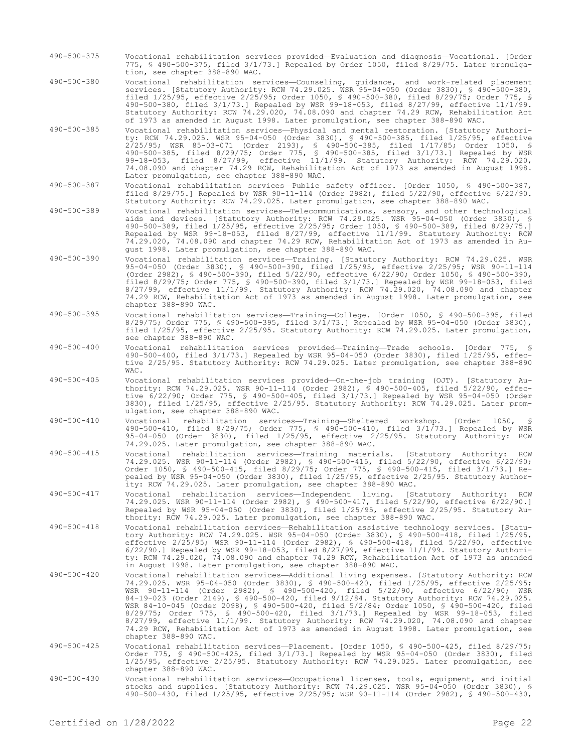490-500-375 Vocational rehabilitation services provided—Evaluation and diagnosis—Vocational. [Order 775, § 490-500-375, filed 3/1/73.] Repealed by Order 1050, filed 8/29/75. Later promulgation, see chapter 388-890 WAC.

490-500-380 Vocational rehabilitation services—Counseling, guidance, and work-related placement services. [Statutory Authority: RCW 74.29.025. WSR 95-04-050 (Order 3830), § 490-500-380, filed 1/25/95, effective 2/25/95; Order 1050, § 490-500-380, filed 8/29/75; Order 775, § 490-500-380, filed 3/1/73.] Repealed by WSR 99-18-053, filed 8/27/99, effective 11/1/99. Statutory Authority: RCW 74.29.020, 74.08.090 and chapter 74.29 RCW, Rehabilitation Act of 1973 as amended in August 1998. Later promulgation, see chapter 388-890 WAC.

490-500-385 Vocational rehabilitation services—Physical and mental restoration. [Statutory Authority: RCW 74.29.025. WSR 95-04-050 (Order 3830), § 490-500-385, filed 1/25/95, effective 2/25/95; WSR 85-03-071 (Order 2193), § 490-500-385, filed 1/17/85; Order 1050, § 490-500-385, filed 8/29/75; Order 775, § 490-500-385, filed 3/1/73.] Repealed by WSR 99-18-053, filed 8/27/99, effective 11/1/99. Statutory Authority: RCW 74.29.020, 74.08.090 and chapter 74.29 RCW, Rehabilitation Act of 1973 as amended in August 1998. Later promulgation, see chapter 388-890 WAC.

490-500-387 Vocational rehabilitation services—Public safety officer. [Order 1050, § 490-500-387, filed 8/29/75.] Repealed by WSR 90-11-114 (Order 2982), filed 5/22/90, effective 6/22/90. Statutory Authority: RCW 74.29.025. Later promulgation, see chapter 388-890 WAC.

490-500-389 Vocational rehabilitation services—Telecommunications, sensory, and other technological aids and devices. [Statutory Authority: RCW 74.29.025. WSR 95-04-050 (Order 3830), § 490-500-389, filed 1/25/95, effective 2/25/95; Order 1050, § 490-500-389, filed 8/29/75.] Repealed by WSR 99-18-053, filed 8/27/99, effective 11/1/99. Statutory Authority: RCW 74.29.020, 74.08.090 and chapter 74.29 RCW, Rehabilitation Act of 1973 as amended in August 1998. Later promulgation, see chapter 388-890 WAC.

490-500-390 Vocational rehabilitation services—Training. [Statutory Authority: RCW 74.29.025. WSR 95-04-050 (Order 3830), § 490-500-390, filed 1/25/95, effective 2/25/95; WSR 90-11-114 (Order 2982), § 490-500-390, filed 5/22/90, effective 6/22/90; Order 1050, § 490-500-390, filed 8/29/75; Order 775, § 490-500-390, filed 3/1/73.] Repealed by WSR 99-18-053, filed 8/27/99, effective 11/1/99. Statutory Authority: RCW 74.29.020, 74.08.090 and chapter 74.29 RCW, Rehabilitation Act of 1973 as amended in August 1998. Later promulgation, see chapter 388-890 WAC.

490-500-395 Vocational rehabilitation services—Training—College. [Order 1050, § 490-500-395, filed 8/29/75; Order 775, § 490-500-395, filed 3/1/73.] Repealed by WSR 95-04-050 (Order 3830), filed 1/25/95, effective 2/25/95. Statutory Authority: RCW 74.29.025. Later promulgation, see chapter 388-890 WAC.

490-500-400 Vocational rehabilitation services provided—Training—Trade schools. [Order 775, § 490-500-400, filed 3/1/73.] Repealed by WSR 95-04-050 (Order 3830), filed 1/25/95, effective 2/25/95. Statutory Authority: RCW 74.29.025. Later promulgation, see chapter 388-890 WAC.

490-500-405 Vocational rehabilitation services provided—On-the-job training (OJT). [Statutory Authority: RCW 74.29.025. WSR 90-11-114 (Order 2982), § 490-500-405, filed 5/22/90, effective 6/22/90; Order 775, § 490-500-405, filed 3/1/73.] Repealed by WSR 95-04-050 (Order 3830), filed 1/25/95, effective 2/25/95. Statutory Authority: RCW 74.29.025. Later promulgation, see chapter 388-890 WAC.

490-500-410 Vocational rehabilitation services—Training—Sheltered workshop. [Order 1050, § 490-500-410, filed 8/29/75; Order 775, § 490-500-410, filed 3/1/73.] Repealed by WSR 95-04-050 (Order 3830), filed 1/25/95, effective 2/25/95. Statutory Authority: RCW 74.29.025. Later promulgation, see chapter 388-890 WAC.

490-500-415 Vocational rehabilitation services—Training materials. [Statutory Authority: RCW 74.29.025. WSR 90-11-114 (Order 2982), § 490-500-415, filed 5/22/90, effective 6/22/90; Order 1050, § 490-500-415, filed 8/29/75; Order 775, § 490-500-415, filed 3/1/73.] Repealed by WSR 95-04-050 (Order 3830), filed 1/25/95, effective 2/25/95. Statutory Authority: RCW 74.29.025. Later promulgation, see chapter 388-890 WAC.

490-500-417 Vocational rehabilitation services—Independent living. [Statutory Authority: RCW 74.29.025. WSR 90-11-114 (Order 2982), § 490-500-417, filed 5/22/90, effective 6/22/90.] Repealed by WSR 95-04-050 (Order 3830), filed 1/25/95, effective 2/25/95. Statutory Authority: RCW 74.29.025. Later promulgation, see chapter 388-890 WAC.

490-500-418 Vocational rehabilitation services—Rehabilitation assistive technology services. [Statutory Authority: RCW 74.29.025. WSR 95-04-050 (Order 3830), § 490-500-418, filed 1/25/95, effective 2/25/95; WSR 90-11-114 (Order 2982), § 490-500-418, filed 5/22/90, effective 6/22/90.] Repealed by WSR 99-18-053, filed 8/27/99, effective 11/1/99. Statutory Authority: RCW 74.29.020, 74.08.090 and chapter 74.29 RCW, Rehabilitation Act of 1973 as amended in August 1998. Later promulgation, see chapter 388-890 WAC.

490-500-420 Vocational rehabilitation services—Additional living expenses. [Statutory Authority: RCW 74.29.025. WSR 95-04-050 (Order 3830), § 490-500-420, filed 1/25/95, effective 2/25/95; WSR 90-11-114 (Order 2982), § 490-500-420, filed 5/22/90, effective 6/22/90; WSR 84-19-023 (Order 2149), § 490-500-420, filed 9/12/84. Statutory Authority: RCW 74.29.025. WSR 84-10-045 (Order 2098), § 490-500-420, filed 5/2/84; Order 1050, § 490-500-420, filed 8/29/75; Order 775, § 490-500-420, filed 3/1/73.] Repealed by WSR 99-18-053, filed 8/27/99, effective 11/1/99. Statutory Authority: RCW 74.29.020, 74.08.090 and chapter 74.29 RCW, Rehabilitation Act of 1973 as amended in August 1998. Later promulgation, see chapter 388-890 WAC.

490-500-425 Vocational rehabilitation services—Placement. [Order 1050, § 490-500-425, filed 8/29/75; Order 775, § 490-500-425, filed 3/1/73.] Repealed by WSR 95-04-050 (Order 3830), filed 1/25/95, effective 2/25/95. Statutory Authority: RCW 74.29.025. Later promulgation, see chapter 388-890 WAC.

490-500-430 Vocational rehabilitation services—Occupational licenses, tools, equipment, and initial stocks and supplies. [Statutory Authority: RCW 74.29.025. WSR 95-04-050 (Order 3830), § 490-500-430, filed 1/25/95, effective 2/25/95; WSR 90-11-114 (Order 2982), § 490-500-430,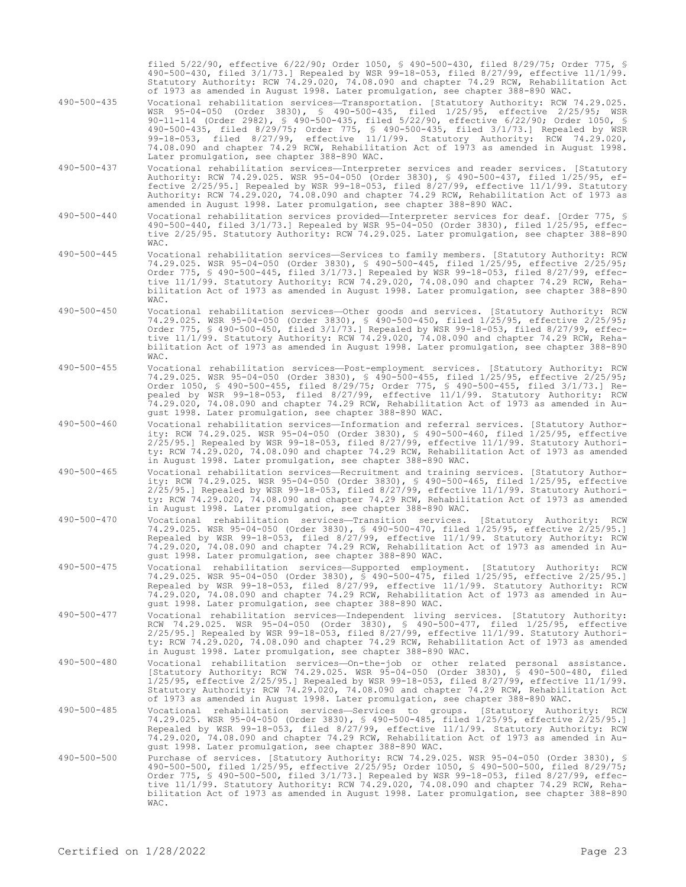filed 5/22/90, effective 6/22/90; Order 1050, § 490-500-430, filed 8/29/75; Order 775, § 490-500-430, filed 3/1/73.] Repealed by WSR 99-18-053, filed 8/27/99, effective 11/1/99. Statutory Authority: RCW 74.29.020, 74.08.090 and chapter 74.29 RCW, Rehabilitation Act of 1973 as amended in August 1998. Later promulgation, see chapter 388-890 WAC.

490-500-435 Vocational rehabilitation services—Transportation. [Statutory Authority: RCW 74.29.025. WSR 95-04-050 (Order 3830), § 490-500-435, filed 1/25/95, effective 2/25/95; WSR 90-11-114 (Order 2982), § 490-500-435, filed 5/22/90, effective 6/22/90; Order 1050, § 490-500-435, filed 8/29/75; Order 775, § 490-500-435, filed 3/1/73.] Repealed by WSR 99-18-053, filed 8/27/99, effective 11/1/99. Statutory Authority: RCW 74.29.020, 74.08.090 and chapter 74.29 RCW, Rehabilitation Act of 1973 as amended in August 1998. Later promulgation, see chapter 388-890 WAC.

490-500-437 Vocational rehabilitation services—Interpreter services and reader services. [Statutory Authority: RCW 74.29.025. WSR 95-04-050 (Order 3830), § 490-500-437, filed 1/25/95, effective 2/25/95.] Repealed by WSR 99-18-053, filed 8/27/99, effective 11/1/99. Statutory Authority: RCW 74.29.020, 74.08.090 and chapter 74.29 RCW, Rehabilitation Act of 1973 as amended in August 1998. Later promulgation, see chapter 388-890 WAC.

490-500-440 Vocational rehabilitation services provided—Interpreter services for deaf. [Order 775, § 490-500-440, filed 3/1/73.] Repealed by WSR 95-04-050 (Order 3830), filed 1/25/95, effective 2/25/95. Statutory Authority: RCW 74.29.025. Later promulgation, see chapter 388-890 WAC.

490-500-445 Vocational rehabilitation services—Services to family members. [Statutory Authority: RCW 74.29.025. WSR 95-04-050 (Order 3830), § 490-500-445, filed 1/25/95, effective 2/25/95; Order 775, § 490-500-445, filed 3/1/73.] Repealed by WSR 99-18-053, filed 8/27/99, effective 11/1/99. Statutory Authority: RCW 74.29.020, 74.08.090 and chapter 74.29 RCW, Rehabilitation Act of 1973 as amended in August 1998. Later promulgation, see chapter 388-890 WAC.

490-500-450 Vocational rehabilitation services—Other goods and services. [Statutory Authority: RCW 74.29.025. WSR 95-04-050 (Order 3830), § 490-500-450, filed 1/25/95, effective 2/25/95; Order 775, § 490-500-450, filed 3/1/73.] Repealed by WSR 99-18-053, filed 8/27/99, effective 11/1/99. Statutory Authority: RCW 74.29.020, 74.08.090 and chapter 74.29 RCW, Rehabilitation Act of 1973 as amended in August 1998. Later promulgation, see chapter 388-890 WAC.

490-500-455 Vocational rehabilitation services—Post-employment services. [Statutory Authority: RCW 74.29.025. WSR 95-04-050 (Order 3830), § 490-500-455, filed 1/25/95, effective 2/25/95; Order 1050, § 490-500-455, filed 8/29/75; Order 775, § 490-500-455, filed 3/1/73.] Repealed by WSR 99-18-053, filed 8/27/99, effective 11/1/99. Statutory Authority: RCW 74.29.020, 74.08.090 and chapter 74.29 RCW, Rehabilitation Act of 1973 as amended in August 1998. Later promulgation, see chapter 388-890 WAC.

490-500-460 Vocational rehabilitation services—Information and referral services. [Statutory Authority: RCW 74.29.025. WSR 95-04-050 (Order 3830), § 490-500-460, filed 1/25/95, effective 2/25/95.] Repealed by WSR 99-18-053, filed 8/27/99, effective 11/1/99. Statutory Authority: RCW 74.29.020, 74.08.090 and chapter 74.29 RCW, Rehabilitation Act of 1973 as amended in August 1998. Later promulgation, see chapter 388-890 WAC.

490-500-465 Vocational rehabilitation services—Recruitment and training services. [Statutory Authority: RCW 74.29.025. WSR 95-04-050 (Order 3830), § 490-500-465, filed 1/25/95, effective 2/25/95.] Repealed by WSR 99-18-053, filed 8/27/99, effective 11/1/99. Statutory Authority: RCW 74.29.020, 74.08.090 and chapter 74.29 RCW, Rehabilitation Act of 1973 as amended in August 1998. Later promulgation, see chapter 388-890 WAC.

490-500-470 Vocational rehabilitation services—Transition services. [Statutory Authority: RCW 74.29.025. WSR 95-04-050 (Order 3830), § 490-500-470, filed 1/25/95, effective 2/25/95.] Repealed by WSR 99-18-053, filed 8/27/99, effective 11/1/99. Statutory Authority: RCW 74.29.020, 74.08.090 and chapter 74.29 RCW, Rehabilitation Act of 1973 as amended in August 1998. Later promulgation, see chapter 388-890 WAC.

490-500-475 Vocational rehabilitation services—Supported employment. [Statutory Authority: RCW 74.29.025. WSR 95-04-050 (Order 3830), § 490-500-475, filed 1/25/95, effective 2/25/95.] Repealed by WSR 99-18-053, filed 8/27/99, effective 11/1/99. Statutory Authority: RCW 74.29.020, 74.08.090 and chapter 74.29 RCW, Rehabilitation Act of 1973 as amended in August 1998. Later promulgation, see chapter 388-890 WAC.

490-500-477 Vocational rehabilitation services—Independent living services. [Statutory Authority: RCW 74.29.025. WSR 95-04-050 (Order 3830), § 490-500-477, filed 1/25/95, effective 2/25/95.] Repealed by WSR 99-18-053, filed 8/27/99, effective 11/1/99. Statutory Authority: RCW 74.29.020, 74.08.090 and chapter 74.29 RCW, Rehabilitation Act of 1973 as amended in August 1998. Later promulgation, see chapter 388-890 WAC.

490-500-480 Vocational rehabilitation services—On-the-job or other related personal assistance. [Statutory Authority: RCW 74.29.025. WSR 95-04-050 (Order 3830), § 490-500-480, filed 1/25/95, effective 2/25/95.] Repealed by WSR 99-18-053, filed 8/27/99, effective 11/1/99. Statutory Authority: RCW 74.29.020, 74.08.090 and chapter 74.29 RCW, Rehabilitation Act of 1973 as amended in August 1998. Later promulgation, see chapter 388-890 WAC.

490-500-485 Vocational rehabilitation services—Services to groups. [Statutory Authority: RCW 74.29.025. WSR 95-04-050 (Order 3830), § 490-500-485, filed 1/25/95, effective 2/25/95.] Repealed by WSR 99-18-053, filed 8/27/99, effective 11/1/99. Statutory Authority: RCW 74.29.020, 74.08.090 and chapter 74.29 RCW, Rehabilitation Act of 1973 as amended in August 1998. Later promulgation, see chapter 388-890 WAC.

490-500-500 Purchase of services. [Statutory Authority: RCW 74.29.025. WSR 95-04-050 (Order 3830), § 490-500-500, filed 1/25/95, effective 2/25/95; Order 1050, § 490-500-500, filed 8/29/75; Order 775, § 490-500-500, filed 3/1/73.] Repealed by WSR 99-18-053, filed 8/27/99, effective 11/1/99. Statutory Authority: RCW 74.29.020, 74.08.090 and chapter 74.29 RCW, Rehabilitation Act of 1973 as amended in August 1998. Later promulgation, see chapter 388-890 WAC.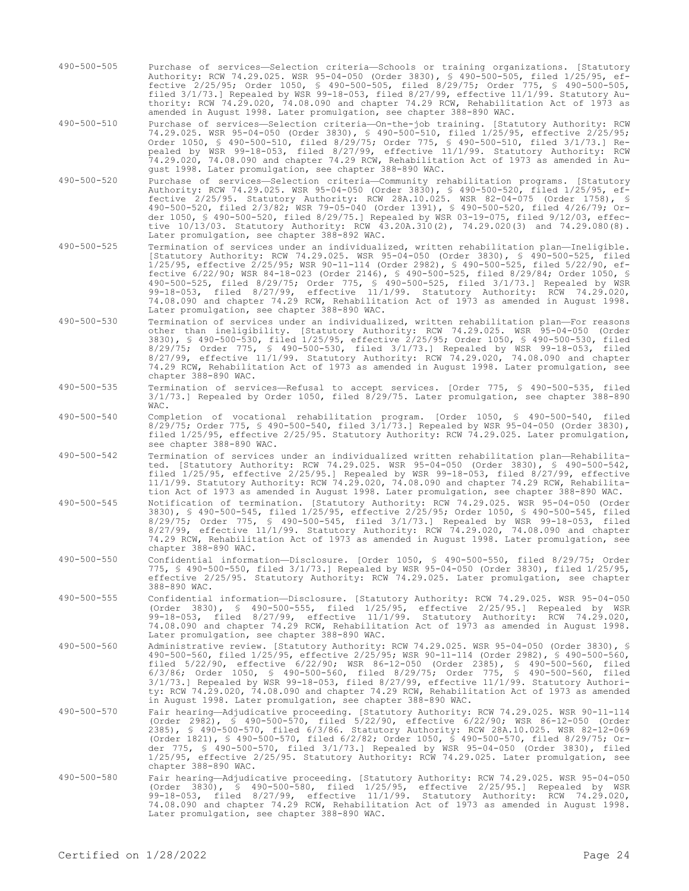490-500-505 Purchase of services—Selection criteria—Schools or training organizations. [Statutory Authority: RCW 74.29.025. WSR 95-04-050 (Order 3830), § 490-500-505, filed 1/25/95, effective 2/25/95; Order 1050, § 490-500-505, filed 8/29/75; Order 775, § 490-500-505, filed 3/1/73.] Repealed by WSR 99-18-053, filed 8/27/99, effective 11/1/99. Statutory Authority: RCW 74.29.020, 74.08.090 and chapter 74.29 RCW, Rehabilitation Act of 1973 as amended in August 1998. Later promulgation, see chapter 388-890 WAC.

490-500-510 Purchase of services—Selection criteria—On-the-job training. [Statutory Authority: RCW 74.29.025. WSR 95-04-050 (Order 3830), § 490-500-510, filed 1/25/95, effective 2/25/95; Order 1050, § 490-500-510, filed 8/29/75; Order 775, § 490-500-510, filed 3/1/73.] Repealed by WSR 99-18-053, filed 8/27/99, effective 11/1/99. Statutory Authority: RCW 74.29.020, 74.08.090 and chapter 74.29 RCW, Rehabilitation Act of 1973 as amended in August 1998. Later promulgation, see chapter 388-890 WAC.

490-500-520 Purchase of services—Selection criteria—Community rehabilitation programs. [Statutory Authority: RCW 74.29.025. WSR 95-04-050 (Order 3830), § 490-500-520, filed 1/25/95, effective 2/25/95. Statutory Authority: RCW 28A.10.025. WSR 82-04-075 (Order 1758), § 490-500-520, filed 2/3/82; WSR 79-05-040 (Order 1391), § 490-500-520, filed 4/26/79; Order 1050, § 490-500-520, filed 8/29/75.] Repealed by WSR 03-19-075, filed 9/12/03, effective 10/13/03. Statutory Authority: RCW 43.20A.310(2), 74.29.020(3) and 74.29.080(8). Later promulgation, see chapter 388-892 WAC.

490-500-525 Termination of services under an individualized, written rehabilitation plan—Ineligible. [Statutory Authority: RCW 74.29.025. WSR 95-04-050 (Order 3830), § 490-500-525, filed 1/25/95, effective 2/25/95; WSR 90-11-114 (Order 2982), § 490-500-525, filed 5/22/90, effective 6/22/90; WSR 84-18-023 (Order 2146), § 490-500-525, filed 8/29/84; Order 1050, § 490-500-525, filed 8/29/75; Order 775, § 490-500-525, filed 3/1/73.] Repealed by WSR 99-18-053, filed 8/27/99, effective 11/1/99. Statutory Authority: RCW 74.29.020, 74.08.090 and chapter 74.29 RCW, Rehabilitation Act of 1973 as amended in August 1998. Later promulgation, see chapter 388-890 WAC.

490-500-530 Termination of services under an individualized, written rehabilitation plan—For reasons other than ineligibility. [Statutory Authority: RCW 74.29.025. WSR 95-04-050 (Order 3830), § 490-500-530, filed 1/25/95, effective 2/25/95; Order 1050, § 490-500-530, filed 8/29/75; Order 775, § 490-500-530, filed 3/1/73.] Repealed by WSR 99-18-053, filed 8/27/99, effective 11/1/99. Statutory Authority: RCW 74.29.020, 74.08.090 and chapter 74.29 RCW, Rehabilitation Act of 1973 as amended in August 1998. Later promulgation, see chapter 388-890 WAC.

490-500-535 Termination of services—Refusal to accept services. [Order 775, § 490-500-535, filed 3/1/73.] Repealed by Order 1050, filed 8/29/75. Later promulgation, see chapter 388-890 WAC.

490-500-540 Completion of vocational rehabilitation program. [Order 1050, § 490-500-540, filed 8/29/75; Order 775, § 490-500-540, filed 3/1/73.] Repealed by WSR 95-04-050 (Order 3830), filed 1/25/95, effective 2/25/95. Statutory Authority: RCW 74.29.025. Later promulgation, see chapter 388-890 WAC.

490-500-542 Termination of services under an individualized written rehabilitation plan—Rehabilitated. [Statutory Authority: RCW 74.29.025. WSR 95-04-050 (Order 3830), § 490-500-542, filed 1/25/95, effective 2/25/95.] Repealed by WSR 99-18-053, filed 8/27/99, effective 11/1/99. Statutory Authority: RCW 74.29.020, 74.08.090 and chapter 74.29 RCW, Rehabilitation Act of 1973 as amended in August 1998. Later promulgation, see chapter 388-890 WAC.

490-500-545 Notification of termination. [Statutory Authority: RCW 74.29.025. WSR 95-04-050 (Order 3830), § 490-500-545, filed 1/25/95, effective 2/25/95; Order 1050, § 490-500-545, filed 8/29/75; Order 775, § 490-500-545, filed 3/1/73.] Repealed by WSR 99-18-053, filed 8/27/99, effective 11/1/99. Statutory Authority: RCW 74.29.020, 74.08.090 and chapter 74.29 RCW, Rehabilitation Act of 1973 as amended in August 1998. Later promulgation, see chapter 388-890 WAC.

490-500-550 Confidential information—Disclosure. [Order 1050, § 490-500-550, filed 8/29/75; Order 775, § 490-500-550, filed 3/1/73.] Repealed by WSR 95-04-050 (Order 3830), filed 1/25/95, effective 2/25/95. Statutory Authority: RCW 74.29.025. Later promulgation, see chapter 388-890 WAC.

490-500-555 Confidential information—Disclosure. [Statutory Authority: RCW 74.29.025. WSR 95-04-050 (Order 3830), § 490-500-555, filed 1/25/95, effective 2/25/95.] Repealed by WSR 99-18-053, filed 8/27/99, effective 11/1/99. Statutory Authority: RCW 74.29.020, 74.08.090 and chapter 74.29 RCW, Rehabilitation Act of 1973 as amended in August 1998. Later promulgation, see chapter 388-890 WAC.

490-500-560 Administrative review. [Statutory Authority: RCW 74.29.025. WSR 95-04-050 (Order 3830), § 490-500-560, filed 1/25/95, effective 2/25/95; WSR 90-11-114 (Order 2982), § 490-500-560, filed 5/22/90, effective 6/22/90; WSR 86-12-050 (Order 2385), § 490-500-560, filed 6/3/86; Order 1050, § 490-500-560, filed 8/29/75; Order 775, § 490-500-560, filed 3/1/73.] Repealed by WSR 99-18-053, filed 8/27/99, effective 11/1/99. Statutory Authority: RCW 74.29.020, 74.08.090 and chapter 74.29 RCW, Rehabilitation Act of 1973 as amended in August 1998. Later promulgation, see chapter 388-890 WAC.

490-500-570 Fair hearing—Adjudicative proceeding. [Statutory Authority: RCW 74.29.025. WSR 90-11-114 (Order 2982), § 490-500-570, filed 5/22/90, effective 6/22/90; WSR 86-12-050 (Order 2385), § 490-500-570, filed 6/3/86. Statutory Authority: RCW 28A.10.025. WSR 82-12-069 (Order 1821), § 490-500-570, filed 6/2/82; Order 1050, § 490-500-570, filed 8/29/75; Order 775, § 490-500-570, filed 3/1/73.] Repealed by WSR 95-04-050 (Order 3830), filed 1/25/95, effective 2/25/95. Statutory Authority: RCW 74.29.025. Later promulgation, see chapter 388-890 WAC.

490-500-580 Fair hearing—Adjudicative proceeding. [Statutory Authority: RCW 74.29.025. WSR 95-04-050 (Order 3830), § 490-500-580, filed 1/25/95, effective 2/25/95.] Repealed by WSR 99-18-053, filed 8/27/99, effective 11/1/99. Statutory Authority: RCW 74.29.020, 74.08.090 and chapter 74.29 RCW, Rehabilitation Act of 1973 as amended in August 1998. Later promulgation, see chapter 388-890 WAC.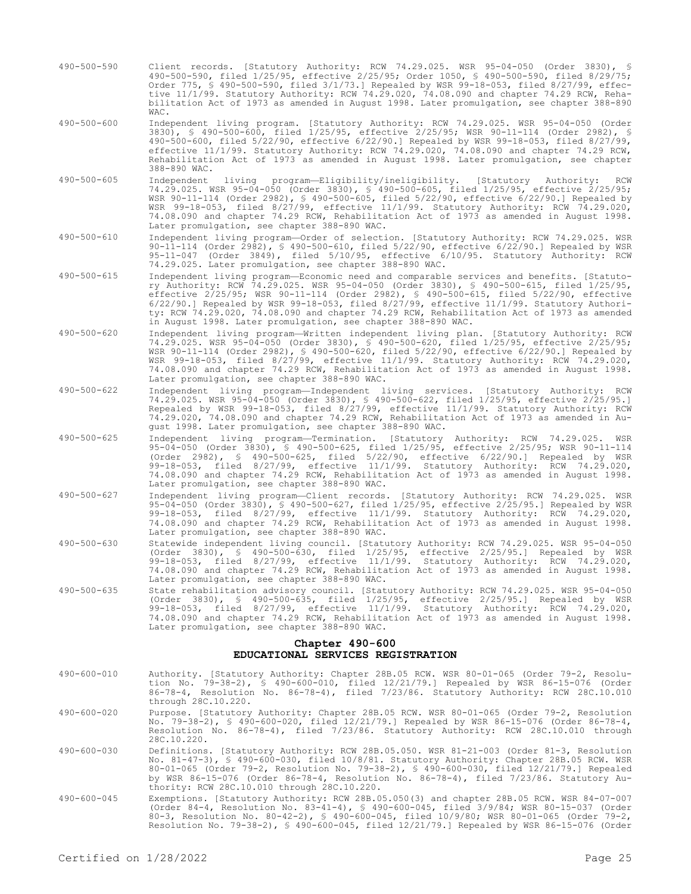490-500-590 Client records. [Statutory Authority: RCW 74.29.025. WSR 95-04-050 (Order 3830), § 490-500-590, filed 1/25/95, effective 2/25/95; Order 1050, § 490-500-590, filed 8/29/75; Order 775, § 490-500-590, filed 3/1/73.] Repealed by WSR 99-18-053, filed 8/27/99, effective 11/1/99. Statutory Authority: RCW 74.29.020, 74.08.090 and chapter 74.29 RCW, Rehabilitation Act of 1973 as amended in August 1998. Later promulgation, see chapter 388-890 WAC.

490-500-600 Independent living program. [Statutory Authority: RCW 74.29.025. WSR 95-04-050 (Order 3830), § 490-500-600, filed 1/25/95, effective 2/25/95; WSR 90-11-114 (Order 2982), § 490-500-600, filed 5/22/90, effective 6/22/90.] Repealed by WSR 99-18-053, filed 8/27/99, effective 11/1/99. Statutory Authority: RCW 74.29.020, 74.08.090 and chapter 74.29 RCW, Rehabilitation Act of 1973 as amended in August 1998. Later promulgation, see chapter 388-890 WAC.

490-500-605 Independent living program—Eligibility/ineligibility. [Statutory Authority: RCW 74.29.025. WSR 95-04-050 (Order 3830), § 490-500-605, filed 1/25/95, effective 2/25/95; WSR 90-11-114 (Order 2982), § 490-500-605, filed 5/22/90, effective 6/22/90.] Repealed by WSR 99-18-053, filed 8/27/99, effective 11/1/99. Statutory Authority: RCW 74.29.020, 74.08.090 and chapter 74.29 RCW, Rehabilitation Act of 1973 as amended in August 1998. Later promulgation, see chapter 388-890 WAC.

490-500-610 Independent living program—Order of selection. [Statutory Authority: RCW 74.29.025. WSR 90-11-114 (Order 2982), § 490-500-610, filed 5/22/90, effective 6/22/90.] Repealed by WSR 95-11-047 (Order 3849), filed 5/10/95, effective 6/10/95. Statutory Authority: RCW 74.29.025. Later promulgation, see chapter 388-890 WAC.

490-500-615 Independent living program—Economic need and comparable services and benefits. [Statutory Authority: RCW 74.29.025. WSR 95-04-050 (Order 3830), § 490-500-615, filed 1/25/95, effective 2/25/95; WSR 90-11-114 (Order 2982), § 490-500-615, filed 5/22/90, effective 6/22/90.] Repealed by WSR 99-18-053, filed 8/27/99, effective 11/1/99. Statutory Authority: RCW 74.29.020, 74.08.090 and chapter 74.29 RCW, Rehabilitation Act of 1973 as amended in August 1998. Later promulgation, see chapter 388-890 WAC.

490-500-620 Independent living program—Written independent living plan. [Statutory Authority: RCW 74.29.025. WSR 95-04-050 (Order 3830), § 490-500-620, filed 1/25/95, effective 2/25/95; WSR 90-11-114 (Order 2982), § 490-500-620, filed 5/22/90, effective 6/22/90.] Repealed by WSR 99-18-053, filed 8/27/99, effective 11/1/99. Statutory Authority: RCW 74.29.020, 74.08.090 and chapter 74.29 RCW, Rehabilitation Act of 1973 as amended in August 1998. Later promulgation, see chapter 388-890 WAC.

490-500-622 Independent living program—Independent living services. [Statutory Authority: RCW 74.29.025. WSR 95-04-050 (Order 3830), § 490-500-622, filed 1/25/95, effective 2/25/95.] Repealed by WSR 99-18-053, filed 8/27/99, effective 11/1/99. Statutory Authority: RCW 74.29.020, 74.08.090 and chapter 74.29 RCW, Rehabilitation Act of 1973 as amended in August 1998. Later promulgation, see chapter 388-890 WAC.

490-500-625 Independent living program—Termination. [Statutory Authority: RCW 74.29.025. WSR 95-04-050 (Order 3830), § 490-500-625, filed 1/25/95, effective 2/25/95; WSR 90-11-114 (Order 2982), § 490-500-625, filed 5/22/90, effective 6/22/90.] Repealed by WSR 99-18-053, filed 8/27/99, effective 11/1/99. Statutory Authority: RCW 74.29.020, 74.08.090 and chapter 74.29 RCW, Rehabilitation Act of 1973 as amended in August 1998. Later promulgation, see chapter 388-890 WAC.

490-500-627 Independent living program—Client records. [Statutory Authority: RCW 74.29.025. WSR 95-04-050 (Order 3830), § 490-500-627, filed 1/25/95, effective 2/25/95.] Repealed by WSR 99-18-053, filed 8/27/99, effective 11/1/99. Statutory Authority: RCW 74.29.020, 74.08.090 and chapter 74.29 RCW, Rehabilitation Act of 1973 as amended in August 1998. Later promulgation, see chapter 388-890 WAC.

490-500-630 Statewide independent living council. [Statutory Authority: RCW 74.29.025. WSR 95-04-050 (Order 3830), § 490-500-630, filed 1/25/95, effective 2/25/95.] Repealed by WSR 99-18-053, filed 8/27/99, effective 11/1/99. Statutory Authority: RCW 74.29.020, 74.08.090 and chapter 74.29 RCW, Rehabilitation Act of 1973 as amended in August 1998. Later promulgation, see chapter 388-890 WAC.

490-500-635 State rehabilitation advisory council. [Statutory Authority: RCW 74.29.025. WSR 95-04-050 (Order 3830), § 490-500-635, filed 1/25/95, effective 2/25/95.] Repealed by WSR 99-18-053, filed 8/27/99, effective 11/1/99. Statutory Authority: RCW 74.29.020, 74.08.090 and chapter 74.29 RCW, Rehabilitation Act of 1973 as amended in August 1998. Later promulgation, see chapter 388-890 WAC.

## Chapter 490-600
## EDUCATIONAL SERVICES REGISTRATION

490-600-010 Authority. [Statutory Authority: Chapter 28B.05 RCW. WSR 80-01-065 (Order 79-2, Resolution No. 79-38-2), § 490-600-010, filed 12/21/79.] Repealed by WSR 86-15-076 (Order 86-78-4, Resolution No. 86-78-4), filed 7/23/86. Statutory Authority: RCW 28C.10.010 through 28C.10.220.

490-600-020 Purpose. [Statutory Authority: Chapter 28B.05 RCW. WSR 80-01-065 (Order 79-2, Resolution No. 79-38-2), § 490-600-020, filed 12/21/79.] Repealed by WSR 86-15-076 (Order 86-78-4, Resolution No. 86-78-4), filed 7/23/86. Statutory Authority: RCW 28C.10.010 through 28C.10.220.

490-600-030 Definitions. [Statutory Authority: RCW 28B.05.050. WSR 81-21-003 (Order 81-3, Resolution No. 81-47-3), § 490-600-030, filed 10/8/81. Statutory Authority: Chapter 28B.05 RCW. WSR 80-01-065 (Order 79-2, Resolution No. 79-38-2), § 490-600-030, filed 12/21/79.] Repealed by WSR 86-15-076 (Order 86-78-4, Resolution No. 86-78-4), filed 7/23/86. Statutory Authority: RCW 28C.10.010 through 28C.10.220.

490-600-045 Exemptions. [Statutory Authority: RCW 28B.05.050(3) and chapter 28B.05 RCW. WSR 84-07-007 (Order 84-4, Resolution No. 83-41-4), § 490-600-045, filed 3/9/84; WSR 80-15-037 (Order 80-3, Resolution No. 80-42-2), § 490-600-045, filed 10/9/80; WSR 80-01-065 (Order 79-2, Resolution No. 79-38-2), § 490-600-045, filed 12/21/79.] Repealed by WSR 86-15-076 (Order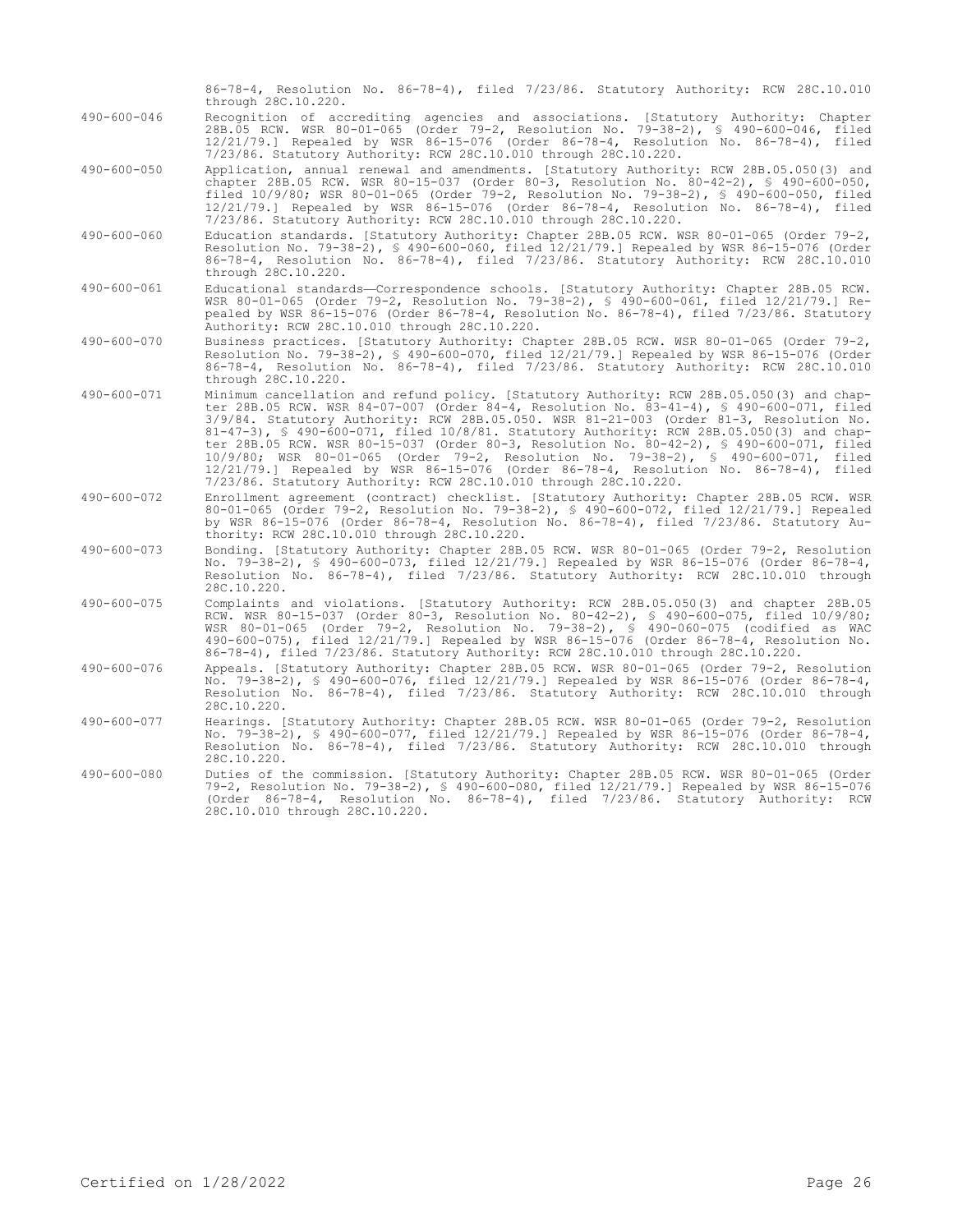86-78-4, Resolution No. 86-78-4), filed 7/23/86. Statutory Authority: RCW 28C.10.010 through 28C.10.220.

490-600-046 Recognition of accrediting agencies and associations. [Statutory Authority: Chapter 28B.05 RCW. WSR 80-01-065 (Order 79-2, Resolution No. 79-38-2), § 490-600-046, filed 12/21/79.] Repealed by WSR 86-15-076 (Order 86-78-4, Resolution No. 86-78-4), filed 7/23/86. Statutory Authority: RCW 28C.10.010 through 28C.10.220.

490-600-050 Application, annual renewal and amendments. [Statutory Authority: RCW 28B.05.050(3) and chapter 28B.05 RCW. WSR 80-15-037 (Order 80-3, Resolution No. 80-42-2), § 490-600-050, filed 10/9/80; WSR 80-01-065 (Order 79-2, Resolution No. 79-38-2), § 490-600-050, filed 12/21/79.] Repealed by WSR 86-15-076 (Order 86-78-4, Resolution No. 86-78-4), filed 7/23/86. Statutory Authority: RCW 28C.10.010 through 28C.10.220.

490-600-060 Education standards. [Statutory Authority: Chapter 28B.05 RCW. WSR 80-01-065 (Order 79-2, Resolution No. 79-38-2), § 490-600-060, filed 12/21/79.] Repealed by WSR 86-15-076 (Order 86-78-4, Resolution No. 86-78-4), filed 7/23/86. Statutory Authority: RCW 28C.10.010 through 28C.10.220.

490-600-061 Educational standards—Correspondence schools. [Statutory Authority: Chapter 28B.05 RCW. WSR 80-01-065 (Order 79-2, Resolution No. 79-38-2), § 490-600-061, filed 12/21/79.] Repealed by WSR 86-15-076 (Order 86-78-4, Resolution No. 86-78-4), filed 7/23/86. Statutory Authority: RCW 28C.10.010 through 28C.10.220.

490-600-070 Business practices. [Statutory Authority: Chapter 28B.05 RCW. WSR 80-01-065 (Order 79-2, Resolution No. 79-38-2), § 490-600-070, filed 12/21/79.] Repealed by WSR 86-15-076 (Order 86-78-4, Resolution No. 86-78-4), filed 7/23/86. Statutory Authority: RCW 28C.10.010 through 28C.10.220.

490-600-071 Minimum cancellation and refund policy. [Statutory Authority: RCW 28B.05.050(3) and chapter 28B.05 RCW. WSR 84-07-007 (Order 84-4, Resolution No. 83-41-4), § 490-600-071, filed 3/9/84. Statutory Authority: RCW 28B.05.050. WSR 81-21-003 (Order 81-3, Resolution No. 81-47-3), § 490-600-071, filed 10/8/81. Statutory Authority: RCW 28B.05.050(3) and chapter 28B.05 RCW. WSR 80-15-037 (Order 80-3, Resolution No. 80-42-2), § 490-600-071, filed 10/9/80; WSR 80-01-065 (Order 79-2, Resolution No. 79-38-2), § 490-600-071, filed 12/21/79.] Repealed by WSR 86-15-076 (Order 86-78-4, Resolution No. 86-78-4), filed 7/23/86. Statutory Authority: RCW 28C.10.010 through 28C.10.220.

490-600-072 Enrollment agreement (contract) checklist. [Statutory Authority: Chapter 28B.05 RCW. WSR 80-01-065 (Order 79-2, Resolution No. 79-38-2), § 490-600-072, filed 12/21/79.] Repealed by WSR 86-15-076 (Order 86-78-4, Resolution No. 86-78-4), filed 7/23/86. Statutory Authority: RCW 28C.10.010 through 28C.10.220.

490-600-073 Bonding. [Statutory Authority: Chapter 28B.05 RCW. WSR 80-01-065 (Order 79-2, Resolution No. 79-38-2), § 490-600-073, filed 12/21/79.] Repealed by WSR 86-15-076 (Order 86-78-4, Resolution No. 86-78-4), filed 7/23/86. Statutory Authority: RCW 28C.10.010 through 28C.10.220.

490-600-075 Complaints and violations. [Statutory Authority: RCW 28B.05.050(3) and chapter 28B.05 RCW. WSR 80-15-037 (Order 80-3, Resolution No. 80-42-2), § 490-600-075, filed 10/9/80; WSR 80-01-065 (Order 79-2, Resolution No. 79-38-2), § 490-060-075 (codified as WAC 490-600-075), filed 12/21/79.] Repealed by WSR 86-15-076 (Order 86-78-4, Resolution No. 86-78-4), filed 7/23/86. Statutory Authority: RCW 28C.10.010 through 28C.10.220.

490-600-076 Appeals. [Statutory Authority: Chapter 28B.05 RCW. WSR 80-01-065 (Order 79-2, Resolution No. 79-38-2), § 490-600-076, filed 12/21/79.] Repealed by WSR 86-15-076 (Order 86-78-4, Resolution No. 86-78-4), filed 7/23/86. Statutory Authority: RCW 28C.10.010 through 28C.10.220.

490-600-077 Hearings. [Statutory Authority: Chapter 28B.05 RCW. WSR 80-01-065 (Order 79-2, Resolution No. 79-38-2), § 490-600-077, filed 12/21/79.] Repealed by WSR 86-15-076 (Order 86-78-4, Resolution No. 86-78-4), filed 7/23/86. Statutory Authority: RCW 28C.10.010 through 28C.10.220.

490-600-080 Duties of the commission. [Statutory Authority: Chapter 28B.05 RCW. WSR 80-01-065 (Order 79-2, Resolution No. 79-38-2), § 490-600-080, filed 12/21/79.] Repealed by WSR 86-15-076 (Order 86-78-4, Resolution No. 86-78-4), filed 7/23/86. Statutory Authority: RCW 28C.10.010 through 28C.10.220.